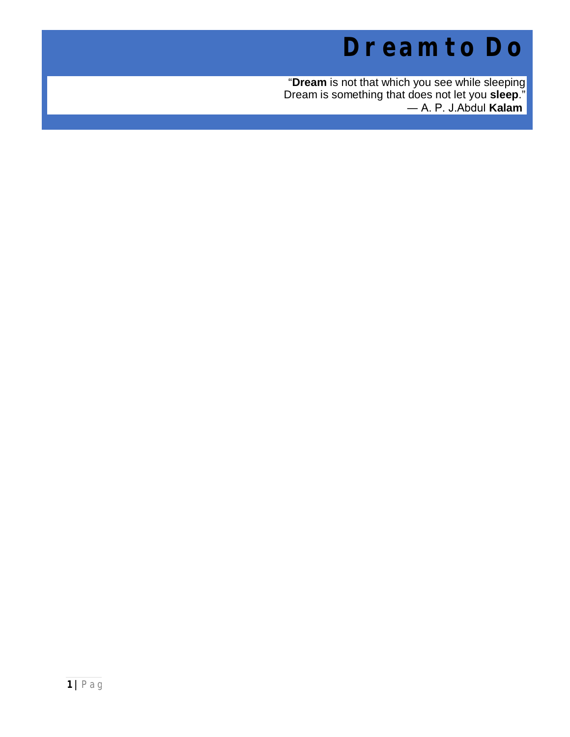# Dream to Do

"**Dream** is not that which you see while sleeping  
Dream is something that does not let you **sleep**."  
— A. P. J.Abdul **Kalam**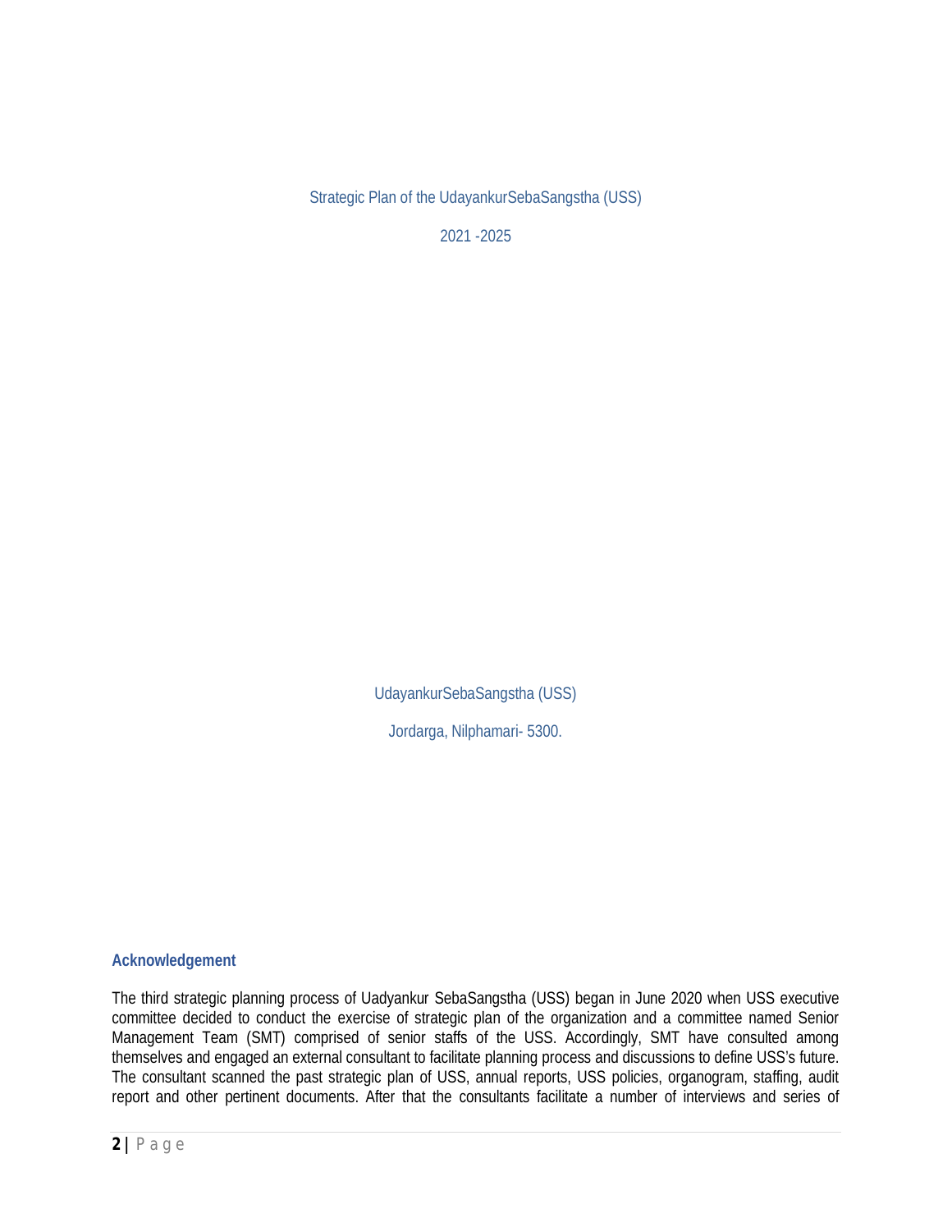Strategic Plan of the UdayankurSebaSangstha (USS)

2021 -2025

UdayankurSebaSangstha (USS)

Jordarga, Nilphamari- 5300.

## Acknowledgement

The third strategic planning process of Uadyankur SebaSangstha (USS) began in June 2020 when USS executive committee decided to conduct the exercise of strategic plan of the organization and a committee named Senior Management Team (SMT) comprised of senior staffs of the USS. Accordingly, SMT have consulted among themselves and engaged an external consultant to facilitate planning process and discussions to define USS's future. The consultant scanned the past strategic plan of USS, annual reports, USS policies, organogram, staffing, audit report and other pertinent documents. After that the consultants facilitate a number of interviews and series of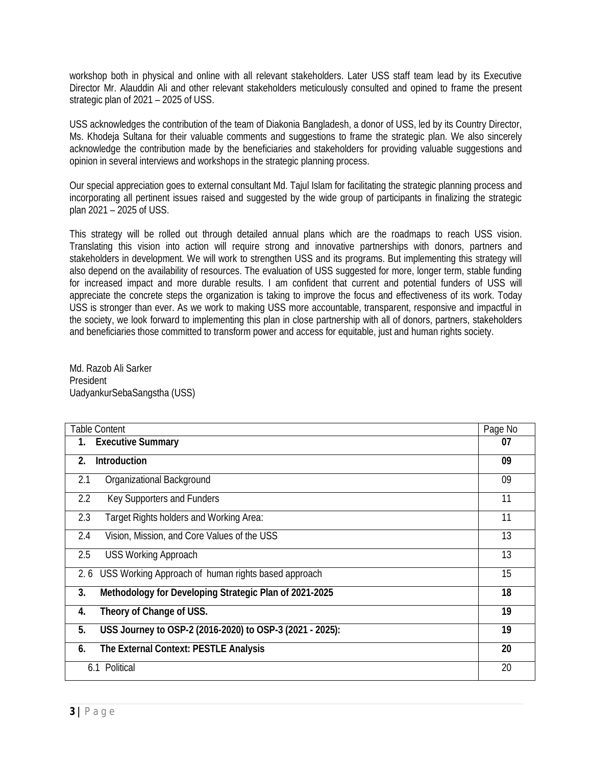workshop both in physical and online with all relevant stakeholders. Later USS staff team lead by its Executive Director Mr. Alauddin Ali and other relevant stakeholders meticulously consulted and opined to frame the present strategic plan of 2021 – 2025 of USS.

USS acknowledges the contribution of the team of Diakonia Bangladesh, a donor of USS, led by its Country Director, Ms. Khodeja Sultana for their valuable comments and suggestions to frame the strategic plan. We also sincerely acknowledge the contribution made by the beneficiaries and stakeholders for providing valuable suggestions and opinion in several interviews and workshops in the strategic planning process.

Our special appreciation goes to external consultant Md. Tajul Islam for facilitating the strategic planning process and incorporating all pertinent issues raised and suggested by the wide group of participants in finalizing the strategic plan 2021 – 2025 of USS.

This strategy will be rolled out through detailed annual plans which are the roadmaps to reach USS vision. Translating this vision into action will require strong and innovative partnerships with donors, partners and stakeholders in development. We will work to strengthen USS and its programs. But implementing this strategy will also depend on the availability of resources. The evaluation of USS suggested for more, longer term, stable funding for increased impact and more durable results. I am confident that current and potential funders of USS will appreciate the concrete steps the organization is taking to improve the focus and effectiveness of its work. Today USS is stronger than ever. As we work to making USS more accountable, transparent, responsive and impactful in the society, we look forward to implementing this plan in close partnership with all of donors, partners, stakeholders and beneficiaries those committed to transform power and access for equitable, just and human rights society.

Md. Razob Ali Sarker
President
UadyankurSebaSangstha (USS)

| Table Content | Page No |
|---|---|
| **1. Executive Summary** | **07** |
| **2. Introduction** | **09** |
| 2.1 Organizational Background | 09 |
| 2.2 Key Supporters and Funders | 11 |
| 2.3 Target Rights holders and Working Area: | 11 |
| 2.4 Vision, Mission, and Core Values of the USS | 13 |
| 2.5 USS Working Approach | 13 |
| 2. 6 USS Working Approach of human rights based approach | 15 |
| **3. Methodology for Developing Strategic Plan of 2021-2025** | **18** |
| **4. Theory of Change of USS.** | **19** |
| **5. USS Journey to OSP-2 (2016-2020) to OSP-3 (2021 - 2025):** | **19** |
| **6. The External Context: PESTLE Analysis** | **20** |
| 6.1 Political | 20 |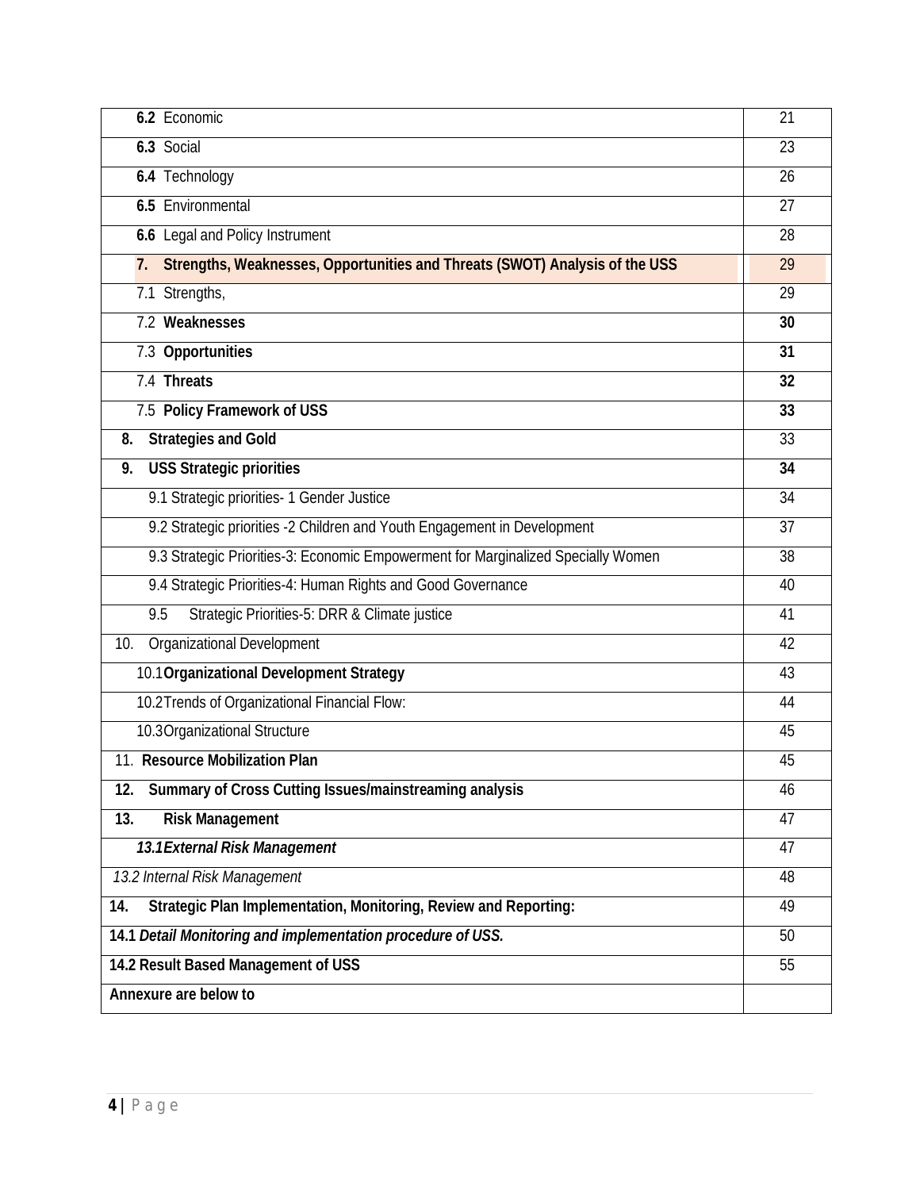| | |
|---|---|
| **6.2** Economic | 21 |
| **6.3** Social | 23 |
| **6.4** Technology | 26 |
| **6.5** Environmental | 27 |
| **6.6** Legal and Policy Instrument | 28 |
| **7. Strengths, Weaknesses, Opportunities and Threats (SWOT) Analysis of the USS** | 29 |
| 7.1 Strengths, | 29 |
| 7.2 **Weaknesses** | **30** |
| 7.3 **Opportunities** | **31** |
| 7.4 **Threats** | **32** |
| 7.5 **Policy Framework of USS** | **33** |
| **8. Strategies and Gold** | 33 |
| **9. USS Strategic priorities** | **34** |
| 9.1 Strategic priorities- 1 Gender Justice | 34 |
| 9.2 Strategic priorities -2 Children and Youth Engagement in Development | 37 |
| 9.3 Strategic Priorities-3: Economic Empowerment for Marginalized Specially Women | 38 |
| 9.4 Strategic Priorities-4: Human Rights and Good Governance | 40 |
| 9.5 Strategic Priorities-5: DRR & Climate justice | 41 |
| 10. Organizational Development | 42 |
| 10.1 **Organizational Development Strategy** | 43 |
| 10.2 Trends of Organizational Financial Flow: | 44 |
| 10.3 Organizational Structure | 45 |
| 11. **Resource Mobilization Plan** | 45 |
| **12. Summary of Cross Cutting Issues/mainstreaming analysis** | 46 |
| **13. Risk Management** | 47 |
| ***13.1 External Risk Management*** | 47 |
| *13.2 Internal Risk Management* | 48 |
| **14. Strategic Plan Implementation, Monitoring, Review and Reporting:** | 49 |
| **14.1 *Detail Monitoring and implementation procedure of USS.*** | 50 |
| **14.2 Result Based Management of USS** | 55 |
| **Annexure are below to** | |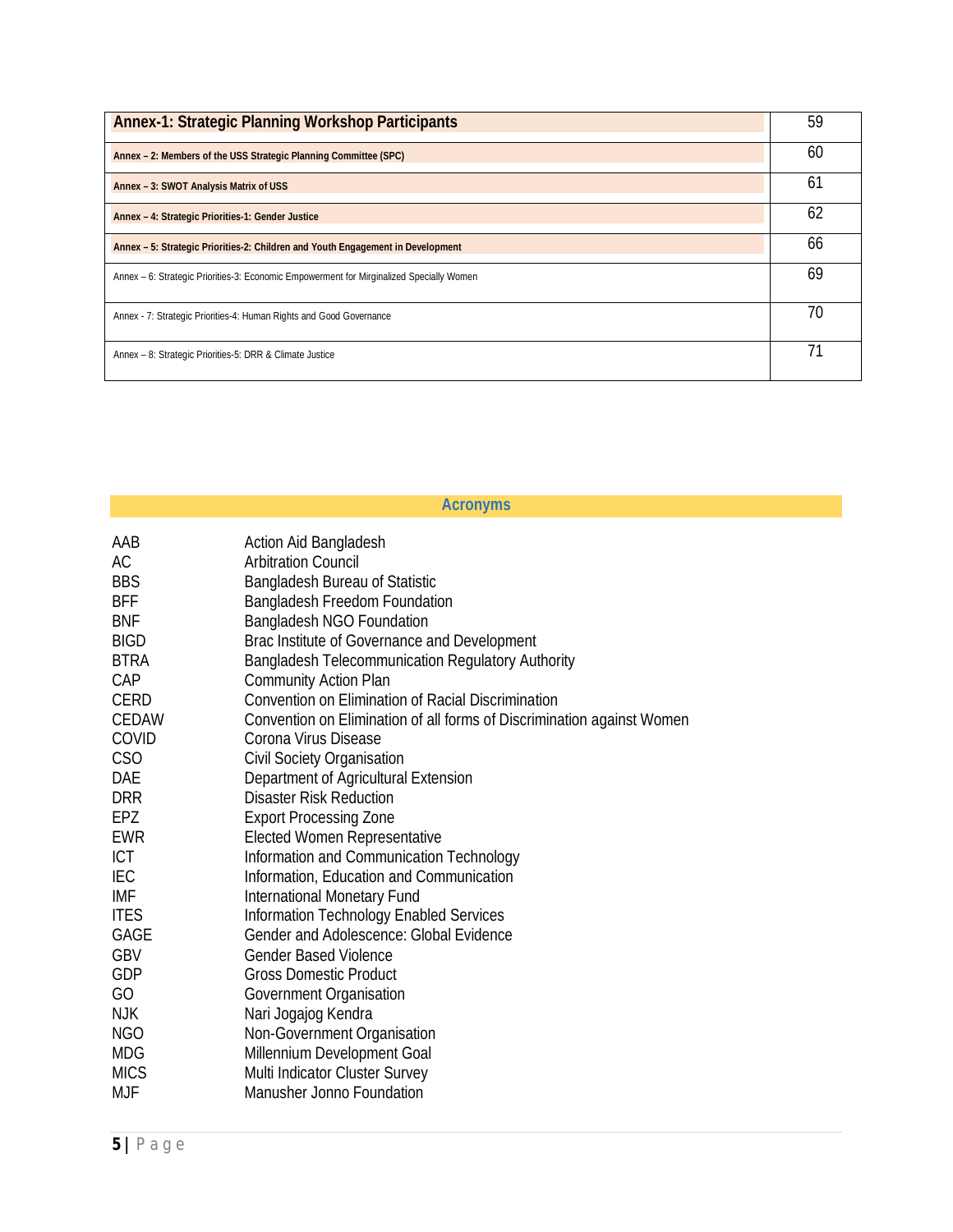| Annex-1: Strategic Planning Workshop Participants | 59 |
|---|---|
| Annex – 2: Members of the USS Strategic Planning Committee (SPC) | 60 |
| Annex – 3: SWOT Analysis Matrix of USS | 61 |
| Annex – 4: Strategic Priorities-1: Gender Justice | 62 |
| Annex – 5: Strategic Priorities-2: Children and Youth Engagement in Development | 66 |
| Annex – 6: Strategic Priorities-3: Economic Empowerment for Mirginalized Specially Women | 69 |
| Annex - 7: Strategic Priorities-4: Human Rights and Good Governance | 70 |
| Annex – 8: Strategic Priorities-5: DRR & Climate Justice | 71 |

## Acronyms

| | |
|---|---|
| AAB | Action Aid Bangladesh |
| AC | Arbitration Council |
| BBS | Bangladesh Bureau of Statistic |
| BFF | Bangladesh Freedom Foundation |
| BNF | Bangladesh NGO Foundation |
| BIGD | Brac Institute of Governance and Development |
| BTRA | Bangladesh Telecommunication Regulatory Authority |
| CAP | Community Action Plan |
| CERD | Convention on Elimination of Racial Discrimination |
| CEDAW | Convention on Elimination of all forms of Discrimination against Women |
| COVID | Corona Virus Disease |
| CSO | Civil Society Organisation |
| DAE | Department of Agricultural Extension |
| DRR | Disaster Risk Reduction |
| EPZ | Export Processing Zone |
| EWR | Elected Women Representative |
| ICT | Information and Communication Technology |
| IEC | Information, Education and Communication |
| IMF | International Monetary Fund |
| ITES | Information Technology Enabled Services |
| GAGE | Gender and Adolescence: Global Evidence |
| GBV | Gender Based Violence |
| GDP | Gross Domestic Product |
| GO | Government Organisation |
| NJK | Nari Jogajog Kendra |
| NGO | Non-Government Organisation |
| MDG | Millennium Development Goal |
| MICS | Multi Indicator Cluster Survey |
| MJF | Manusher Jonno Foundation |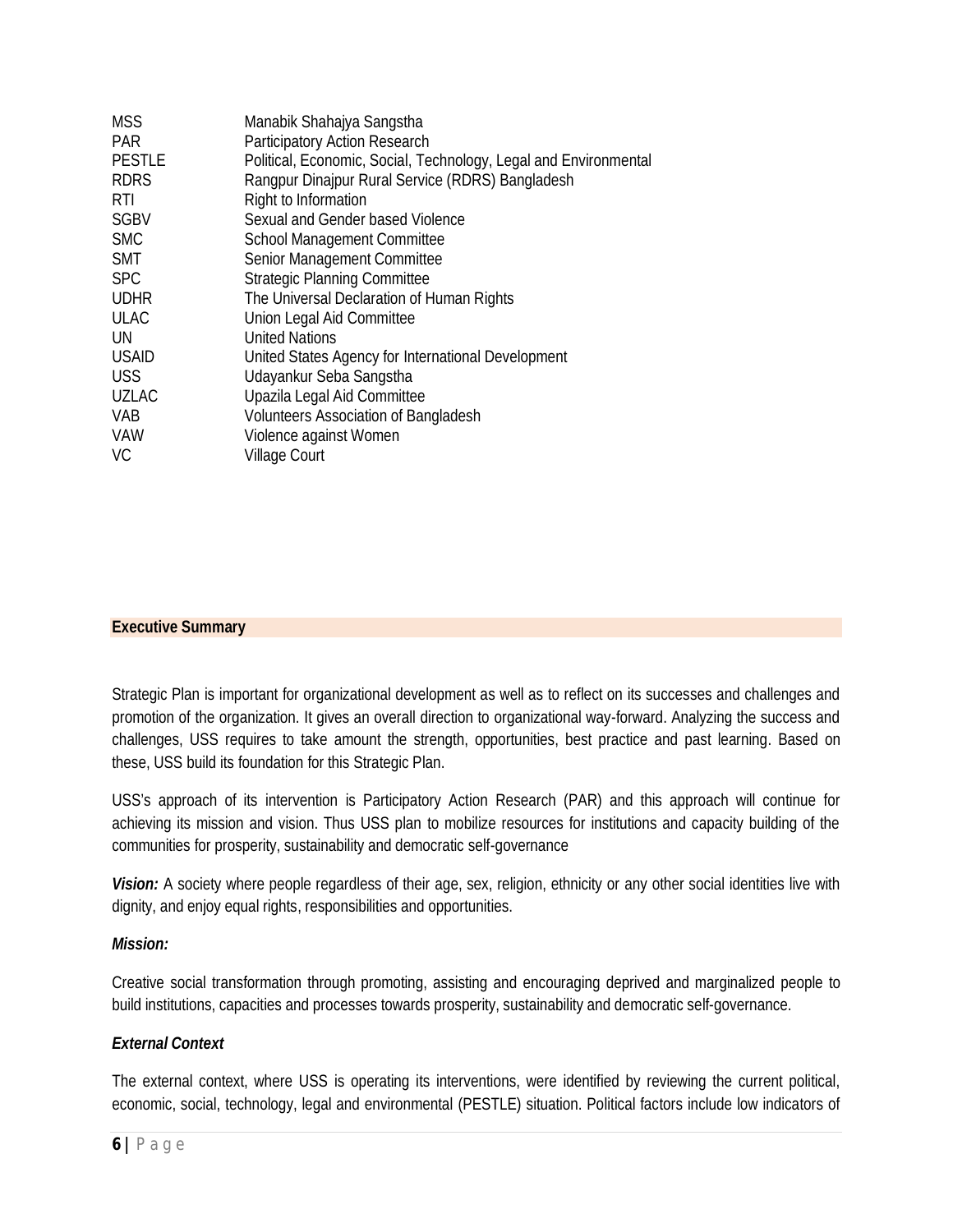| | |
|---|---|
| MSS | Manabik Shahajya Sangstha |
| PAR | Participatory Action Research |
| PESTLE | Political, Economic, Social, Technology, Legal and Environmental |
| RDRS | Rangpur Dinajpur Rural Service (RDRS) Bangladesh |
| RTI | Right to Information |
| SGBV | Sexual and Gender based Violence |
| SMC | School Management Committee |
| SMT | Senior Management Committee |
| SPC | Strategic Planning Committee |
| UDHR | The Universal Declaration of Human Rights |
| ULAC | Union Legal Aid Committee |
| UN | United Nations |
| USAID | United States Agency for International Development |
| USS | Udayankur Seba Sangstha |
| UZLAC | Upazila Legal Aid Committee |
| VAB | Volunteers Association of Bangladesh |
| VAW | Violence against Women |
| VC | Village Court |

## Executive Summary

Strategic Plan is important for organizational development as well as to reflect on its successes and challenges and promotion of the organization. It gives an overall direction to organizational way-forward. Analyzing the success and challenges, USS requires to take amount the strength, opportunities, best practice and past learning. Based on these, USS build its foundation for this Strategic Plan.

USS's approach of its intervention is Participatory Action Research (PAR) and this approach will continue for achieving its mission and vision. Thus USS plan to mobilize resources for institutions and capacity building of the communities for prosperity, sustainability and democratic self-governance

***Vision:*** A society where people regardless of their age, sex, religion, ethnicity or any other social identities live with dignity, and enjoy equal rights, responsibilities and opportunities.

***Mission:***

Creative social transformation through promoting, assisting and encouraging deprived and marginalized people to build institutions, capacities and processes towards prosperity, sustainability and democratic self-governance.

***External Context***

The external context, where USS is operating its interventions, were identified by reviewing the current political, economic, social, technology, legal and environmental (PESTLE) situation. Political factors include low indicators of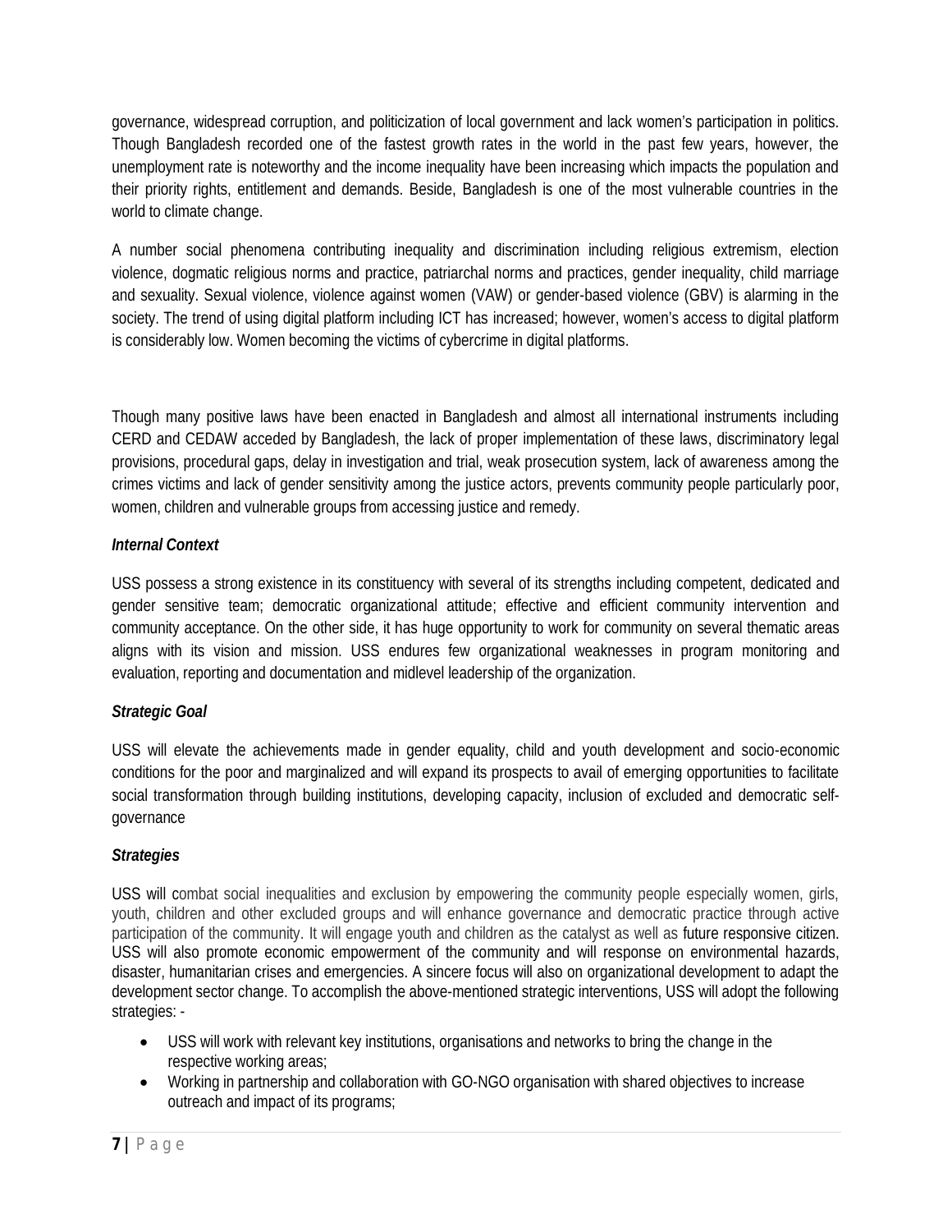governance, widespread corruption, and politicization of local government and lack women's participation in politics. Though Bangladesh recorded one of the fastest growth rates in the world in the past few years, however, the unemployment rate is noteworthy and the income inequality have been increasing which impacts the population and their priority rights, entitlement and demands. Beside, Bangladesh is one of the most vulnerable countries in the world to climate change.

A number social phenomena contributing inequality and discrimination including religious extremism, election violence, dogmatic religious norms and practice, patriarchal norms and practices, gender inequality, child marriage and sexuality. Sexual violence, violence against women (VAW) or gender-based violence (GBV) is alarming in the society. The trend of using digital platform including ICT has increased; however, women's access to digital platform is considerably low. Women becoming the victims of cybercrime in digital platforms.

Though many positive laws have been enacted in Bangladesh and almost all international instruments including CERD and CEDAW acceded by Bangladesh, the lack of proper implementation of these laws, discriminatory legal provisions, procedural gaps, delay in investigation and trial, weak prosecution system, lack of awareness among the crimes victims and lack of gender sensitivity among the justice actors, prevents community people particularly poor, women, children and vulnerable groups from accessing justice and remedy.

***Internal Context***

USS possess a strong existence in its constituency with several of its strengths including competent, dedicated and gender sensitive team; democratic organizational attitude; effective and efficient community intervention and community acceptance. On the other side, it has huge opportunity to work for community on several thematic areas aligns with its vision and mission. USS endures few organizational weaknesses in program monitoring and evaluation, reporting and documentation and midlevel leadership of the organization.

***Strategic Goal***

USS will elevate the achievements made in gender equality, child and youth development and socio-economic conditions for the poor and marginalized and will expand its prospects to avail of emerging opportunities to facilitate social transformation through building institutions, developing capacity, inclusion of excluded and democratic self-governance

***Strategies***

USS will combat social inequalities and exclusion by empowering the community people especially women, girls, youth, children and other excluded groups and will enhance governance and democratic practice through active participation of the community. It will engage youth and children as the catalyst as well as future responsive citizen. USS will also promote economic empowerment of the community and will response on environmental hazards, disaster, humanitarian crises and emergencies. A sincere focus will also on organizational development to adapt the development sector change. To accomplish the above-mentioned strategic interventions, USS will adopt the following strategies: -

- USS will work with relevant key institutions, organisations and networks to bring the change in the respective working areas;
- Working in partnership and collaboration with GO-NGO organisation with shared objectives to increase outreach and impact of its programs;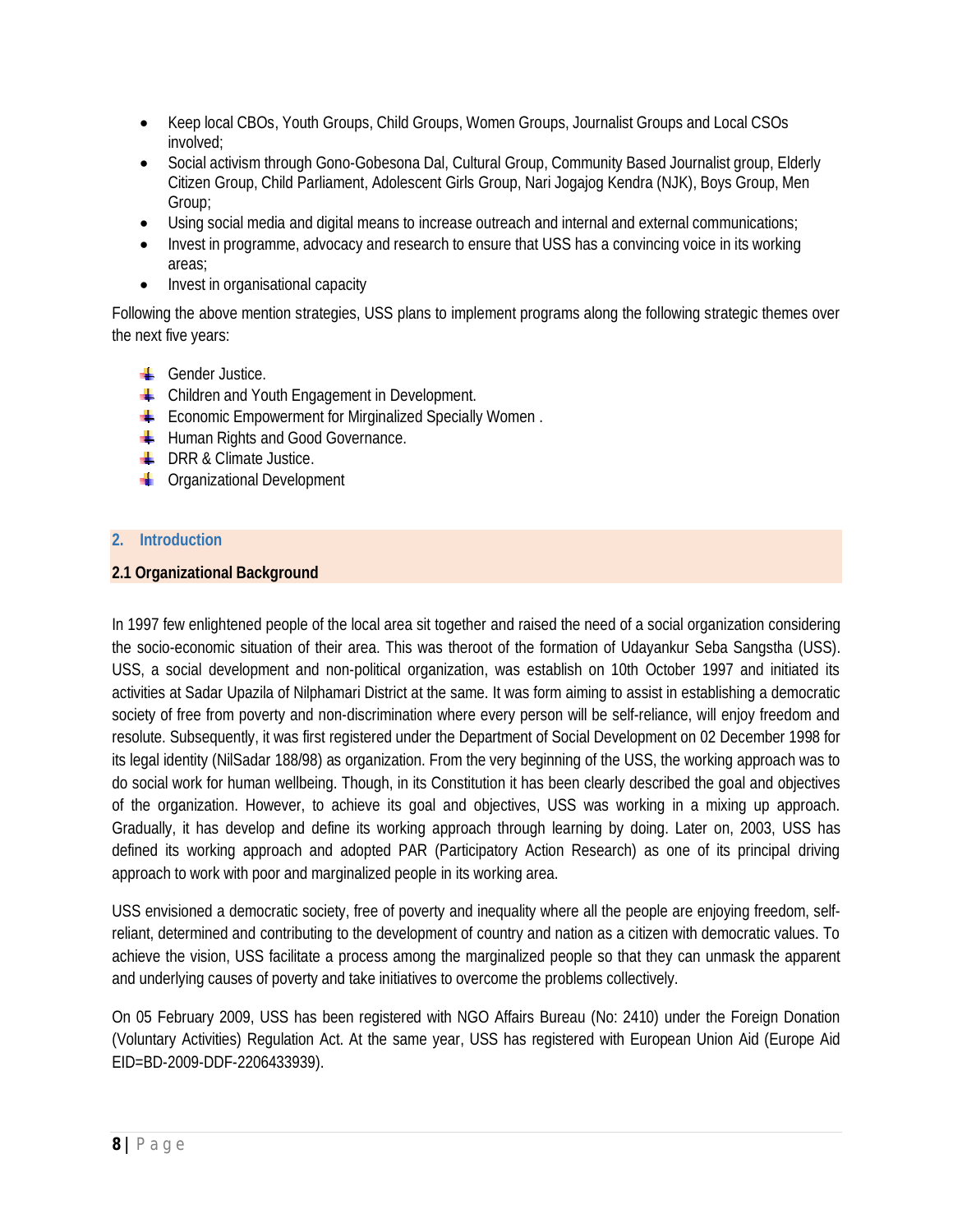- Keep local CBOs, Youth Groups, Child Groups, Women Groups, Journalist Groups and Local CSOs involved;
- Social activism through Gono-Gobesona Dal, Cultural Group, Community Based Journalist group, Elderly Citizen Group, Child Parliament, Adolescent Girls Group, Nari Jogajog Kendra (NJK), Boys Group, Men Group;
- Using social media and digital means to increase outreach and internal and external communications;
- Invest in programme, advocacy and research to ensure that USS has a convincing voice in its working areas;
- Invest in organisational capacity

Following the above mention strategies, USS plans to implement programs along the following strategic themes over the next five years:

- Gender Justice.
- Children and Youth Engagement in Development.
- Economic Empowerment for Mirginalized Specially Women .
- Human Rights and Good Governance.
- DRR & Climate Justice.
- Organizational Development

## 2. Introduction

### 2.1 Organizational Background

In 1997 few enlightened people of the local area sit together and raised the need of a social organization considering the socio-economic situation of their area. This was theroot of the formation of Udayankur Seba Sangstha (USS). USS, a social development and non-political organization, was establish on 10th October 1997 and initiated its activities at Sadar Upazila of Nilphamari District at the same. It was form aiming to assist in establishing a democratic society of free from poverty and non-discrimination where every person will be self-reliance, will enjoy freedom and resolute. Subsequently, it was first registered under the Department of Social Development on 02 December 1998 for its legal identity (NilSadar 188/98) as organization. From the very beginning of the USS, the working approach was to do social work for human wellbeing. Though, in its Constitution it has been clearly described the goal and objectives of the organization. However, to achieve its goal and objectives, USS was working in a mixing up approach. Gradually, it has develop and define its working approach through learning by doing. Later on, 2003, USS has defined its working approach and adopted PAR (Participatory Action Research) as one of its principal driving approach to work with poor and marginalized people in its working area.

USS envisioned a democratic society, free of poverty and inequality where all the people are enjoying freedom, self-reliant, determined and contributing to the development of country and nation as a citizen with democratic values. To achieve the vision, USS facilitate a process among the marginalized people so that they can unmask the apparent and underlying causes of poverty and take initiatives to overcome the problems collectively.

On 05 February 2009, USS has been registered with NGO Affairs Bureau (No: 2410) under the Foreign Donation (Voluntary Activities) Regulation Act. At the same year, USS has registered with European Union Aid (Europe Aid EID=BD-2009-DDF-2206433939).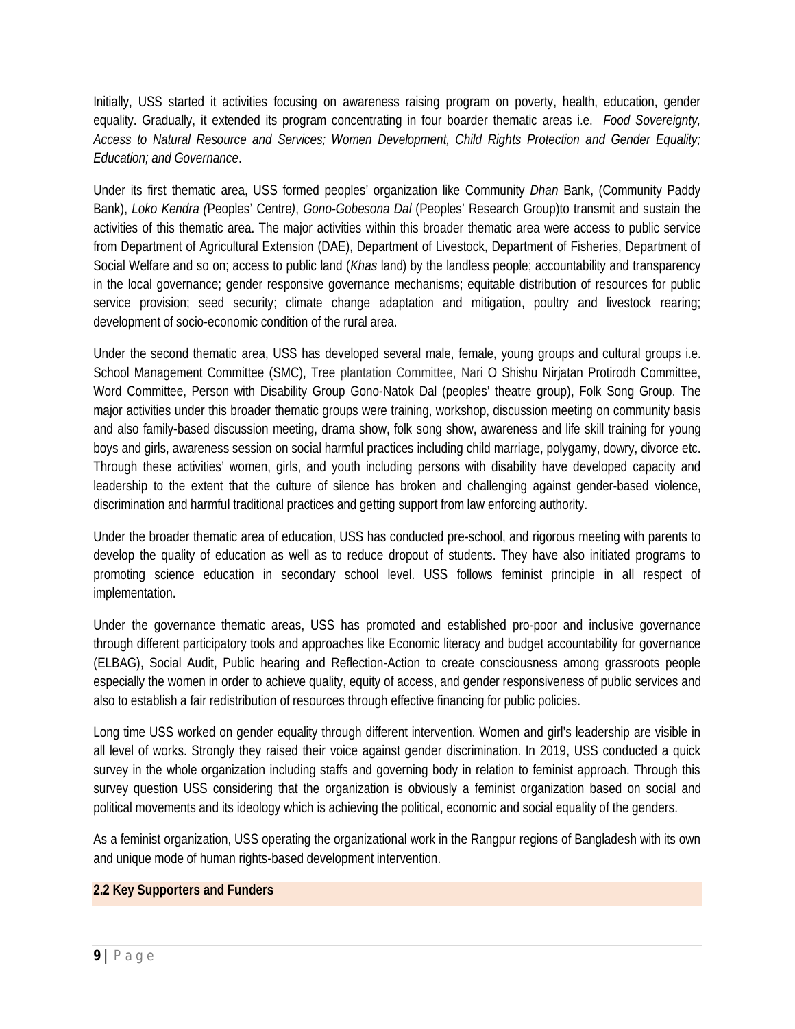Initially, USS started it activities focusing on awareness raising program on poverty, health, education, gender equality. Gradually, it extended its program concentrating in four boarder thematic areas i.e. *Food Sovereignty, Access to Natural Resource and Services; Women Development, Child Rights Protection and Gender Equality; Education; and Governance*.

Under its first thematic area, USS formed peoples' organization like Community *Dhan* Bank, (Community Paddy Bank), *Loko Kendra (*Peoples' Centre*)*, *Gono-Gobesona Dal* (Peoples' Research Group)to transmit and sustain the activities of this thematic area. The major activities within this broader thematic area were access to public service from Department of Agricultural Extension (DAE), Department of Livestock, Department of Fisheries, Department of Social Welfare and so on; access to public land (*Khas* land) by the landless people; accountability and transparency in the local governance; gender responsive governance mechanisms; equitable distribution of resources for public service provision; seed security; climate change adaptation and mitigation, poultry and livestock rearing; development of socio-economic condition of the rural area.

Under the second thematic area, USS has developed several male, female, young groups and cultural groups i.e. School Management Committee (SMC), Tree plantation Committee, Nari O Shishu Nirjatan Protirodh Committee, Word Committee, Person with Disability Group Gono-Natok Dal (peoples' theatre group), Folk Song Group. The major activities under this broader thematic groups were training, workshop, discussion meeting on community basis and also family-based discussion meeting, drama show, folk song show, awareness and life skill training for young boys and girls, awareness session on social harmful practices including child marriage, polygamy, dowry, divorce etc. Through these activities' women, girls, and youth including persons with disability have developed capacity and leadership to the extent that the culture of silence has broken and challenging against gender-based violence, discrimination and harmful traditional practices and getting support from law enforcing authority.

Under the broader thematic area of education, USS has conducted pre-school, and rigorous meeting with parents to develop the quality of education as well as to reduce dropout of students. They have also initiated programs to promoting science education in secondary school level. USS follows feminist principle in all respect of implementation.

Under the governance thematic areas, USS has promoted and established pro-poor and inclusive governance through different participatory tools and approaches like Economic literacy and budget accountability for governance (ELBAG), Social Audit, Public hearing and Reflection-Action to create consciousness among grassroots people especially the women in order to achieve quality, equity of access, and gender responsiveness of public services and also to establish a fair redistribution of resources through effective financing for public policies.

Long time USS worked on gender equality through different intervention. Women and girl's leadership are visible in all level of works. Strongly they raised their voice against gender discrimination. In 2019, USS conducted a quick survey in the whole organization including staffs and governing body in relation to feminist approach. Through this survey question USS considering that the organization is obviously a feminist organization based on social and political movements and its ideology which is achieving the political, economic and social equality of the genders.

As a feminist organization, USS operating the organizational work in the Rangpur regions of Bangladesh with its own and unique mode of human rights-based development intervention.

### 2.2 Key Supporters and Funders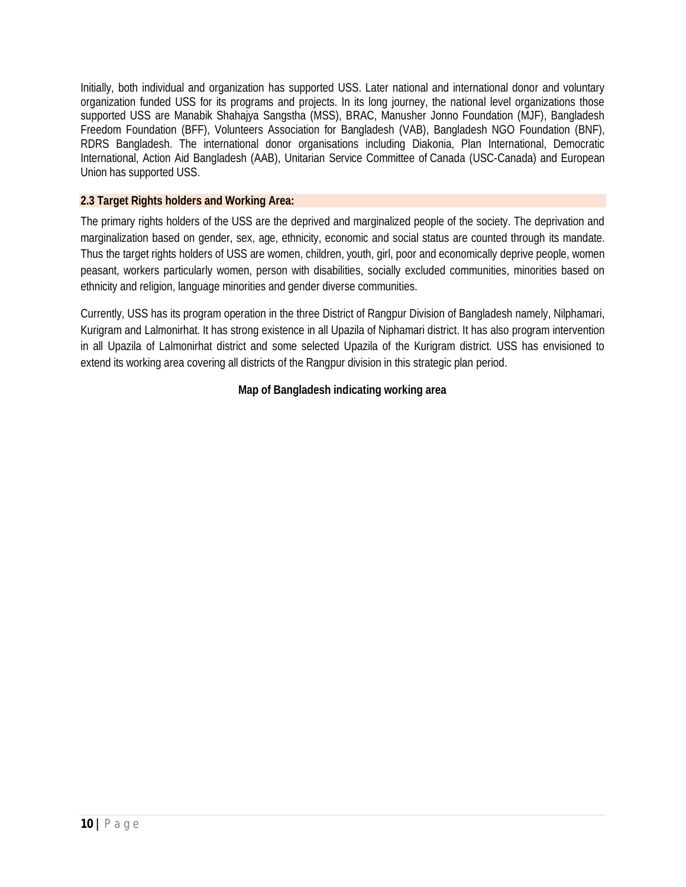Initially, both individual and organization has supported USS. Later national and international donor and voluntary organization funded USS for its programs and projects. In its long journey, the national level organizations those supported USS are Manabik Shahajya Sangstha (MSS), BRAC, Manusher Jonno Foundation (MJF), Bangladesh Freedom Foundation (BFF), Volunteers Association for Bangladesh (VAB), Bangladesh NGO Foundation (BNF), RDRS Bangladesh. The international donor organisations including Diakonia, Plan International, Democratic International, Action Aid Bangladesh (AAB), Unitarian Service Committee of Canada (USC-Canada) and European Union has supported USS.

### 2.3 Target Rights holders and Working Area:

The primary rights holders of the USS are the deprived and marginalized people of the society. The deprivation and marginalization based on gender, sex, age, ethnicity, economic and social status are counted through its mandate. Thus the target rights holders of USS are women, children, youth, girl, poor and economically deprive people, women peasant, workers particularly women, person with disabilities, socially excluded communities, minorities based on ethnicity and religion, language minorities and gender diverse communities.

Currently, USS has its program operation in the three District of Rangpur Division of Bangladesh namely, Nilphamari, Kurigram and Lalmonirhat. It has strong existence in all Upazila of Niphamari district. It has also program intervention in all Upazila of Lalmonirhat district and some selected Upazila of the Kurigram district. USS has envisioned to extend its working area covering all districts of the Rangpur division in this strategic plan period.

**Map of Bangladesh indicating working area**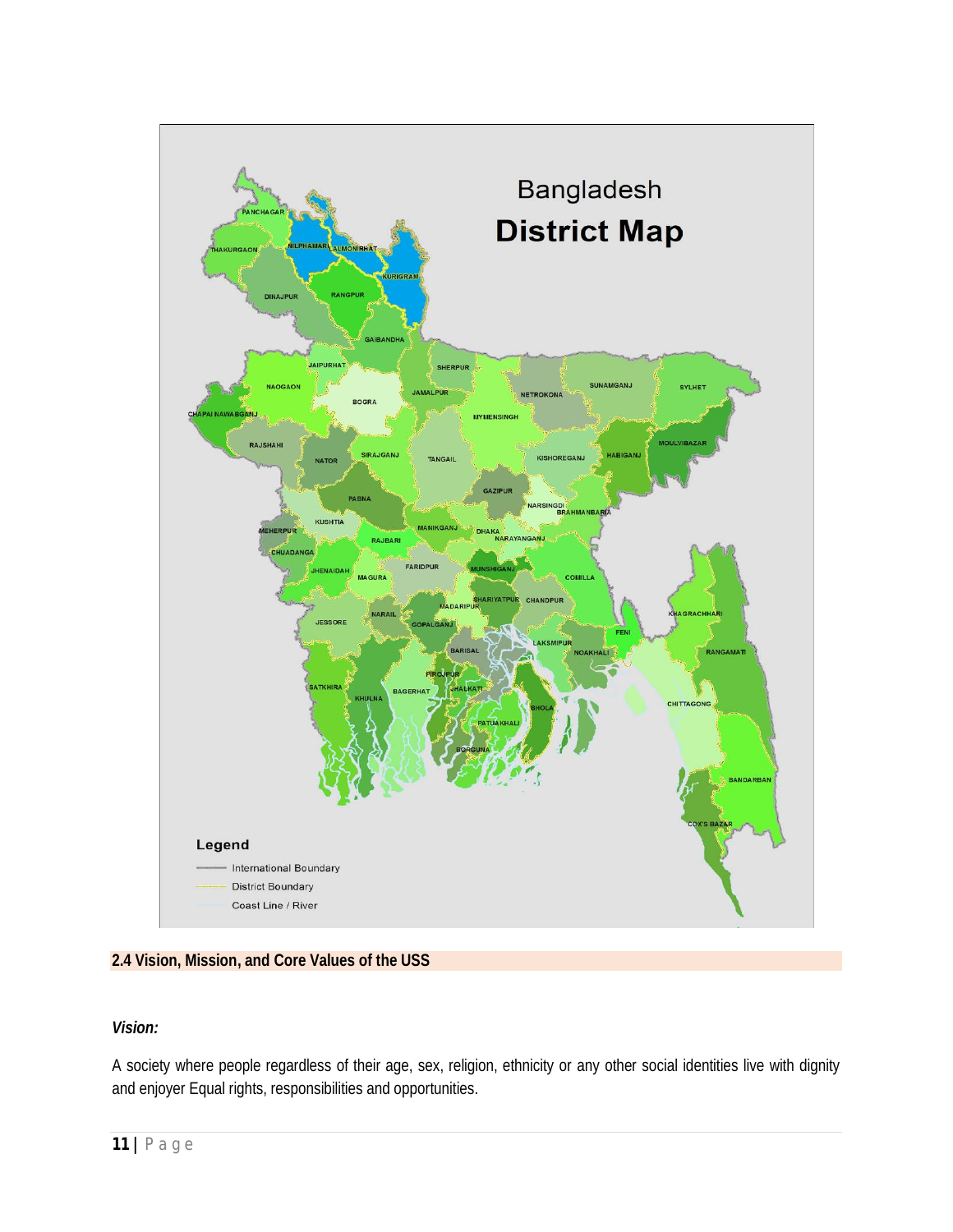## 2.4 Vision, Mission, and Core Values of the USS

*Vision:*

A society where people regardless of their age, sex, religion, ethnicity or any other social identities live with dignity and enjoyer Equal rights, responsibilities and opportunities.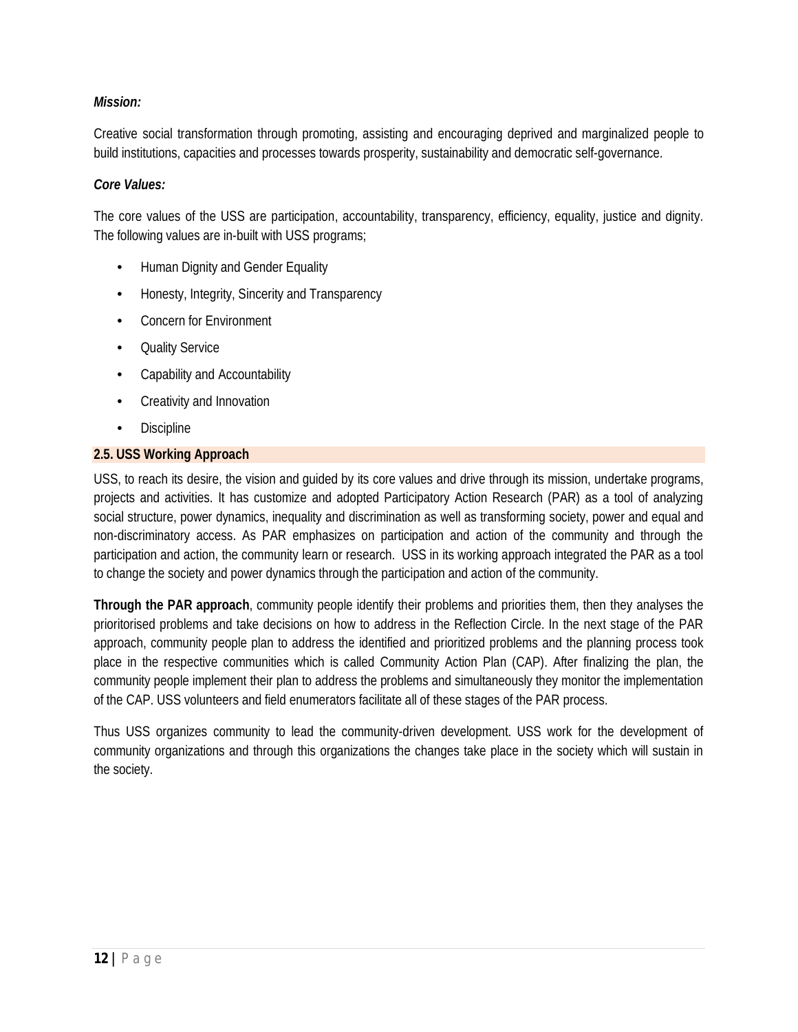***Mission:***

Creative social transformation through promoting, assisting and encouraging deprived and marginalized people to build institutions, capacities and processes towards prosperity, sustainability and democratic self-governance.

***Core Values:***

The core values of the USS are participation, accountability, transparency, efficiency, equality, justice and dignity. The following values are in-built with USS programs;

- Human Dignity and Gender Equality
- Honesty, Integrity, Sincerity and Transparency
- Concern for Environment
- Quality Service
- Capability and Accountability
- Creativity and Innovation
- Discipline

## 2.5. USS Working Approach

USS, to reach its desire, the vision and guided by its core values and drive through its mission, undertake programs, projects and activities. It has customize and adopted Participatory Action Research (PAR) as a tool of analyzing social structure, power dynamics, inequality and discrimination as well as transforming society, power and equal and non-discriminatory access. As PAR emphasizes on participation and action of the community and through the participation and action, the community learn or research. USS in its working approach integrated the PAR as a tool to change the society and power dynamics through the participation and action of the community.

**Through the PAR approach**, community people identify their problems and priorities them, then they analyses the prioritised problems and take decisions on how to address in the Reflection Circle. In the next stage of the PAR approach, community people plan to address the identified and prioritized problems and the planning process took place in the respective communities which is called Community Action Plan (CAP). After finalizing the plan, the community people implement their plan to address the problems and simultaneously they monitor the implementation of the CAP. USS volunteers and field enumerators facilitate all of these stages of the PAR process.

Thus USS organizes community to lead the community-driven development. USS work for the development of community organizations and through this organizations the changes take place in the society which will sustain in the society.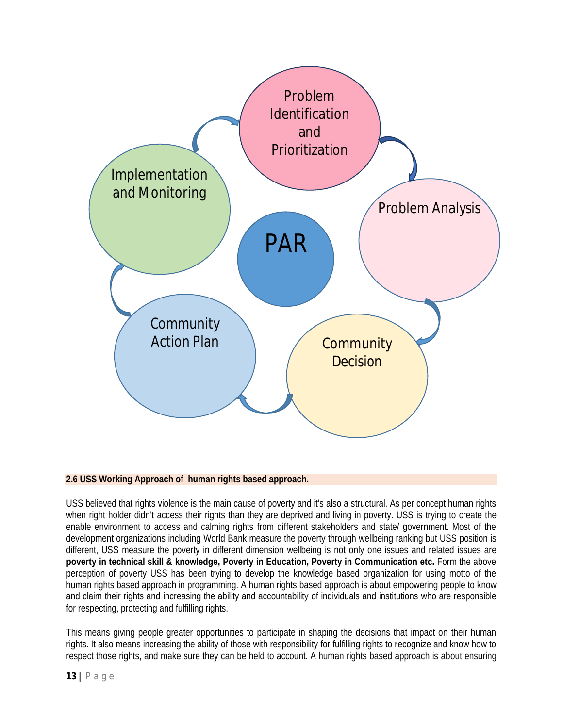PAR

Problem Identification and Prioritization → Problem Analysis → Community Decision → Community Action Plan → Implementation and Monitoring

### 2.6 USS Working Approach of human rights based approach.

USS believed that rights violence is the main cause of poverty and it's also a structural. As per concept human rights when right holder didn't access their rights than they are deprived and living in poverty. USS is trying to create the enable environment to access and calming rights from different stakeholders and state/ government. Most of the development organizations including World Bank measure the poverty through wellbeing ranking but USS position is different, USS measure the poverty in different dimension wellbeing is not only one issues and related issues are **poverty in technical skill & knowledge, Poverty in Education, Poverty in Communication etc.** Form the above perception of poverty USS has been trying to develop the knowledge based organization for using motto of the human rights based approach in programming. A human rights based approach is about empowering people to know and claim their rights and increasing the ability and accountability of individuals and institutions who are responsible for respecting, protecting and fulfilling rights.

This means giving people greater opportunities to participate in shaping the decisions that impact on their human rights. It also means increasing the ability of those with responsibility for fulfilling rights to recognize and know how to respect those rights, and make sure they can be held to account. A human rights based approach is about ensuring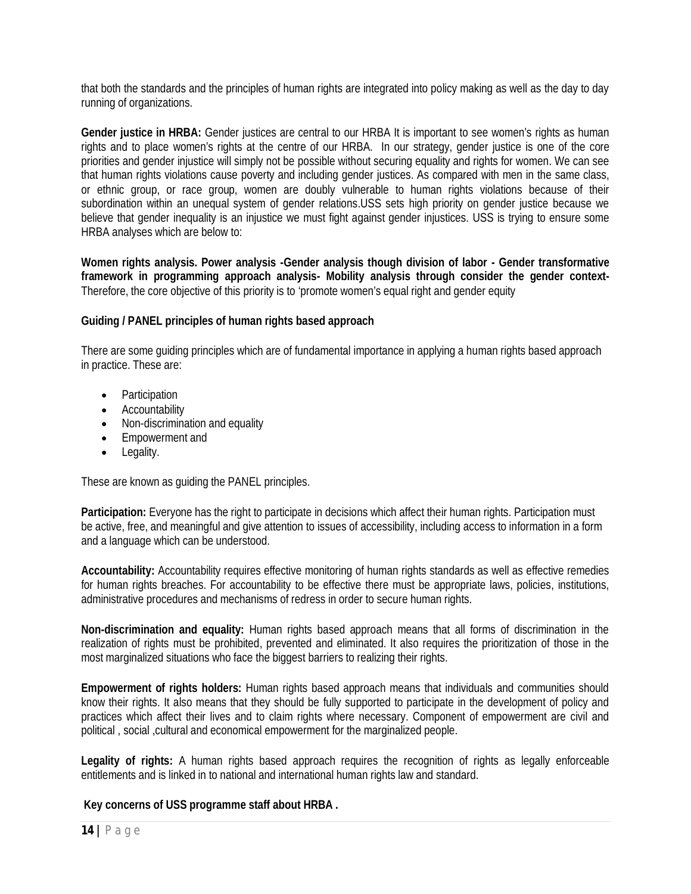that both the standards and the principles of human rights are integrated into policy making as well as the day to day running of organizations.

**Gender justice in HRBA:** Gender justices are central to our HRBA It is important to see women's rights as human rights and to place women's rights at the centre of our HRBA. In our strategy, gender justice is one of the core priorities and gender injustice will simply not be possible without securing equality and rights for women. We can see that human rights violations cause poverty and including gender justices. As compared with men in the same class, or ethnic group, or race group, women are doubly vulnerable to human rights violations because of their subordination within an unequal system of gender relations.USS sets high priority on gender justice because we believe that gender inequality is an injustice we must fight against gender injustices. USS is trying to ensure some HRBA analyses which are below to:

**Women rights analysis. Power analysis -Gender analysis though division of labor - Gender transformative framework in programming approach analysis- Mobility analysis through consider the gender context-** Therefore, the core objective of this priority is to 'promote women's equal right and gender equity

**Guiding / PANEL principles of human rights based approach**

There are some guiding principles which are of fundamental importance in applying a human rights based approach in practice. These are:

- Participation
- Accountability
- Non-discrimination and equality
- Empowerment and
- Legality.

These are known as guiding the PANEL principles.

**Participation:** Everyone has the right to participate in decisions which affect their human rights. Participation must be active, free, and meaningful and give attention to issues of accessibility, including access to information in a form and a language which can be understood.

**Accountability:** Accountability requires effective monitoring of human rights standards as well as effective remedies for human rights breaches. For accountability to be effective there must be appropriate laws, policies, institutions, administrative procedures and mechanisms of redress in order to secure human rights.

**Non-discrimination and equality:** Human rights based approach means that all forms of discrimination in the realization of rights must be prohibited, prevented and eliminated. It also requires the prioritization of those in the most marginalized situations who face the biggest barriers to realizing their rights.

**Empowerment of rights holders:** Human rights based approach means that individuals and communities should know their rights. It also means that they should be fully supported to participate in the development of policy and practices which affect their lives and to claim rights where necessary. Component of empowerment are civil and political , social ,cultural and economical empowerment for the marginalized people.

**Legality of rights:** A human rights based approach requires the recognition of rights as legally enforceable entitlements and is linked in to national and international human rights law and standard.

**Key concerns of USS programme staff about HRBA .**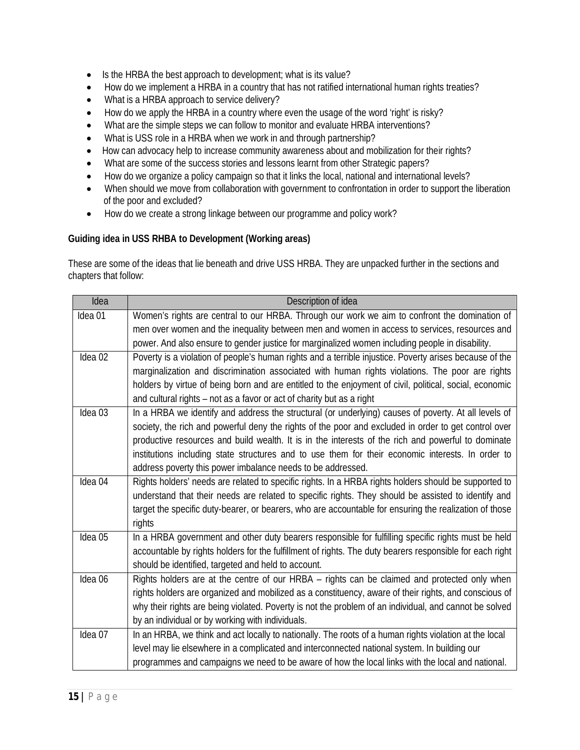- Is the HRBA the best approach to development; what is its value?
- How do we implement a HRBA in a country that has not ratified international human rights treaties?
- What is a HRBA approach to service delivery?
- How do we apply the HRBA in a country where even the usage of the word 'right' is risky?
- What are the simple steps we can follow to monitor and evaluate HRBA interventions?
- What is USS role in a HRBA when we work in and through partnership?
- How can advocacy help to increase community awareness about and mobilization for their rights?
- What are some of the success stories and lessons learnt from other Strategic papers?
- How do we organize a policy campaign so that it links the local, national and international levels?
- When should we move from collaboration with government to confrontation in order to support the liberation of the poor and excluded?
- How do we create a strong linkage between our programme and policy work?

**Guiding idea in USS RHBA to Development (Working areas)**

These are some of the ideas that lie beneath and drive USS HRBA. They are unpacked further in the sections and chapters that follow:

| Idea | Description of idea |
|---|---|
| Idea 01 | Women's rights are central to our HRBA. Through our work we aim to confront the domination of men over women and the inequality between men and women in access to services, resources and power. And also ensure to gender justice for marginalized women including people in disability. |
| Idea 02 | Poverty is a violation of people's human rights and a terrible injustice. Poverty arises because of the marginalization and discrimination associated with human rights violations. The poor are rights holders by virtue of being born and are entitled to the enjoyment of civil, political, social, economic and cultural rights – not as a favor or act of charity but as a right |
| Idea 03 | In a HRBA we identify and address the structural (or underlying) causes of poverty. At all levels of society, the rich and powerful deny the rights of the poor and excluded in order to get control over productive resources and build wealth. It is in the interests of the rich and powerful to dominate institutions including state structures and to use them for their economic interests. In order to address poverty this power imbalance needs to be addressed. |
| Idea 04 | Rights holders' needs are related to specific rights. In a HRBA rights holders should be supported to understand that their needs are related to specific rights. They should be assisted to identify and target the specific duty-bearer, or bearers, who are accountable for ensuring the realization of those rights |
| Idea 05 | In a HRBA government and other duty bearers responsible for fulfilling specific rights must be held accountable by rights holders for the fulfillment of rights. The duty bearers responsible for each right should be identified, targeted and held to account. |
| Idea 06 | Rights holders are at the centre of our HRBA – rights can be claimed and protected only when rights holders are organized and mobilized as a constituency, aware of their rights, and conscious of why their rights are being violated. Poverty is not the problem of an individual, and cannot be solved by an individual or by working with individuals. |
| Idea 07 | In an HRBA, we think and act locally to nationally. The roots of a human rights violation at the local level may lie elsewhere in a complicated and interconnected national system. In building our programmes and campaigns we need to be aware of how the local links with the local and national. |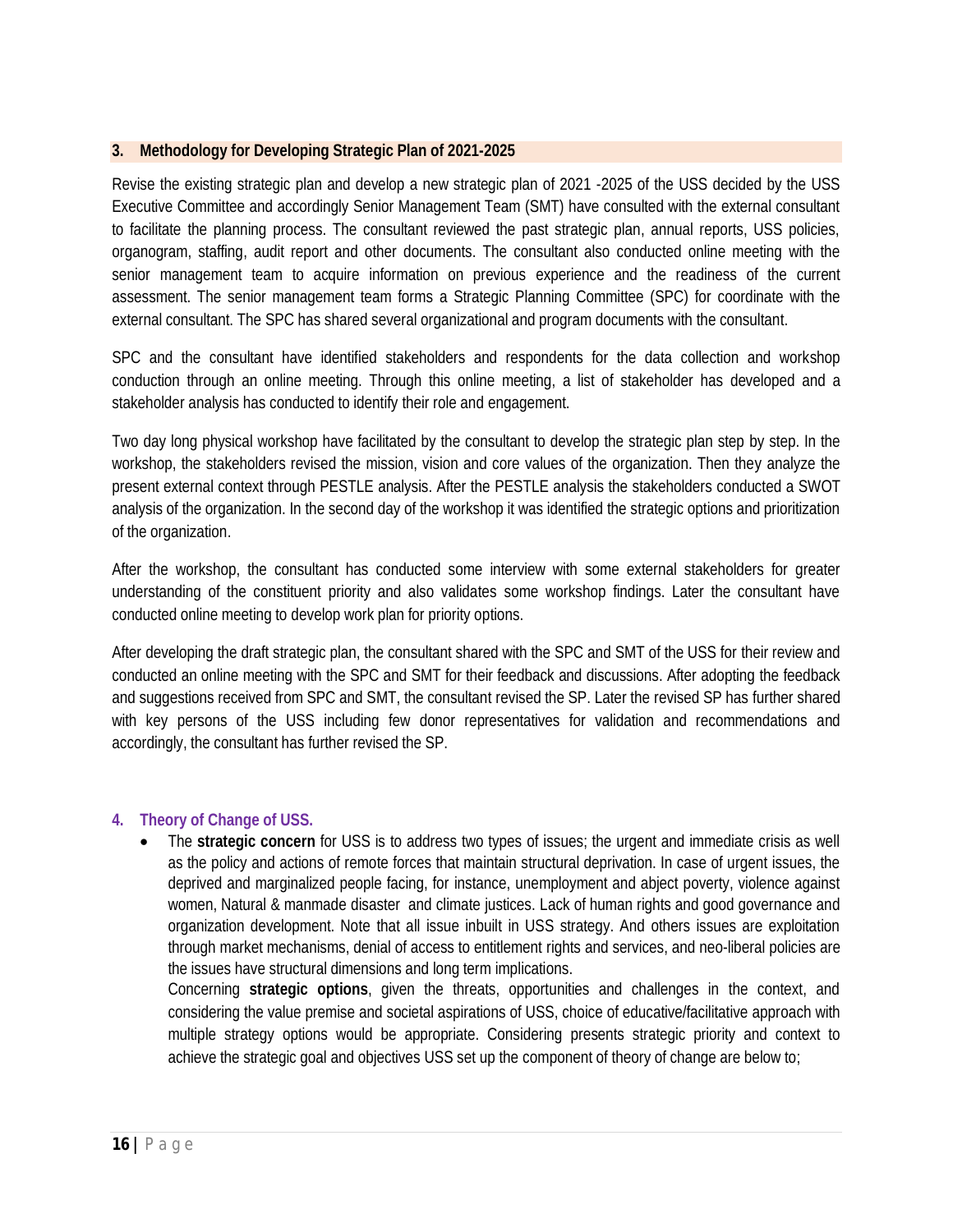## 3. Methodology for Developing Strategic Plan of 2021-2025

Revise the existing strategic plan and develop a new strategic plan of 2021 -2025 of the USS decided by the USS Executive Committee and accordingly Senior Management Team (SMT) have consulted with the external consultant to facilitate the planning process. The consultant reviewed the past strategic plan, annual reports, USS policies, organogram, staffing, audit report and other documents. The consultant also conducted online meeting with the senior management team to acquire information on previous experience and the readiness of the current assessment. The senior management team forms a Strategic Planning Committee (SPC) for coordinate with the external consultant. The SPC has shared several organizational and program documents with the consultant.

SPC and the consultant have identified stakeholders and respondents for the data collection and workshop conduction through an online meeting. Through this online meeting, a list of stakeholder has developed and a stakeholder analysis has conducted to identify their role and engagement.

Two day long physical workshop have facilitated by the consultant to develop the strategic plan step by step. In the workshop, the stakeholders revised the mission, vision and core values of the organization. Then they analyze the present external context through PESTLE analysis. After the PESTLE analysis the stakeholders conducted a SWOT analysis of the organization. In the second day of the workshop it was identified the strategic options and prioritization of the organization.

After the workshop, the consultant has conducted some interview with some external stakeholders for greater understanding of the constituent priority and also validates some workshop findings. Later the consultant have conducted online meeting to develop work plan for priority options.

After developing the draft strategic plan, the consultant shared with the SPC and SMT of the USS for their review and conducted an online meeting with the SPC and SMT for their feedback and discussions. After adopting the feedback and suggestions received from SPC and SMT, the consultant revised the SP. Later the revised SP has further shared with key persons of the USS including few donor representatives for validation and recommendations and accordingly, the consultant has further revised the SP.

## 4. Theory of Change of USS.

- The **strategic concern** for USS is to address two types of issues; the urgent and immediate crisis as well as the policy and actions of remote forces that maintain structural deprivation. In case of urgent issues, the deprived and marginalized people facing, for instance, unemployment and abject poverty, violence against women, Natural & manmade disaster and climate justices. Lack of human rights and good governance and organization development. Note that all issue inbuilt in USS strategy. And others issues are exploitation through market mechanisms, denial of access to entitlement rights and services, and neo-liberal policies are the issues have structural dimensions and long term implications.

  Concerning **strategic options**, given the threats, opportunities and challenges in the context, and considering the value premise and societal aspirations of USS, choice of educative/facilitative approach with multiple strategy options would be appropriate. Considering presents strategic priority and context to achieve the strategic goal and objectives USS set up the component of theory of change are below to;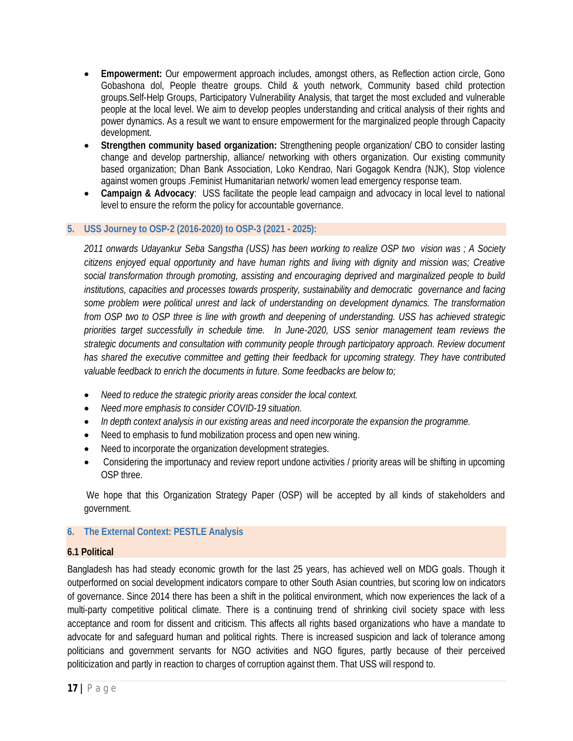- **Empowerment:** Our empowerment approach includes, amongst others, as Reflection action circle, Gono Gobashona dol, People theatre groups. Child & youth network, Community based child protection groups.Self-Help Groups, Participatory Vulnerability Analysis, that target the most excluded and vulnerable people at the local level. We aim to develop peoples understanding and critical analysis of their rights and power dynamics. As a result we want to ensure empowerment for the marginalized people through Capacity development.
- **Strengthen community based organization:** Strengthening people organization/ CBO to consider lasting change and develop partnership, alliance/ networking with others organization. Our existing community based organization; Dhan Bank Association, Loko Kendrao, Nari Gogagok Kendra (NJK), Stop violence against women groups .Feminist Humanitarian network/ women lead emergency response team.
- **Campaign & Advocacy**: USS facilitate the people lead campaign and advocacy in local level to national level to ensure the reform the policy for accountable governance.

## 5. USS Journey to OSP-2 (2016-2020) to OSP-3 (2021 - 2025):

*2011 onwards Udayankur Seba Sangstha (USS) has been working to realize OSP two vision was ; A Society citizens enjoyed equal opportunity and have human rights and living with dignity and mission was; Creative social transformation through promoting, assisting and encouraging deprived and marginalized people to build institutions, capacities and processes towards prosperity, sustainability and democratic governance and facing some problem were political unrest and lack of understanding on development dynamics. The transformation from OSP two to OSP three is line with growth and deepening of understanding. USS has achieved strategic priorities target successfully in schedule time. In June-2020, USS senior management team reviews the strategic documents and consultation with community people through participatory approach. Review document has shared the executive committee and getting their feedback for upcoming strategy. They have contributed valuable feedback to enrich the documents in future. Some feedbacks are below to;*

- *Need to reduce the strategic priority areas consider the local context.*
- *Need more emphasis to consider COVID-19 situation.*
- *In depth context analysis in our existing areas and need incorporate the expansion the programme.*
- Need to emphasis to fund mobilization process and open new wining.
- Need to incorporate the organization development strategies.
- Considering the importunacy and review report undone activities / priority areas will be shifting in upcoming OSP three.

We hope that this Organization Strategy Paper (OSP) will be accepted by all kinds of stakeholders and government.

## 6. The External Context: PESTLE Analysis

### 6.1 Political

Bangladesh has had steady economic growth for the last 25 years, has achieved well on MDG goals. Though it outperformed on social development indicators compare to other South Asian countries, but scoring low on indicators of governance. Since 2014 there has been a shift in the political environment, which now experiences the lack of a multi-party competitive political climate. There is a continuing trend of shrinking civil society space with less acceptance and room for dissent and criticism. This affects all rights based organizations who have a mandate to advocate for and safeguard human and political rights. There is increased suspicion and lack of tolerance among politicians and government servants for NGO activities and NGO figures, partly because of their perceived politicization and partly in reaction to charges of corruption against them. That USS will respond to.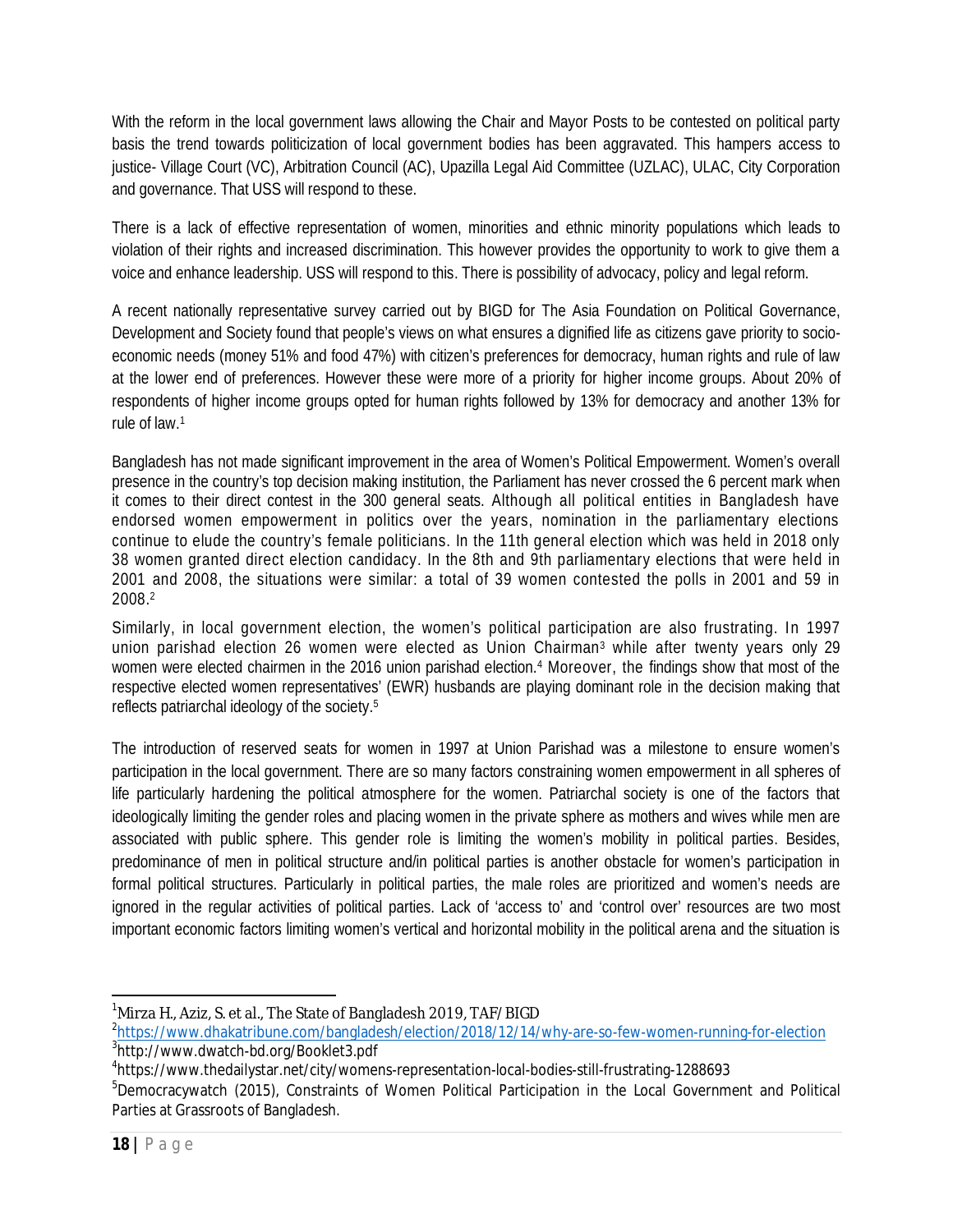With the reform in the local government laws allowing the Chair and Mayor Posts to be contested on political party basis the trend towards politicization of local government bodies has been aggravated. This hampers access to justice- Village Court (VC), Arbitration Council (AC), Upazilla Legal Aid Committee (UZLAC), ULAC, City Corporation and governance. That USS will respond to these.

There is a lack of effective representation of women, minorities and ethnic minority populations which leads to violation of their rights and increased discrimination. This however provides the opportunity to work to give them a voice and enhance leadership. USS will respond to this. There is possibility of advocacy, policy and legal reform.

A recent nationally representative survey carried out by BIGD for The Asia Foundation on Political Governance, Development and Society found that people's views on what ensures a dignified life as citizens gave priority to socio-economic needs (money 51% and food 47%) with citizen's preferences for democracy, human rights and rule of law at the lower end of preferences. However these were more of a priority for higher income groups. About 20% of respondents of higher income groups opted for human rights followed by 13% for democracy and another 13% for rule of law.[1]

Bangladesh has not made significant improvement in the area of Women's Political Empowerment. Women's overall presence in the country's top decision making institution, the Parliament has never crossed the 6 percent mark when it comes to their direct contest in the 300 general seats. Although all political entities in Bangladesh have endorsed women empowerment in politics over the years, nomination in the parliamentary elections continue to elude the country's female politicians. In the 11th general election which was held in 2018 only 38 women granted direct election candidacy. In the 8th and 9th parliamentary elections that were held in 2001 and 2008, the situations were similar: a total of 39 women contested the polls in 2001 and 59 in 2008.[2]

Similarly, in local government election, the women's political participation are also frustrating. In 1997 union parishad election 26 women were elected as Union Chairman[3] while after twenty years only 29 women were elected chairmen in the 2016 union parishad election.[4] Moreover, the findings show that most of the respective elected women representatives' (EWR) husbands are playing dominant role in the decision making that reflects patriarchal ideology of the society.[5]

The introduction of reserved seats for women in 1997 at Union Parishad was a milestone to ensure women's participation in the local government. There are so many factors constraining women empowerment in all spheres of life particularly hardening the political atmosphere for the women. Patriarchal society is one of the factors that ideologically limiting the gender roles and placing women in the private sphere as mothers and wives while men are associated with public sphere. This gender role is limiting the women's mobility in political parties. Besides, predominance of men in political structure and/in political parties is another obstacle for women's participation in formal political structures. Particularly in political parties, the male roles are prioritized and women's needs are ignored in the regular activities of political parties. Lack of 'access to' and 'control over' resources are two most important economic factors limiting women's vertical and horizontal mobility in the political arena and the situation is

---

[1] Mirza H., Aziz, S. et al., The State of Bangladesh 2019, TAF/ BIGD

[2] https://www.dhakatribune.com/bangladesh/election/2018/12/14/why-are-so-few-women-running-for-election

[3] http://www.dwatch-bd.org/Booklet3.pdf

[4] https://www.thedailystar.net/city/womens-representation-local-bodies-still-frustrating-1288693

[5] Democracywatch (2015), Constraints of Women Political Participation in the Local Government and Political Parties at Grassroots of Bangladesh.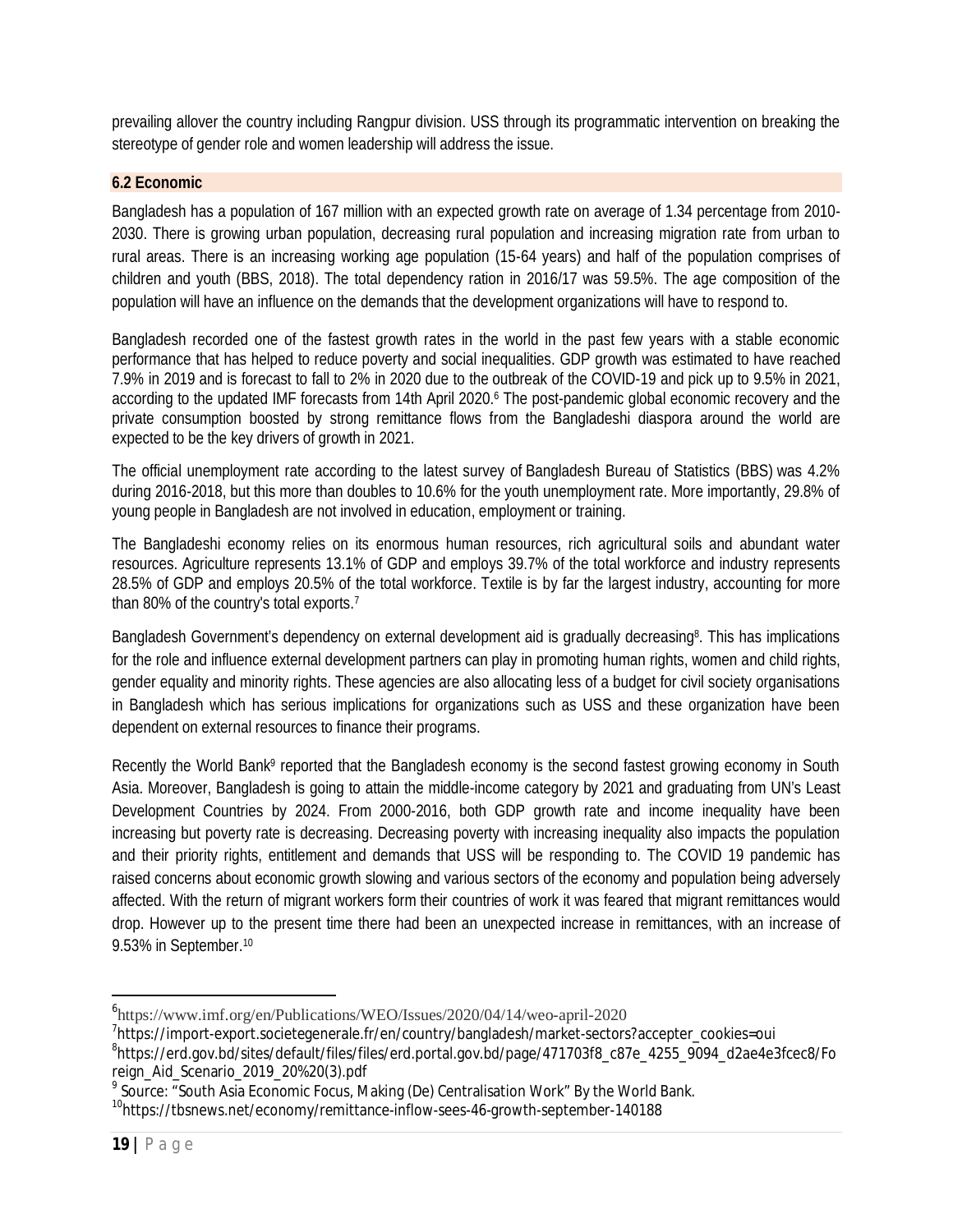prevailing allover the country including Rangpur division. USS through its programmatic intervention on breaking the stereotype of gender role and women leadership will address the issue.

### 6.2 Economic

Bangladesh has a population of 167 million with an expected growth rate on average of 1.34 percentage from 2010-2030. There is growing urban population, decreasing rural population and increasing migration rate from urban to rural areas. There is an increasing working age population (15-64 years) and half of the population comprises of children and youth (BBS, 2018). The total dependency ration in 2016/17 was 59.5%. The age composition of the population will have an influence on the demands that the development organizations will have to respond to.

Bangladesh recorded one of the fastest growth rates in the world in the past few years with a stable economic performance that has helped to reduce poverty and social inequalities. GDP growth was estimated to have reached 7.9% in 2019 and is forecast to fall to 2% in 2020 due to the outbreak of the COVID-19 and pick up to 9.5% in 2021, according to the updated IMF forecasts from 14th April 2020.[6] The post-pandemic global economic recovery and the private consumption boosted by strong remittance flows from the Bangladeshi diaspora around the world are expected to be the key drivers of growth in 2021.

The official unemployment rate according to the latest survey of Bangladesh Bureau of Statistics (BBS) was 4.2% during 2016-2018, but this more than doubles to 10.6% for the youth unemployment rate. More importantly, 29.8% of young people in Bangladesh are not involved in education, employment or training.

The Bangladeshi economy relies on its enormous human resources, rich agricultural soils and abundant water resources. Agriculture represents 13.1% of GDP and employs 39.7% of the total workforce and industry represents 28.5% of GDP and employs 20.5% of the total workforce. Textile is by far the largest industry, accounting for more than 80% of the country's total exports.[7]

Bangladesh Government's dependency on external development aid is gradually decreasing[8]. This has implications for the role and influence external development partners can play in promoting human rights, women and child rights, gender equality and minority rights. These agencies are also allocating less of a budget for civil society organisations in Bangladesh which has serious implications for organizations such as USS and these organization have been dependent on external resources to finance their programs.

Recently the World Bank[9] reported that the Bangladesh economy is the second fastest growing economy in South Asia. Moreover, Bangladesh is going to attain the middle-income category by 2021 and graduating from UN's Least Development Countries by 2024. From 2000-2016, both GDP growth rate and income inequality have been increasing but poverty rate is decreasing. Decreasing poverty with increasing inequality also impacts the population and their priority rights, entitlement and demands that USS will be responding to. The COVID 19 pandemic has raised concerns about economic growth slowing and various sectors of the economy and population being adversely affected. With the return of migrant workers form their countries of work it was feared that migrant remittances would drop. However up to the present time there had been an unexpected increase in remittances, with an increase of 9.53% in September.[10]

---

[6] https://www.imf.org/en/Publications/WEO/Issues/2020/04/14/weo-april-2020

[7] https://import-export.societegenerale.fr/en/country/bangladesh/market-sectors?accepter_cookies=oui

[8] https://erd.gov.bd/sites/default/files/files/erd.portal.gov.bd/page/471703f8_c87e_4255_9094_d2ae4e3fcec8/Foreign_Aid_Scenario_2019_%20(3).pdf

[9] Source: "South Asia Economic Focus, Making (De) Centralisation Work" By the World Bank.

[10] https://tbsnews.net/economy/remittance-inflow-sees-46-growth-september-140188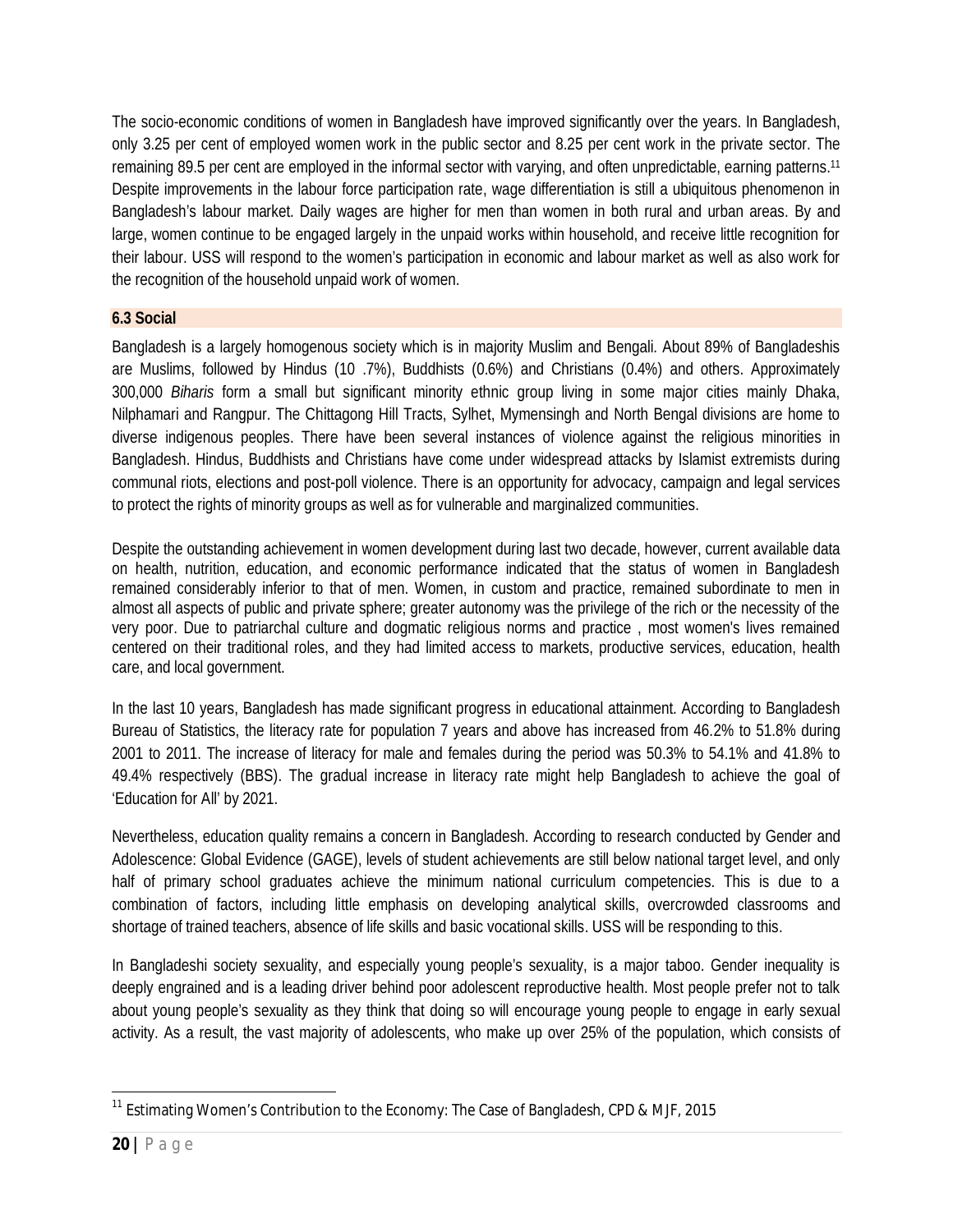The socio-economic conditions of women in Bangladesh have improved significantly over the years. In Bangladesh, only 3.25 per cent of employed women work in the public sector and 8.25 per cent work in the private sector. The remaining 89.5 per cent are employed in the informal sector with varying, and often unpredictable, earning patterns.[11] Despite improvements in the labour force participation rate, wage differentiation is still a ubiquitous phenomenon in Bangladesh's labour market. Daily wages are higher for men than women in both rural and urban areas. By and large, women continue to be engaged largely in the unpaid works within household, and receive little recognition for their labour. USS will respond to the women's participation in economic and labour market as well as also work for the recognition of the household unpaid work of women.

### 6.3 Social

Bangladesh is a largely homogenous society which is in majority Muslim and Bengali. About 89% of Bangladeshis are Muslims, followed by Hindus (10 .7%), Buddhists (0.6%) and Christians (0.4%) and others. Approximately 300,000 *Biharis* form a small but significant minority ethnic group living in some major cities mainly Dhaka, Nilphamari and Rangpur. The Chittagong Hill Tracts, Sylhet, Mymensingh and North Bengal divisions are home to diverse indigenous peoples. There have been several instances of violence against the religious minorities in Bangladesh. Hindus, Buddhists and Christians have come under widespread attacks by Islamist extremists during communal riots, elections and post-poll violence. There is an opportunity for advocacy, campaign and legal services to protect the rights of minority groups as well as for vulnerable and marginalized communities.

Despite the outstanding achievement in women development during last two decade, however, current available data on health, nutrition, education, and economic performance indicated that the status of women in Bangladesh remained considerably inferior to that of men. Women, in custom and practice, remained subordinate to men in almost all aspects of public and private sphere; greater autonomy was the privilege of the rich or the necessity of the very poor. Due to patriarchal culture and dogmatic religious norms and practice , most women's lives remained centered on their traditional roles, and they had limited access to markets, productive services, education, health care, and local government.

In the last 10 years, Bangladesh has made significant progress in educational attainment. According to Bangladesh Bureau of Statistics, the literacy rate for population 7 years and above has increased from 46.2% to 51.8% during 2001 to 2011. The increase of literacy for male and females during the period was 50.3% to 54.1% and 41.8% to 49.4% respectively (BBS). The gradual increase in literacy rate might help Bangladesh to achieve the goal of 'Education for All' by 2021.

Nevertheless, education quality remains a concern in Bangladesh. According to research conducted by Gender and Adolescence: Global Evidence (GAGE), levels of student achievements are still below national target level, and only half of primary school graduates achieve the minimum national curriculum competencies. This is due to a combination of factors, including little emphasis on developing analytical skills, overcrowded classrooms and shortage of trained teachers, absence of life skills and basic vocational skills. USS will be responding to this.

In Bangladeshi society sexuality, and especially young people's sexuality, is a major taboo. Gender inequality is deeply engrained and is a leading driver behind poor adolescent reproductive health. Most people prefer not to talk about young people's sexuality as they think that doing so will encourage young people to engage in early sexual activity. As a result, the vast majority of adolescents, who make up over 25% of the population, which consists of

[11] Estimating Women's Contribution to the Economy: The Case of Bangladesh, CPD & MJF, 2015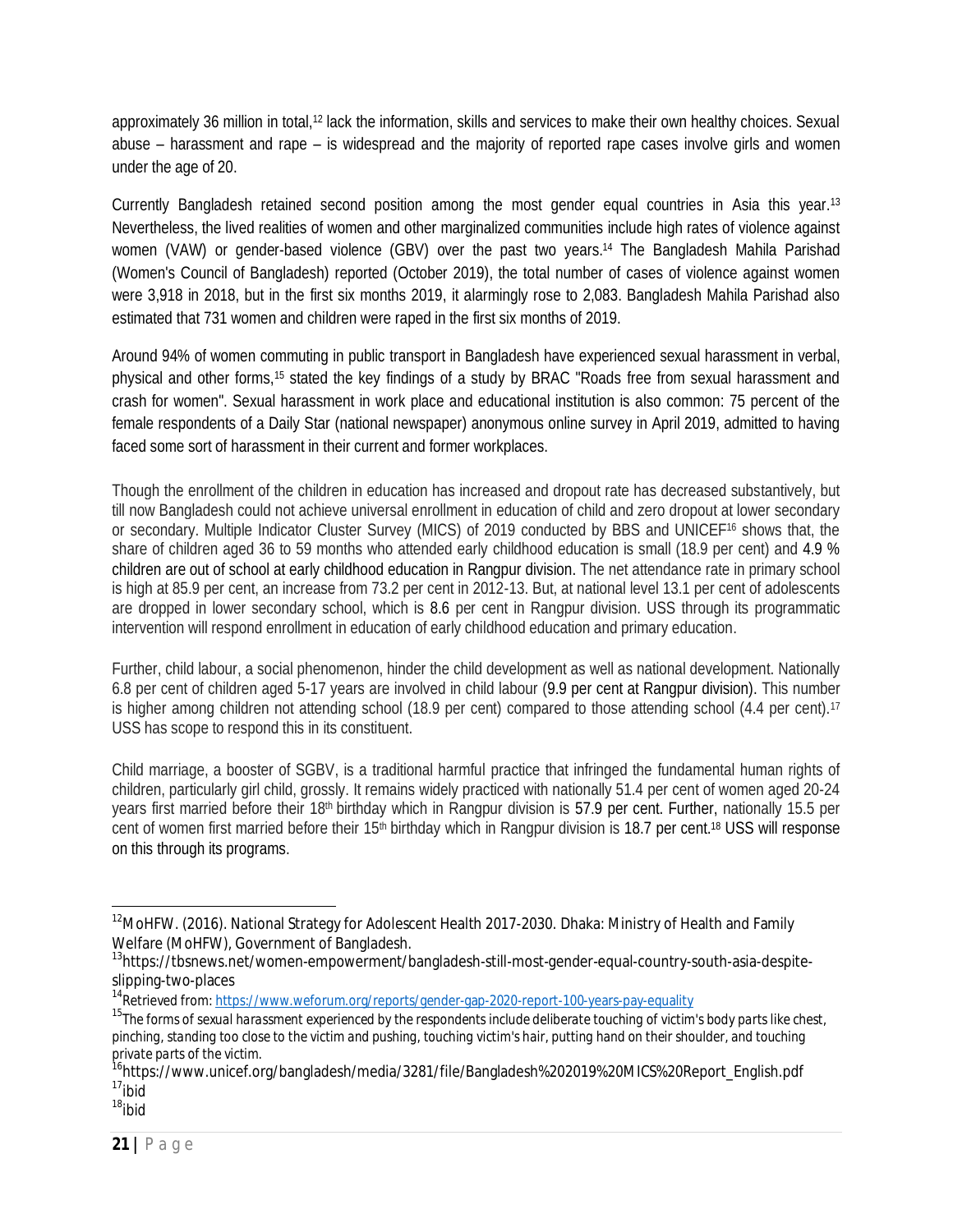approximately 36 million in total,[12] lack the information, skills and services to make their own healthy choices. Sexual abuse – harassment and rape – is widespread and the majority of reported rape cases involve girls and women under the age of 20.

Currently Bangladesh retained second position among the most gender equal countries in Asia this year.[13] Nevertheless, the lived realities of women and other marginalized communities include high rates of violence against women (VAW) or gender-based violence (GBV) over the past two years.[14] The Bangladesh Mahila Parishad (Women's Council of Bangladesh) reported (October 2019), the total number of cases of violence against women were 3,918 in 2018, but in the first six months 2019, it alarmingly rose to 2,083. Bangladesh Mahila Parishad also estimated that 731 women and children were raped in the first six months of 2019.

Around 94% of women commuting in public transport in Bangladesh have experienced sexual harassment in verbal, physical and other forms,[15] stated the key findings of a study by BRAC "Roads free from sexual harassment and crash for women". Sexual harassment in work place and educational institution is also common: 75 percent of the female respondents of a Daily Star (national newspaper) anonymous online survey in April 2019, admitted to having faced some sort of harassment in their current and former workplaces.

Though the enrollment of the children in education has increased and dropout rate has decreased substantively, but till now Bangladesh could not achieve universal enrollment in education of child and zero dropout at lower secondary or secondary. Multiple Indicator Cluster Survey (MICS) of 2019 conducted by BBS and UNICEF[16] shows that, the share of children aged 36 to 59 months who attended early childhood education is small (18.9 per cent) and 4.9 % children are out of school at early childhood education in Rangpur division. The net attendance rate in primary school is high at 85.9 per cent, an increase from 73.2 per cent in 2012-13. But, at national level 13.1 per cent of adolescents are dropped in lower secondary school, which is 8.6 per cent in Rangpur division. USS through its programmatic intervention will respond enrollment in education of early childhood education and primary education.

Further, child labour, a social phenomenon, hinder the child development as well as national development. Nationally 6.8 per cent of children aged 5-17 years are involved in child labour (9.9 per cent at Rangpur division). This number is higher among children not attending school (18.9 per cent) compared to those attending school (4.4 per cent).[17] USS has scope to respond this in its constituent.

Child marriage, a booster of SGBV, is a traditional harmful practice that infringed the fundamental human rights of children, particularly girl child, grossly. It remains widely practiced with nationally 51.4 per cent of women aged 20-24 years first married before their 18th birthday which in Rangpur division is 57.9 per cent. Further, nationally 15.5 per cent of women first married before their 15th birthday which in Rangpur division is 18.7 per cent.[18] USS will response on this through its programs.

---

[12] MoHFW. (2016). National Strategy for Adolescent Health 2017-2030. Dhaka: Ministry of Health and Family Welfare (MoHFW), Government of Bangladesh.

[13] https://tbsnews.net/women-empowerment/bangladesh-still-most-gender-equal-country-south-asia-despite-slipping-two-places

[14] Retrieved from: https://www.weforum.org/reports/gender-gap-2020-report-100-years-pay-equality

[15] *The forms of sexual harassment experienced by the respondents include deliberate touching of victim's body parts like chest, pinching, standing too close to the victim and pushing, touching victim's hair, putting hand on their shoulder, and touching private parts of the victim.*

[16] https://www.unicef.org/bangladesh/media/3281/file/Bangladesh%202019%20MICS%20Report_English.pdf

[17] ibid

[18] ibid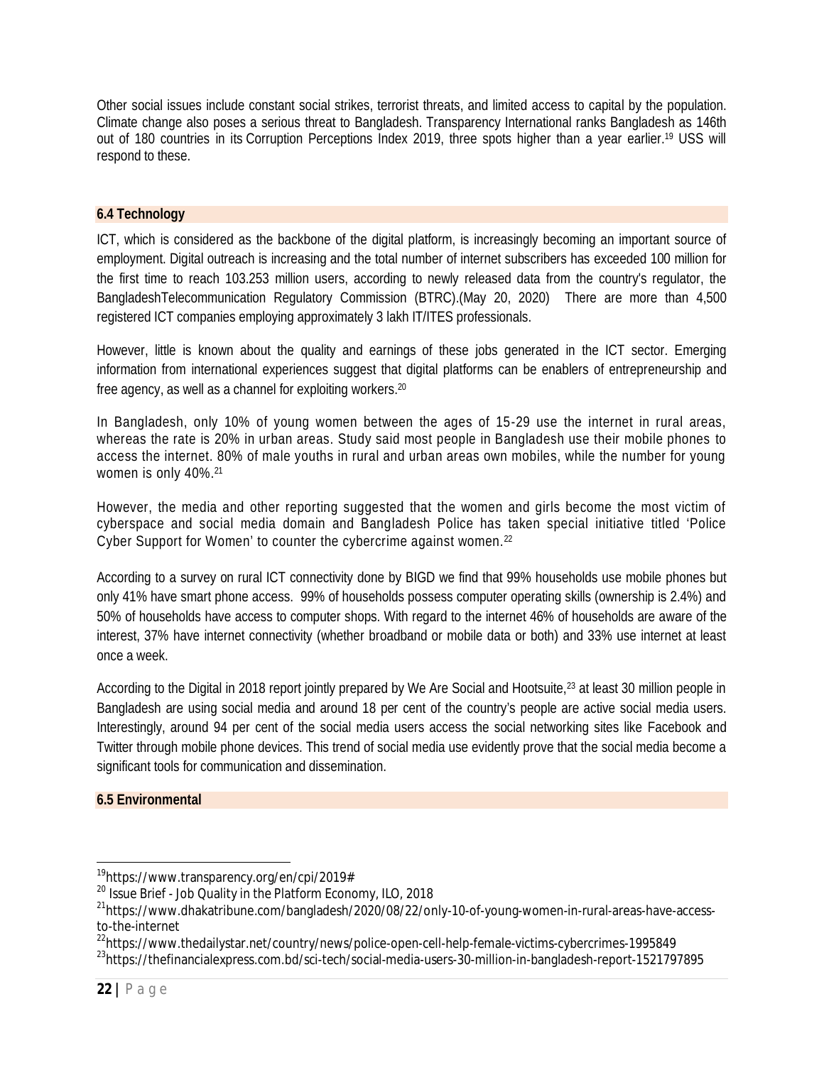Other social issues include constant social strikes, terrorist threats, and limited access to capital by the population. Climate change also poses a serious threat to Bangladesh. Transparency International ranks Bangladesh as 146th out of 180 countries in its Corruption Perceptions Index 2019, three spots higher than a year earlier.[19] USS will respond to these.

### 6.4 Technology

ICT, which is considered as the backbone of the digital platform, is increasingly becoming an important source of employment. Digital outreach is increasing and the total number of internet subscribers has exceeded 100 million for the first time to reach 103.253 million users, according to newly released data from the country's regulator, the BangladeshTelecommunication Regulatory Commission (BTRC).(May 20, 2020) There are more than 4,500 registered ICT companies employing approximately 3 lakh IT/ITES professionals.

However, little is known about the quality and earnings of these jobs generated in the ICT sector. Emerging information from international experiences suggest that digital platforms can be enablers of entrepreneurship and free agency, as well as a channel for exploiting workers.[20]

In Bangladesh, only 10% of young women between the ages of 15-29 use the internet in rural areas, whereas the rate is 20% in urban areas. Study said most people in Bangladesh use their mobile phones to access the internet. 80% of male youths in rural and urban areas own mobiles, while the number for young women is only 40%.[21]

However, the media and other reporting suggested that the women and girls become the most victim of cyberspace and social media domain and Bangladesh Police has taken special initiative titled 'Police Cyber Support for Women' to counter the cybercrime against women.[22]

According to a survey on rural ICT connectivity done by BIGD we find that 99% households use mobile phones but only 41% have smart phone access. 99% of households possess computer operating skills (ownership is 2.4%) and 50% of households have access to computer shops. With regard to the internet 46% of households are aware of the interest, 37% have internet connectivity (whether broadband or mobile data or both) and 33% use internet at least once a week.

According to the Digital in 2018 report jointly prepared by We Are Social and Hootsuite,[23] at least 30 million people in Bangladesh are using social media and around 18 per cent of the country's people are active social media users. Interestingly, around 94 per cent of the social media users access the social networking sites like Facebook and Twitter through mobile phone devices. This trend of social media use evidently prove that the social media become a significant tools for communication and dissemination.

### 6.5 Environmental

---

[19] https://www.transparency.org/en/cpi/2019#

[20] Issue Brief - Job Quality in the Platform Economy, ILO, 2018

[21] https://www.dhakatribune.com/bangladesh/2020/08/22/only-10-of-young-women-in-rural-areas-have-access-to-the-internet

[22] https://www.thedailystar.net/country/news/police-open-cell-help-female-victims-cybercrimes-1995849

[23] https://thefinancialexpress.com.bd/sci-tech/social-media-users-30-million-in-bangladesh-report-1521797895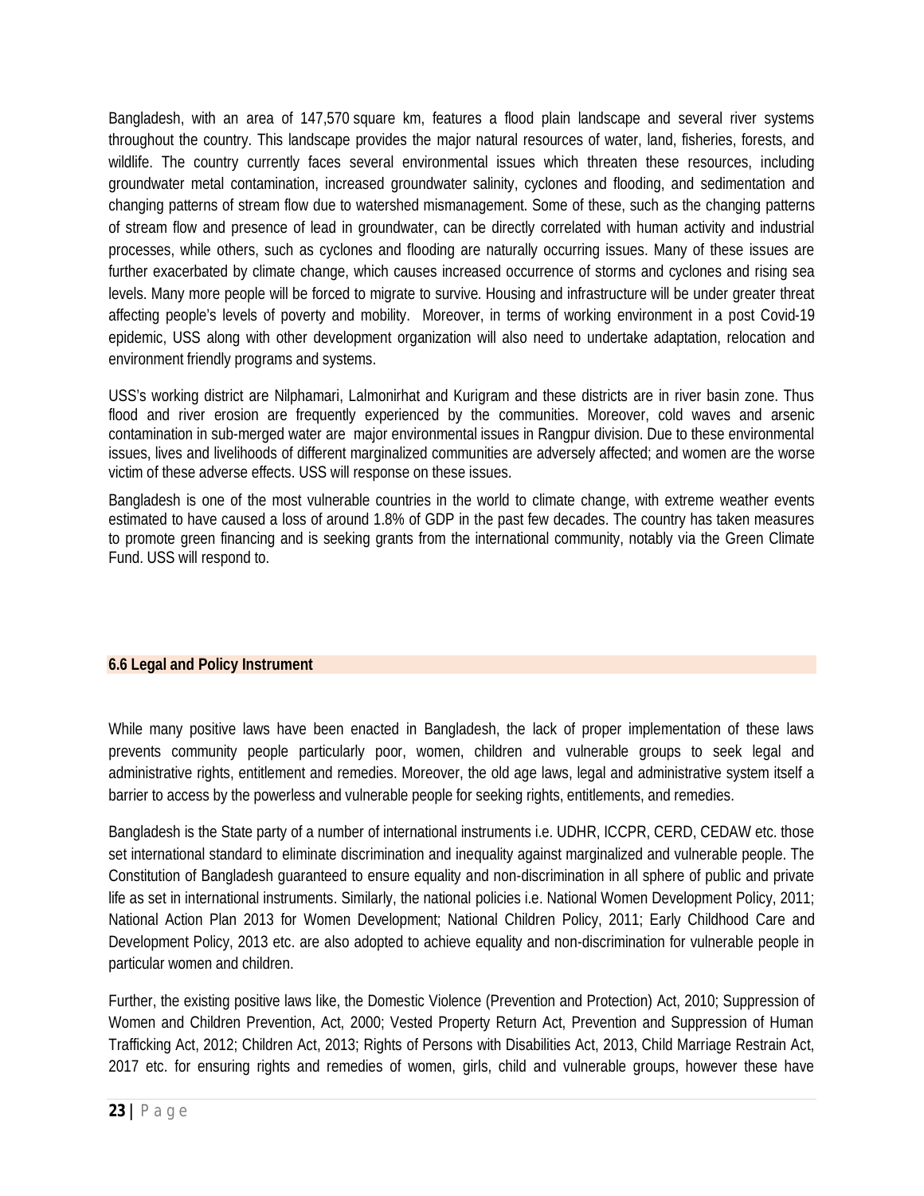Bangladesh, with an area of 147,570 square km, features a flood plain landscape and several river systems throughout the country. This landscape provides the major natural resources of water, land, fisheries, forests, and wildlife. The country currently faces several environmental issues which threaten these resources, including groundwater metal contamination, increased groundwater salinity, cyclones and flooding, and sedimentation and changing patterns of stream flow due to watershed mismanagement. Some of these, such as the changing patterns of stream flow and presence of lead in groundwater, can be directly correlated with human activity and industrial processes, while others, such as cyclones and flooding are naturally occurring issues. Many of these issues are further exacerbated by climate change, which causes increased occurrence of storms and cyclones and rising sea levels. Many more people will be forced to migrate to survive. Housing and infrastructure will be under greater threat affecting people's levels of poverty and mobility. Moreover, in terms of working environment in a post Covid-19 epidemic, USS along with other development organization will also need to undertake adaptation, relocation and environment friendly programs and systems.

USS's working district are Nilphamari, Lalmonirhat and Kurigram and these districts are in river basin zone. Thus flood and river erosion are frequently experienced by the communities. Moreover, cold waves and arsenic contamination in sub-merged water are major environmental issues in Rangpur division. Due to these environmental issues, lives and livelihoods of different marginalized communities are adversely affected; and women are the worse victim of these adverse effects. USS will response on these issues.

Bangladesh is one of the most vulnerable countries in the world to climate change, with extreme weather events estimated to have caused a loss of around 1.8% of GDP in the past few decades. The country has taken measures to promote green financing and is seeking grants from the international community, notably via the Green Climate Fund. USS will respond to.

## 6.6 Legal and Policy Instrument

While many positive laws have been enacted in Bangladesh, the lack of proper implementation of these laws prevents community people particularly poor, women, children and vulnerable groups to seek legal and administrative rights, entitlement and remedies. Moreover, the old age laws, legal and administrative system itself a barrier to access by the powerless and vulnerable people for seeking rights, entitlements, and remedies.

Bangladesh is the State party of a number of international instruments i.e. UDHR, ICCPR, CERD, CEDAW etc. those set international standard to eliminate discrimination and inequality against marginalized and vulnerable people. The Constitution of Bangladesh guaranteed to ensure equality and non-discrimination in all sphere of public and private life as set in international instruments. Similarly, the national policies i.e. National Women Development Policy, 2011; National Action Plan 2013 for Women Development; National Children Policy, 2011; Early Childhood Care and Development Policy, 2013 etc. are also adopted to achieve equality and non-discrimination for vulnerable people in particular women and children.

Further, the existing positive laws like, the Domestic Violence (Prevention and Protection) Act, 2010; Suppression of Women and Children Prevention, Act, 2000; Vested Property Return Act, Prevention and Suppression of Human Trafficking Act, 2012; Children Act, 2013; Rights of Persons with Disabilities Act, 2013, Child Marriage Restrain Act, 2017 etc. for ensuring rights and remedies of women, girls, child and vulnerable groups, however these have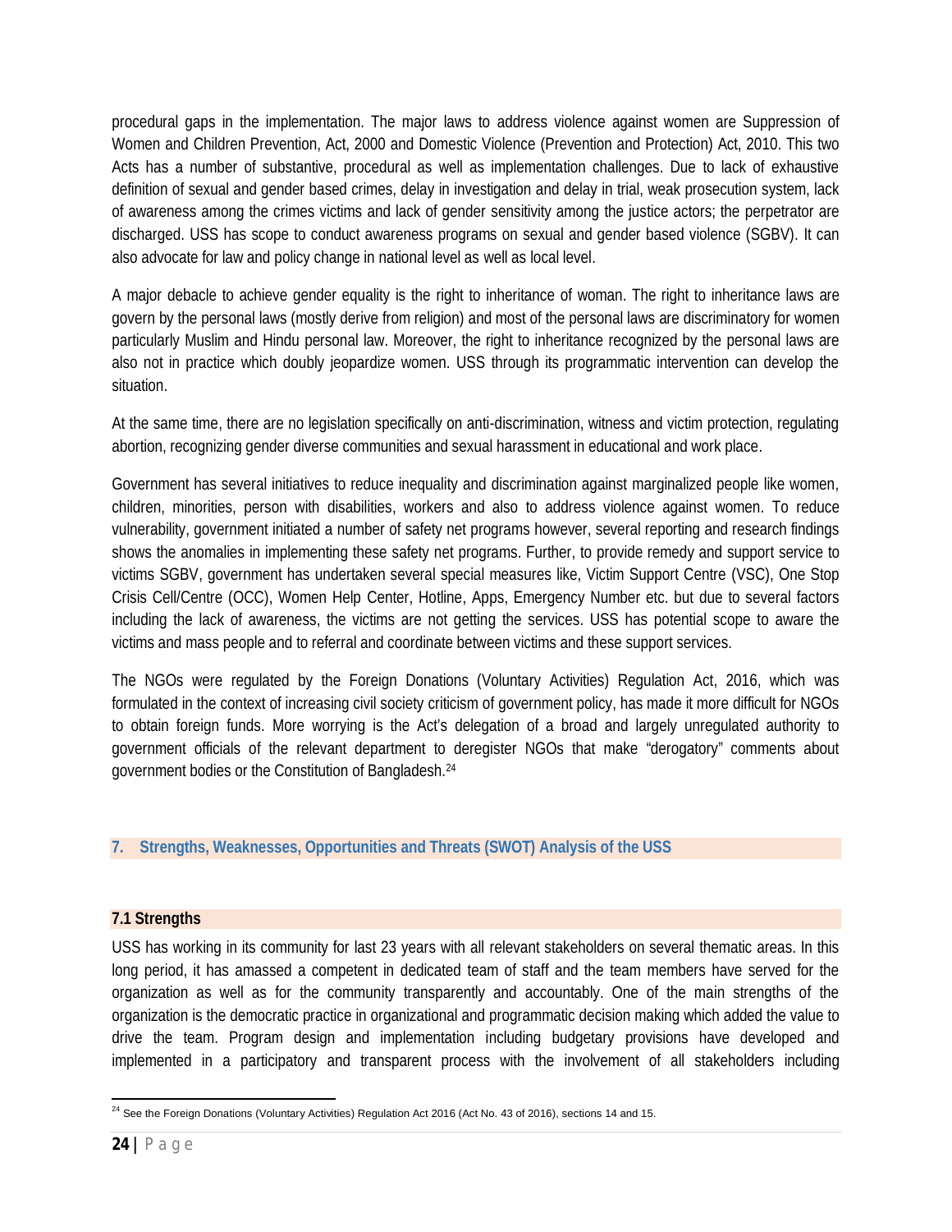procedural gaps in the implementation. The major laws to address violence against women are Suppression of Women and Children Prevention, Act, 2000 and Domestic Violence (Prevention and Protection) Act, 2010. This two Acts has a number of substantive, procedural as well as implementation challenges. Due to lack of exhaustive definition of sexual and gender based crimes, delay in investigation and delay in trial, weak prosecution system, lack of awareness among the crimes victims and lack of gender sensitivity among the justice actors; the perpetrator are discharged. USS has scope to conduct awareness programs on sexual and gender based violence (SGBV). It can also advocate for law and policy change in national level as well as local level.

A major debacle to achieve gender equality is the right to inheritance of woman. The right to inheritance laws are govern by the personal laws (mostly derive from religion) and most of the personal laws are discriminatory for women particularly Muslim and Hindu personal law. Moreover, the right to inheritance recognized by the personal laws are also not in practice which doubly jeopardize women. USS through its programmatic intervention can develop the situation.

At the same time, there are no legislation specifically on anti-discrimination, witness and victim protection, regulating abortion, recognizing gender diverse communities and sexual harassment in educational and work place.

Government has several initiatives to reduce inequality and discrimination against marginalized people like women, children, minorities, person with disabilities, workers and also to address violence against women. To reduce vulnerability, government initiated a number of safety net programs however, several reporting and research findings shows the anomalies in implementing these safety net programs. Further, to provide remedy and support service to victims SGBV, government has undertaken several special measures like, Victim Support Centre (VSC), One Stop Crisis Cell/Centre (OCC), Women Help Center, Hotline, Apps, Emergency Number etc. but due to several factors including the lack of awareness, the victims are not getting the services. USS has potential scope to aware the victims and mass people and to referral and coordinate between victims and these support services.

The NGOs were regulated by the Foreign Donations (Voluntary Activities) Regulation Act, 2016, which was formulated in the context of increasing civil society criticism of government policy, has made it more difficult for NGOs to obtain foreign funds. More worrying is the Act's delegation of a broad and largely unregulated authority to government officials of the relevant department to deregister NGOs that make "derogatory" comments about government bodies or the Constitution of Bangladesh.[24]

## 7. Strengths, Weaknesses, Opportunities and Threats (SWOT) Analysis of the USS

### 7.1 Strengths

USS has working in its community for last 23 years with all relevant stakeholders on several thematic areas. In this long period, it has amassed a competent in dedicated team of staff and the team members have served for the organization as well as for the community transparently and accountably. One of the main strengths of the organization is the democratic practice in organizational and programmatic decision making which added the value to drive the team. Program design and implementation including budgetary provisions have developed and implemented in a participatory and transparent process with the involvement of all stakeholders including

[24] See the Foreign Donations (Voluntary Activities) Regulation Act 2016 (Act No. 43 of 2016), sections 14 and 15.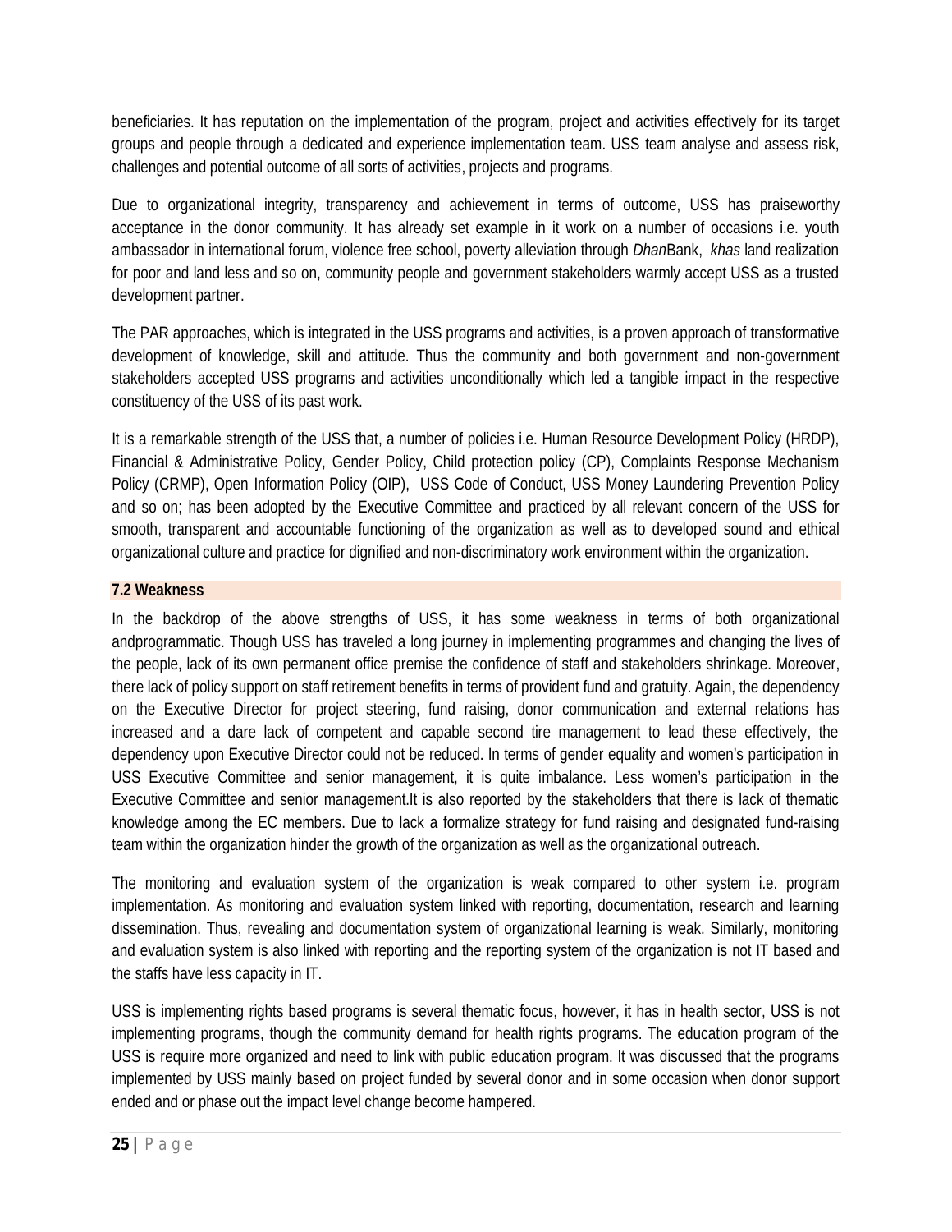beneficiaries. It has reputation on the implementation of the program, project and activities effectively for its target groups and people through a dedicated and experience implementation team. USS team analyse and assess risk, challenges and potential outcome of all sorts of activities, projects and programs.

Due to organizational integrity, transparency and achievement in terms of outcome, USS has praiseworthy acceptance in the donor community. It has already set example in it work on a number of occasions i.e. youth ambassador in international forum, violence free school, poverty alleviation through *Dhan*Bank, *khas* land realization for poor and land less and so on, community people and government stakeholders warmly accept USS as a trusted development partner.

The PAR approaches, which is integrated in the USS programs and activities, is a proven approach of transformative development of knowledge, skill and attitude. Thus the community and both government and non-government stakeholders accepted USS programs and activities unconditionally which led a tangible impact in the respective constituency of the USS of its past work.

It is a remarkable strength of the USS that, a number of policies i.e. Human Resource Development Policy (HRDP), Financial & Administrative Policy, Gender Policy, Child protection policy (CP), Complaints Response Mechanism Policy (CRMP), Open Information Policy (OIP), USS Code of Conduct, USS Money Laundering Prevention Policy and so on; has been adopted by the Executive Committee and practiced by all relevant concern of the USS for smooth, transparent and accountable functioning of the organization as well as to developed sound and ethical organizational culture and practice for dignified and non-discriminatory work environment within the organization.

### 7.2 Weakness

In the backdrop of the above strengths of USS, it has some weakness in terms of both organizational andprogrammatic. Though USS has traveled a long journey in implementing programmes and changing the lives of the people, lack of its own permanent office premise the confidence of staff and stakeholders shrinkage. Moreover, there lack of policy support on staff retirement benefits in terms of provident fund and gratuity. Again, the dependency on the Executive Director for project steering, fund raising, donor communication and external relations has increased and a dare lack of competent and capable second tire management to lead these effectively, the dependency upon Executive Director could not be reduced. In terms of gender equality and women's participation in USS Executive Committee and senior management, it is quite imbalance. Less women's participation in the Executive Committee and senior management.It is also reported by the stakeholders that there is lack of thematic knowledge among the EC members. Due to lack a formalize strategy for fund raising and designated fund-raising team within the organization hinder the growth of the organization as well as the organizational outreach.

The monitoring and evaluation system of the organization is weak compared to other system i.e. program implementation. As monitoring and evaluation system linked with reporting, documentation, research and learning dissemination. Thus, revealing and documentation system of organizational learning is weak. Similarly, monitoring and evaluation system is also linked with reporting and the reporting system of the organization is not IT based and the staffs have less capacity in IT.

USS is implementing rights based programs is several thematic focus, however, it has in health sector, USS is not implementing programs, though the community demand for health rights programs. The education program of the USS is require more organized and need to link with public education program. It was discussed that the programs implemented by USS mainly based on project funded by several donor and in some occasion when donor support ended and or phase out the impact level change become hampered.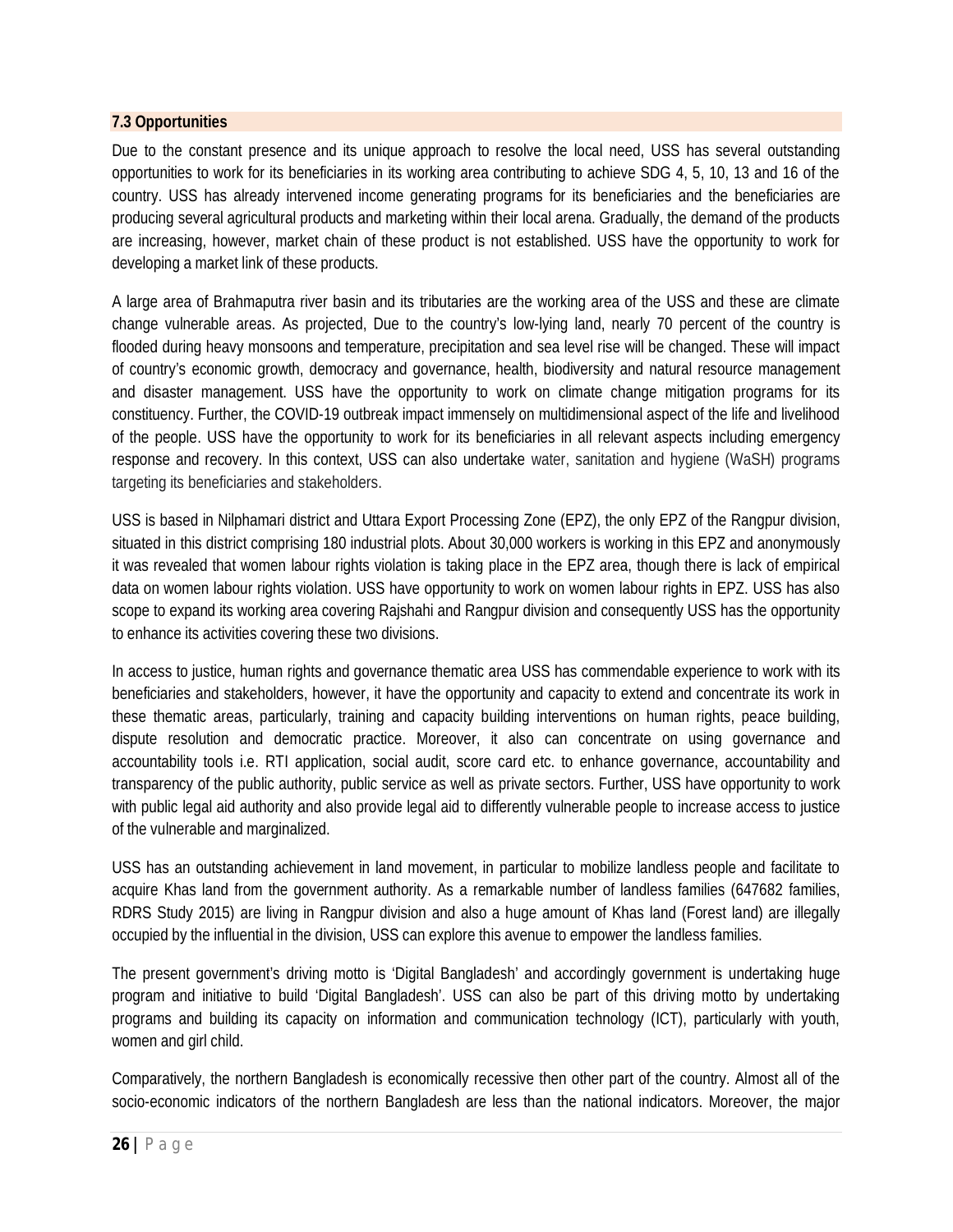### 7.3 Opportunities

Due to the constant presence and its unique approach to resolve the local need, USS has several outstanding opportunities to work for its beneficiaries in its working area contributing to achieve SDG 4, 5, 10, 13 and 16 of the country. USS has already intervened income generating programs for its beneficiaries and the beneficiaries are producing several agricultural products and marketing within their local arena. Gradually, the demand of the products are increasing, however, market chain of these product is not established. USS have the opportunity to work for developing a market link of these products.

A large area of Brahmaputra river basin and its tributaries are the working area of the USS and these are climate change vulnerable areas. As projected, Due to the country's low-lying land, nearly 70 percent of the country is flooded during heavy monsoons and temperature, precipitation and sea level rise will be changed. These will impact of country's economic growth, democracy and governance, health, biodiversity and natural resource management and disaster management. USS have the opportunity to work on climate change mitigation programs for its constituency. Further, the COVID-19 outbreak impact immensely on multidimensional aspect of the life and livelihood of the people. USS have the opportunity to work for its beneficiaries in all relevant aspects including emergency response and recovery. In this context, USS can also undertake water, sanitation and hygiene (WaSH) programs targeting its beneficiaries and stakeholders.

USS is based in Nilphamari district and Uttara Export Processing Zone (EPZ), the only EPZ of the Rangpur division, situated in this district comprising 180 industrial plots. About 30,000 workers is working in this EPZ and anonymously it was revealed that women labour rights violation is taking place in the EPZ area, though there is lack of empirical data on women labour rights violation. USS have opportunity to work on women labour rights in EPZ. USS has also scope to expand its working area covering Rajshahi and Rangpur division and consequently USS has the opportunity to enhance its activities covering these two divisions.

In access to justice, human rights and governance thematic area USS has commendable experience to work with its beneficiaries and stakeholders, however, it have the opportunity and capacity to extend and concentrate its work in these thematic areas, particularly, training and capacity building interventions on human rights, peace building, dispute resolution and democratic practice. Moreover, it also can concentrate on using governance and accountability tools i.e. RTI application, social audit, score card etc. to enhance governance, accountability and transparency of the public authority, public service as well as private sectors. Further, USS have opportunity to work with public legal aid authority and also provide legal aid to differently vulnerable people to increase access to justice of the vulnerable and marginalized.

USS has an outstanding achievement in land movement, in particular to mobilize landless people and facilitate to acquire Khas land from the government authority. As a remarkable number of landless families (647682 families, RDRS Study 2015) are living in Rangpur division and also a huge amount of Khas land (Forest land) are illegally occupied by the influential in the division, USS can explore this avenue to empower the landless families.

The present government's driving motto is 'Digital Bangladesh' and accordingly government is undertaking huge program and initiative to build 'Digital Bangladesh'. USS can also be part of this driving motto by undertaking programs and building its capacity on information and communication technology (ICT), particularly with youth, women and girl child.

Comparatively, the northern Bangladesh is economically recessive then other part of the country. Almost all of the socio-economic indicators of the northern Bangladesh are less than the national indicators. Moreover, the major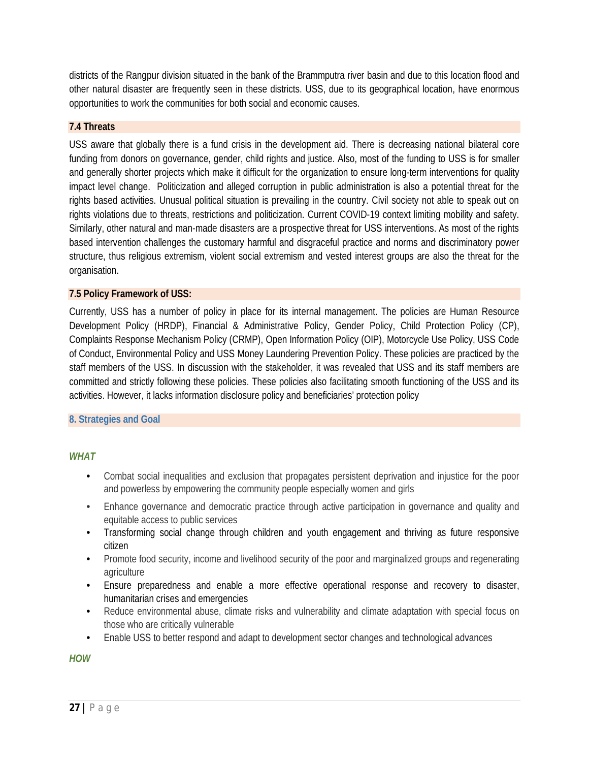districts of the Rangpur division situated in the bank of the Brammputra river basin and due to this location flood and other natural disaster are frequently seen in these districts. USS, due to its geographical location, have enormous opportunities to work the communities for both social and economic causes.

### 7.4 Threats

USS aware that globally there is a fund crisis in the development aid. There is decreasing national bilateral core funding from donors on governance, gender, child rights and justice. Also, most of the funding to USS is for smaller and generally shorter projects which make it difficult for the organization to ensure long-term interventions for quality impact level change. Politicization and alleged corruption in public administration is also a potential threat for the rights based activities. Unusual political situation is prevailing in the country. Civil society not able to speak out on rights violations due to threats, restrictions and politicization. Current COVID-19 context limiting mobility and safety. Similarly, other natural and man-made disasters are a prospective threat for USS interventions. As most of the rights based intervention challenges the customary harmful and disgraceful practice and norms and discriminatory power structure, thus religious extremism, violent social extremism and vested interest groups are also the threat for the organisation.

### 7.5 Policy Framework of USS:

Currently, USS has a number of policy in place for its internal management. The policies are Human Resource Development Policy (HRDP), Financial & Administrative Policy, Gender Policy, Child Protection Policy (CP), Complaints Response Mechanism Policy (CRMP), Open Information Policy (OIP), Motorcycle Use Policy, USS Code of Conduct, Environmental Policy and USS Money Laundering Prevention Policy. These policies are practiced by the staff members of the USS. In discussion with the stakeholder, it was revealed that USS and its staff members are committed and strictly following these policies. These policies also facilitating smooth functioning of the USS and its activities. However, it lacks information disclosure policy and beneficiaries' protection policy

## 8. Strategies and Goal

***WHAT***

- Combat social inequalities and exclusion that propagates persistent deprivation and injustice for the poor and powerless by empowering the community people especially women and girls
- Enhance governance and democratic practice through active participation in governance and quality and equitable access to public services
- Transforming social change through children and youth engagement and thriving as future responsive citizen
- Promote food security, income and livelihood security of the poor and marginalized groups and regenerating agriculture
- Ensure preparedness and enable a more effective operational response and recovery to disaster, humanitarian crises and emergencies
- Reduce environmental abuse, climate risks and vulnerability and climate adaptation with special focus on those who are critically vulnerable
- Enable USS to better respond and adapt to development sector changes and technological advances

***HOW***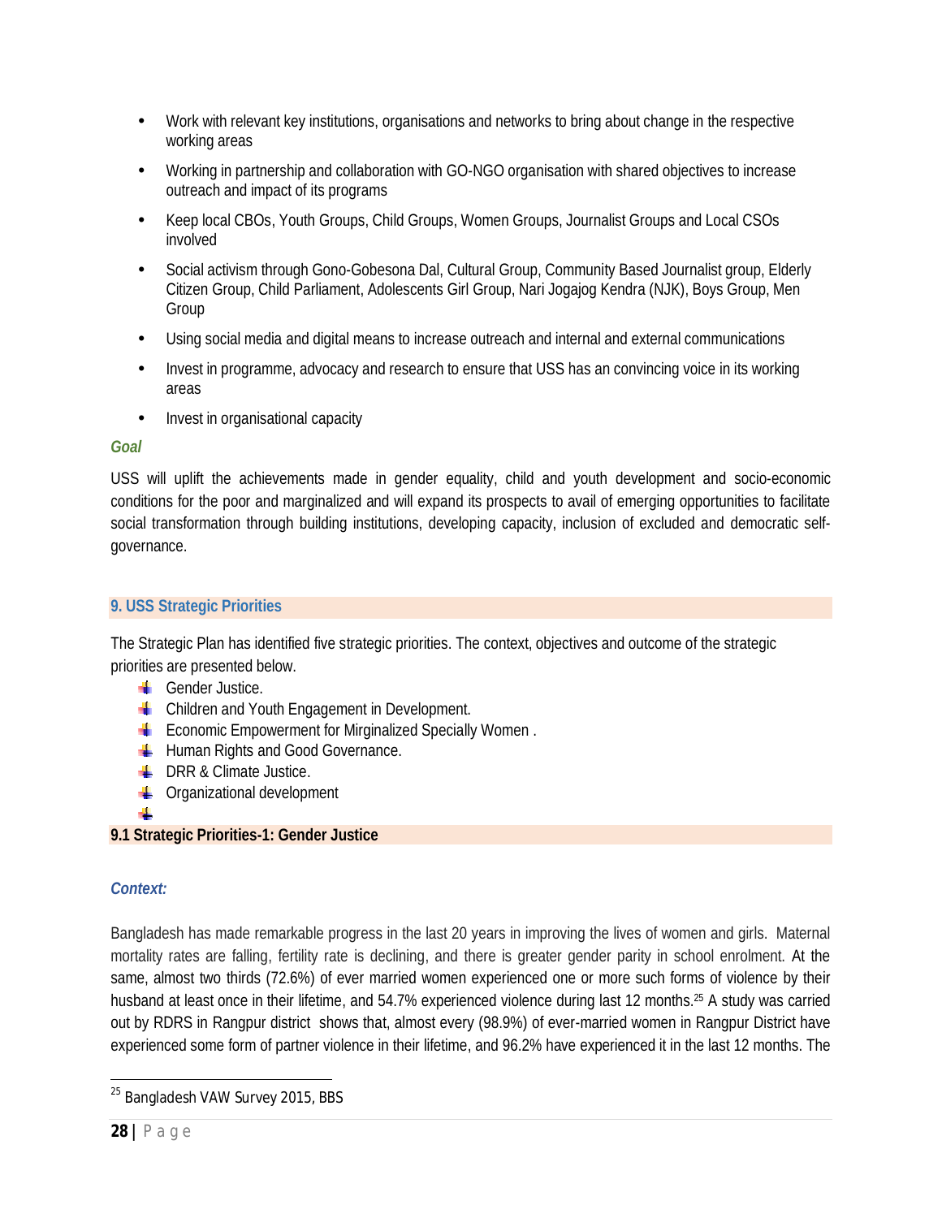- Work with relevant key institutions, organisations and networks to bring about change in the respective working areas
- Working in partnership and collaboration with GO-NGO organisation with shared objectives to increase outreach and impact of its programs
- Keep local CBOs, Youth Groups, Child Groups, Women Groups, Journalist Groups and Local CSOs involved
- Social activism through Gono-Gobesona Dal, Cultural Group, Community Based Journalist group, Elderly Citizen Group, Child Parliament, Adolescents Girl Group, Nari Jogajog Kendra (NJK), Boys Group, Men Group
- Using social media and digital means to increase outreach and internal and external communications
- Invest in programme, advocacy and research to ensure that USS has an convincing voice in its working areas
- Invest in organisational capacity

***Goal***

USS will uplift the achievements made in gender equality, child and youth development and socio-economic conditions for the poor and marginalized and will expand its prospects to avail of emerging opportunities to facilitate social transformation through building institutions, developing capacity, inclusion of excluded and democratic self-governance.

## 9. USS Strategic Priorities

The Strategic Plan has identified five strategic priorities. The context, objectives and outcome of the strategic priorities are presented below.

- Gender Justice.
- Children and Youth Engagement in Development.
- Economic Empowerment for Mirginalized Specially Women .
- Human Rights and Good Governance.
- DRR & Climate Justice.
- Organizational development

### 9.1 Strategic Priorities-1: Gender Justice

***Context:***

Bangladesh has made remarkable progress in the last 20 years in improving the lives of women and girls. Maternal mortality rates are falling, fertility rate is declining, and there is greater gender parity in school enrolment. At the same, almost two thirds (72.6%) of ever married women experienced one or more such forms of violence by their husband at least once in their lifetime, and 54.7% experienced violence during last 12 months.[25] A study was carried out by RDRS in Rangpur district shows that, almost every (98.9%) of ever-married women in Rangpur District have experienced some form of partner violence in their lifetime, and 96.2% have experienced it in the last 12 months. The

[25] Bangladesh VAW Survey 2015, BBS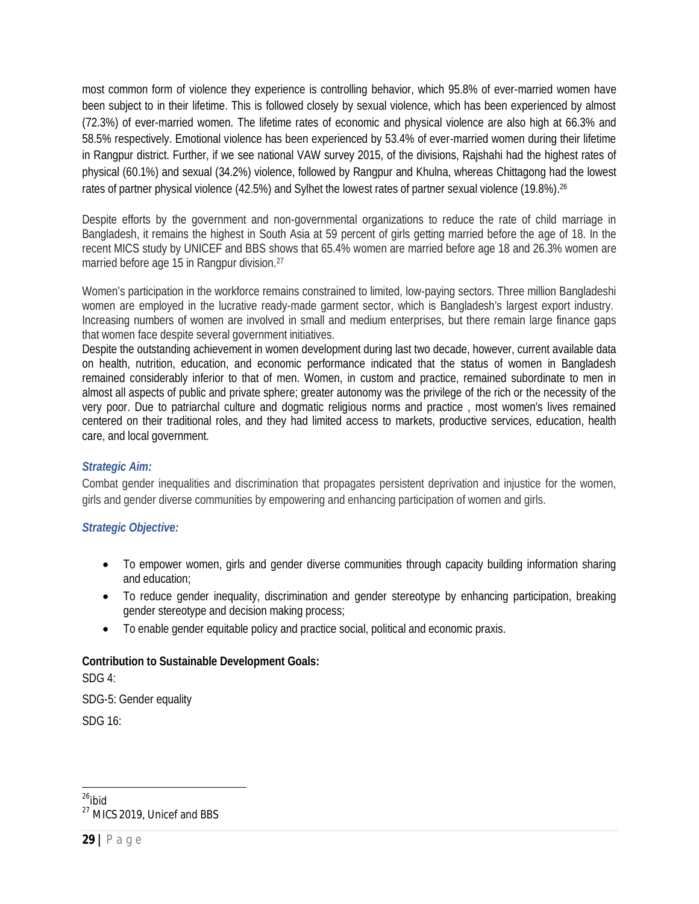most common form of violence they experience is controlling behavior, which 95.8% of ever-married women have been subject to in their lifetime. This is followed closely by sexual violence, which has been experienced by almost (72.3%) of ever-married women. The lifetime rates of economic and physical violence are also high at 66.3% and 58.5% respectively. Emotional violence has been experienced by 53.4% of ever-married women during their lifetime in Rangpur district. Further, if we see national VAW survey 2015, of the divisions, Rajshahi had the highest rates of physical (60.1%) and sexual (34.2%) violence, followed by Rangpur and Khulna, whereas Chittagong had the lowest rates of partner physical violence (42.5%) and Sylhet the lowest rates of partner sexual violence (19.8%).[26]

Despite efforts by the government and non-governmental organizations to reduce the rate of child marriage in Bangladesh, it remains the highest in South Asia at 59 percent of girls getting married before the age of 18. In the recent MICS study by UNICEF and BBS shows that 65.4% women are married before age 18 and 26.3% women are married before age 15 in Rangpur division.[27]

Women's participation in the workforce remains constrained to limited, low-paying sectors. Three million Bangladeshi women are employed in the lucrative ready-made garment sector, which is Bangladesh's largest export industry. Increasing numbers of women are involved in small and medium enterprises, but there remain large finance gaps that women face despite several government initiatives.

Despite the outstanding achievement in women development during last two decade, however, current available data on health, nutrition, education, and economic performance indicated that the status of women in Bangladesh remained considerably inferior to that of men. Women, in custom and practice, remained subordinate to men in almost all aspects of public and private sphere; greater autonomy was the privilege of the rich or the necessity of the very poor. Due to patriarchal culture and dogmatic religious norms and practice , most women's lives remained centered on their traditional roles, and they had limited access to markets, productive services, education, health care, and local government.

***Strategic Aim:***

Combat gender inequalities and discrimination that propagates persistent deprivation and injustice for the women, girls and gender diverse communities by empowering and enhancing participation of women and girls.

***Strategic Objective:***

- To empower women, girls and gender diverse communities through capacity building information sharing and education;
- To reduce gender inequality, discrimination and gender stereotype by enhancing participation, breaking gender stereotype and decision making process;
- To enable gender equitable policy and practice social, political and economic praxis.

**Contribution to Sustainable Development Goals:**

SDG 4:

SDG-5: Gender equality

SDG 16:

---

[26] ibid

[27] MICS 2019, Unicef and BBS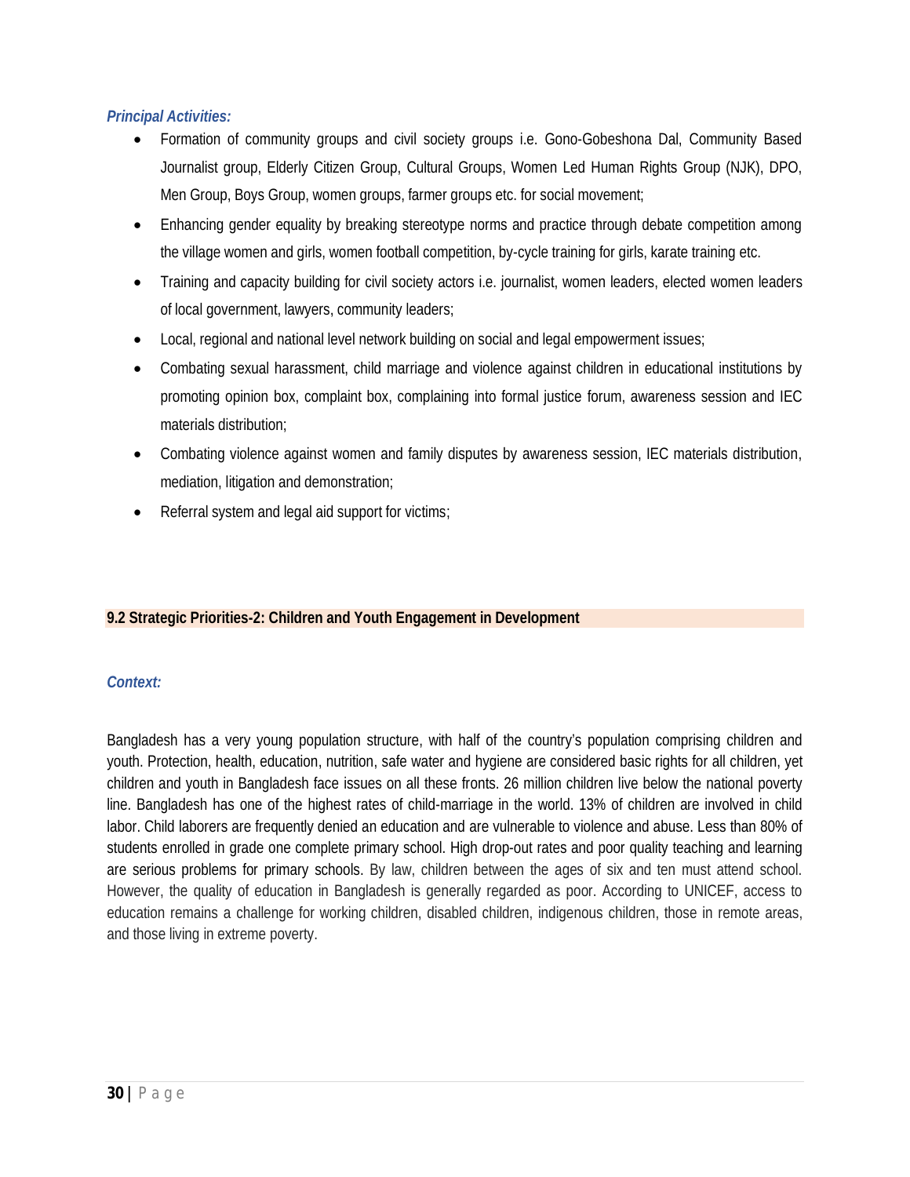***Principal Activities:***

- Formation of community groups and civil society groups i.e. Gono-Gobeshona Dal, Community Based Journalist group, Elderly Citizen Group, Cultural Groups, Women Led Human Rights Group (NJK), DPO, Men Group, Boys Group, women groups, farmer groups etc. for social movement;
- Enhancing gender equality by breaking stereotype norms and practice through debate competition among the village women and girls, women football competition, by-cycle training for girls, karate training etc.
- Training and capacity building for civil society actors i.e. journalist, women leaders, elected women leaders of local government, lawyers, community leaders;
- Local, regional and national level network building on social and legal empowerment issues;
- Combating sexual harassment, child marriage and violence against children in educational institutions by promoting opinion box, complaint box, complaining into formal justice forum, awareness session and IEC materials distribution;
- Combating violence against women and family disputes by awareness session, IEC materials distribution, mediation, litigation and demonstration;
- Referral system and legal aid support for victims;

## 9.2 Strategic Priorities-2: Children and Youth Engagement in Development

***Context:***

Bangladesh has a very young population structure, with half of the country's population comprising children and youth. Protection, health, education, nutrition, safe water and hygiene are considered basic rights for all children, yet children and youth in Bangladesh face issues on all these fronts. 26 million children live below the national poverty line. Bangladesh has one of the highest rates of child-marriage in the world. 13% of children are involved in child labor. Child laborers are frequently denied an education and are vulnerable to violence and abuse. Less than 80% of students enrolled in grade one complete primary school. High drop-out rates and poor quality teaching and learning are serious problems for primary schools. By law, children between the ages of six and ten must attend school. However, the quality of education in Bangladesh is generally regarded as poor. According to UNICEF, access to education remains a challenge for working children, disabled children, indigenous children, those in remote areas, and those living in extreme poverty.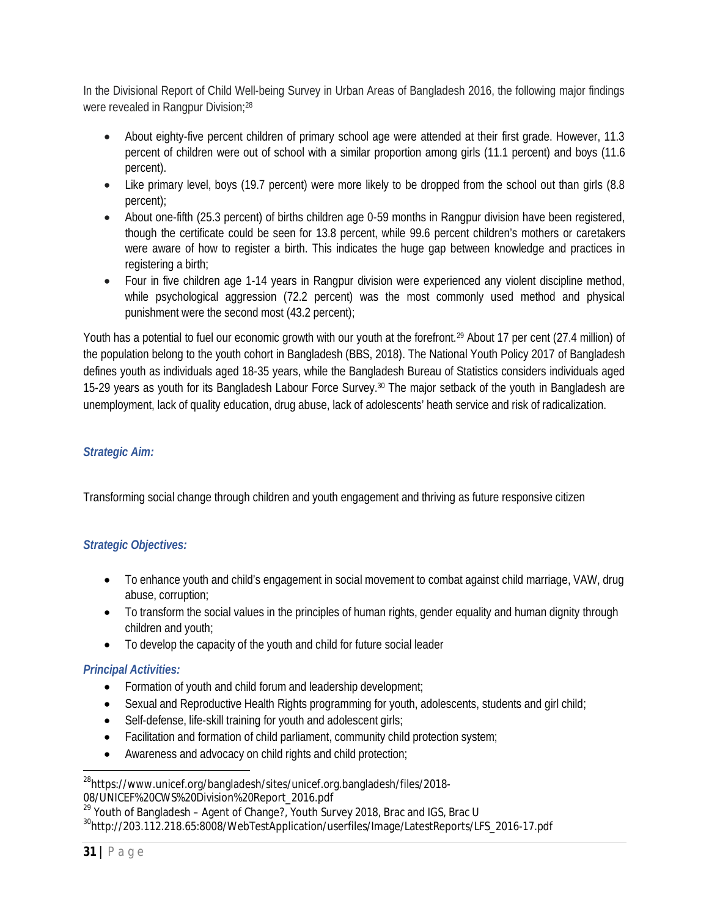In the Divisional Report of Child Well-being Survey in Urban Areas of Bangladesh 2016, the following major findings were revealed in Rangpur Division;[28]

- About eighty-five percent children of primary school age were attended at their first grade. However, 11.3 percent of children were out of school with a similar proportion among girls (11.1 percent) and boys (11.6 percent).
- Like primary level, boys (19.7 percent) were more likely to be dropped from the school out than girls (8.8 percent);
- About one-fifth (25.3 percent) of births children age 0-59 months in Rangpur division have been registered, though the certificate could be seen for 13.8 percent, while 99.6 percent children's mothers or caretakers were aware of how to register a birth. This indicates the huge gap between knowledge and practices in registering a birth;
- Four in five children age 1-14 years in Rangpur division were experienced any violent discipline method, while psychological aggression (72.2 percent) was the most commonly used method and physical punishment were the second most (43.2 percent);

Youth has a potential to fuel our economic growth with our youth at the forefront.[29] About 17 per cent (27.4 million) of the population belong to the youth cohort in Bangladesh (BBS, 2018). The National Youth Policy 2017 of Bangladesh defines youth as individuals aged 18-35 years, while the Bangladesh Bureau of Statistics considers individuals aged 15-29 years as youth for its Bangladesh Labour Force Survey.[30] The major setback of the youth in Bangladesh are unemployment, lack of quality education, drug abuse, lack of adolescents' heath service and risk of radicalization.

### *Strategic Aim:*

Transforming social change through children and youth engagement and thriving as future responsive citizen

### *Strategic Objectives:*

- To enhance youth and child's engagement in social movement to combat against child marriage, VAW, drug abuse, corruption;
- To transform the social values in the principles of human rights, gender equality and human dignity through children and youth;
- To develop the capacity of the youth and child for future social leader

### *Principal Activities:*

- Formation of youth and child forum and leadership development;
- Sexual and Reproductive Health Rights programming for youth, adolescents, students and girl child;
- Self-defense, life-skill training for youth and adolescent girls;
- Facilitation and formation of child parliament, community child protection system;
- Awareness and advocacy on child rights and child protection;

---

[28] https://www.unicef.org/bangladesh/sites/unicef.org.bangladesh/files/2018-08/UNICEF%20CWS%20Division%20Report_2016.pdf

[29] Youth of Bangladesh – Agent of Change?, Youth Survey 2018, Brac and IGS, Brac U

[30] http://203.112.218.65:8008/WebTestApplication/userfiles/Image/LatestReports/LFS_2016-17.pdf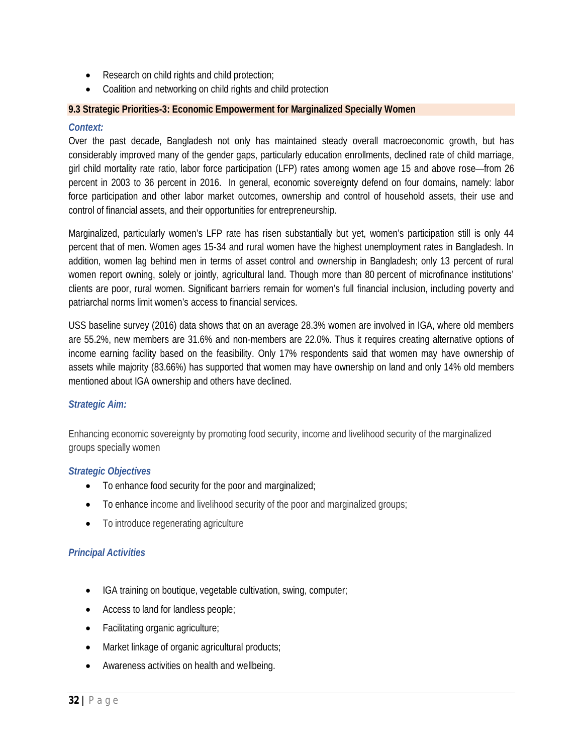- Research on child rights and child protection;
- Coalition and networking on child rights and child protection

### 9.3 Strategic Priorities-3: Economic Empowerment for Marginalized Specially Women

***Context:***

Over the past decade, Bangladesh not only has maintained steady overall macroeconomic growth, but has considerably improved many of the gender gaps, particularly education enrollments, declined rate of child marriage, girl child mortality rate ratio, labor force participation (LFP) rates among women age 15 and above rose—from 26 percent in 2003 to 36 percent in 2016. In general, economic sovereignty defend on four domains, namely: labor force participation and other labor market outcomes, ownership and control of household assets, their use and control of financial assets, and their opportunities for entrepreneurship.

Marginalized, particularly women's LFP rate has risen substantially but yet, women's participation still is only 44 percent that of men. Women ages 15-34 and rural women have the highest unemployment rates in Bangladesh. In addition, women lag behind men in terms of asset control and ownership in Bangladesh; only 13 percent of rural women report owning, solely or jointly, agricultural land. Though more than 80 percent of microfinance institutions' clients are poor, rural women. Significant barriers remain for women's full financial inclusion, including poverty and patriarchal norms limit women's access to financial services.

USS baseline survey (2016) data shows that on an average 28.3% women are involved in IGA, where old members are 55.2%, new members are 31.6% and non-members are 22.0%. Thus it requires creating alternative options of income earning facility based on the feasibility. Only 17% respondents said that women may have ownership of assets while majority (83.66%) has supported that women may have ownership on land and only 14% old members mentioned about IGA ownership and others have declined.

***Strategic Aim:***

Enhancing economic sovereignty by promoting food security, income and livelihood security of the marginalized groups specially women

***Strategic Objectives***

- To enhance food security for the poor and marginalized;
- To enhance income and livelihood security of the poor and marginalized groups;
- To introduce regenerating agriculture

***Principal Activities***

- IGA training on boutique, vegetable cultivation, swing, computer;
- Access to land for landless people;
- Facilitating organic agriculture;
- Market linkage of organic agricultural products;
- Awareness activities on health and wellbeing.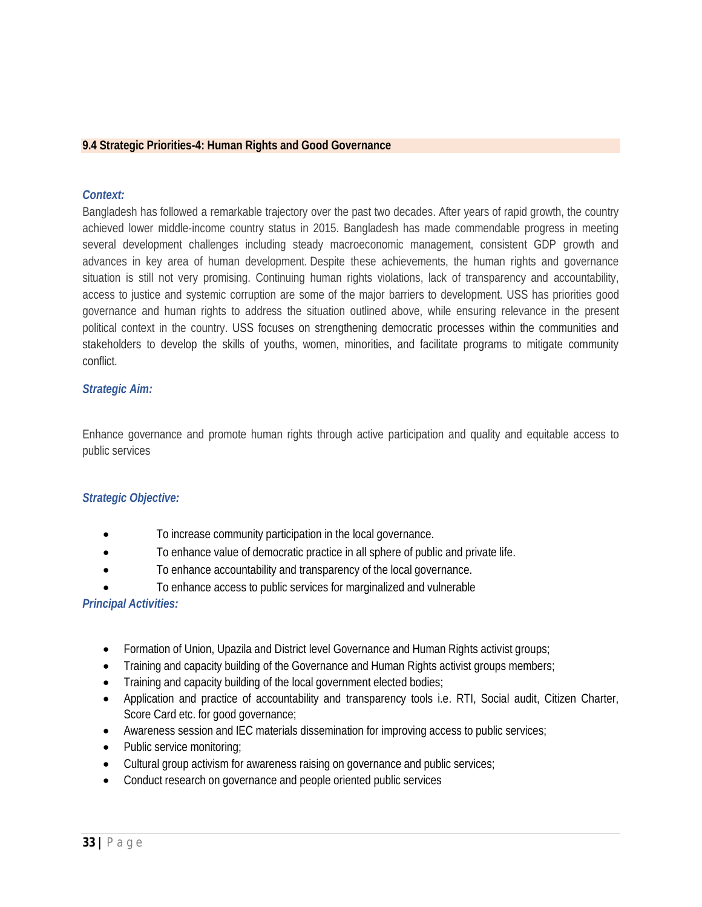## 9.4 Strategic Priorities-4: Human Rights and Good Governance

***Context:***

Bangladesh has followed a remarkable trajectory over the past two decades. After years of rapid growth, the country achieved lower middle-income country status in 2015. Bangladesh has made commendable progress in meeting several development challenges including steady macroeconomic management, consistent GDP growth and advances in key area of human development. Despite these achievements, the human rights and governance situation is still not very promising. Continuing human rights violations, lack of transparency and accountability, access to justice and systemic corruption are some of the major barriers to development. USS has priorities good governance and human rights to address the situation outlined above, while ensuring relevance in the present political context in the country. USS focuses on strengthening democratic processes within the communities and stakeholders to develop the skills of youths, women, minorities, and facilitate programs to mitigate community conflict.

***Strategic Aim:***

Enhance governance and promote human rights through active participation and quality and equitable access to public services

***Strategic Objective:***

- To increase community participation in the local governance.
- To enhance value of democratic practice in all sphere of public and private life.
- To enhance accountability and transparency of the local governance.
- To enhance access to public services for marginalized and vulnerable

***Principal Activities:***

- Formation of Union, Upazila and District level Governance and Human Rights activist groups;
- Training and capacity building of the Governance and Human Rights activist groups members;
- Training and capacity building of the local government elected bodies;
- Application and practice of accountability and transparency tools i.e. RTI, Social audit, Citizen Charter, Score Card etc. for good governance;
- Awareness session and IEC materials dissemination for improving access to public services;
- Public service monitoring;
- Cultural group activism for awareness raising on governance and public services;
- Conduct research on governance and people oriented public services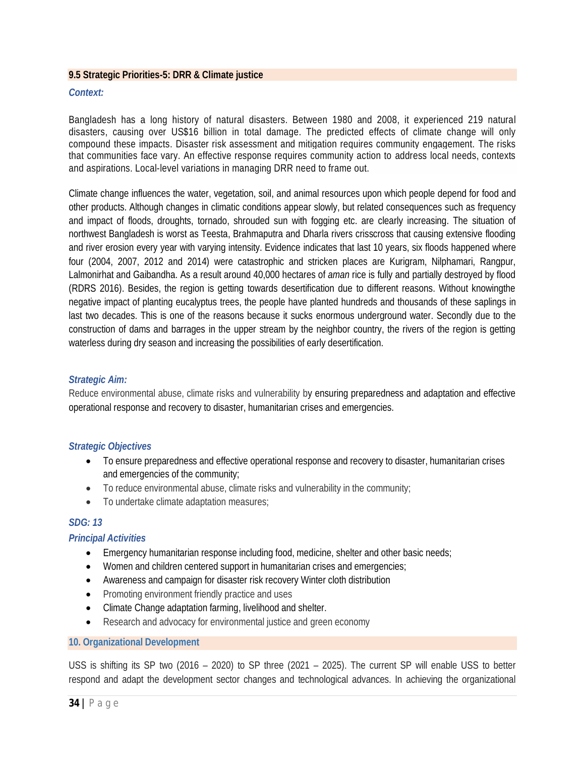### 9.5 Strategic Priorities-5: DRR & Climate justice

***Context:***

Bangladesh has a long history of natural disasters. Between 1980 and 2008, it experienced 219 natural disasters, causing over US$16 billion in total damage. The predicted effects of climate change will only compound these impacts. Disaster risk assessment and mitigation requires community engagement. The risks that communities face vary. An effective response requires community action to address local needs, contexts and aspirations. Local-level variations in managing DRR need to frame out.

Climate change influences the water, vegetation, soil, and animal resources upon which people depend for food and other products. Although changes in climatic conditions appear slowly, but related consequences such as frequency and impact of floods, droughts, tornado, shrouded sun with fogging etc. are clearly increasing. The situation of northwest Bangladesh is worst as Teesta, Brahmaputra and Dharla rivers crisscross that causing extensive flooding and river erosion every year with varying intensity. Evidence indicates that last 10 years, six floods happened where four (2004, 2007, 2012 and 2014) were catastrophic and stricken places are Kurigram, Nilphamari, Rangpur, Lalmonirhat and Gaibandha. As a result around 40,000 hectares of *aman* rice is fully and partially destroyed by flood (RDRS 2016). Besides, the region is getting towards desertification due to different reasons. Without knowingthe negative impact of planting eucalyptus trees, the people have planted hundreds and thousands of these saplings in last two decades. This is one of the reasons because it sucks enormous underground water. Secondly due to the construction of dams and barrages in the upper stream by the neighbor country, the rivers of the region is getting waterless during dry season and increasing the possibilities of early desertification.

***Strategic Aim:***

Reduce environmental abuse, climate risks and vulnerability by ensuring preparedness and adaptation and effective operational response and recovery to disaster, humanitarian crises and emergencies.

***Strategic Objectives***

- To ensure preparedness and effective operational response and recovery to disaster, humanitarian crises and emergencies of the community;
- To reduce environmental abuse, climate risks and vulnerability in the community;
- To undertake climate adaptation measures;

***SDG: 13***

***Principal Activities***

- Emergency humanitarian response including food, medicine, shelter and other basic needs;
- Women and children centered support in humanitarian crises and emergencies;
- Awareness and campaign for disaster risk recovery Winter cloth distribution
- Promoting environment friendly practice and uses
- Climate Change adaptation farming, livelihood and shelter.
- Research and advocacy for environmental justice and green economy

## 10. Organizational Development

USS is shifting its SP two (2016 – 2020) to SP three (2021 – 2025). The current SP will enable USS to better respond and adapt the development sector changes and technological advances. In achieving the organizational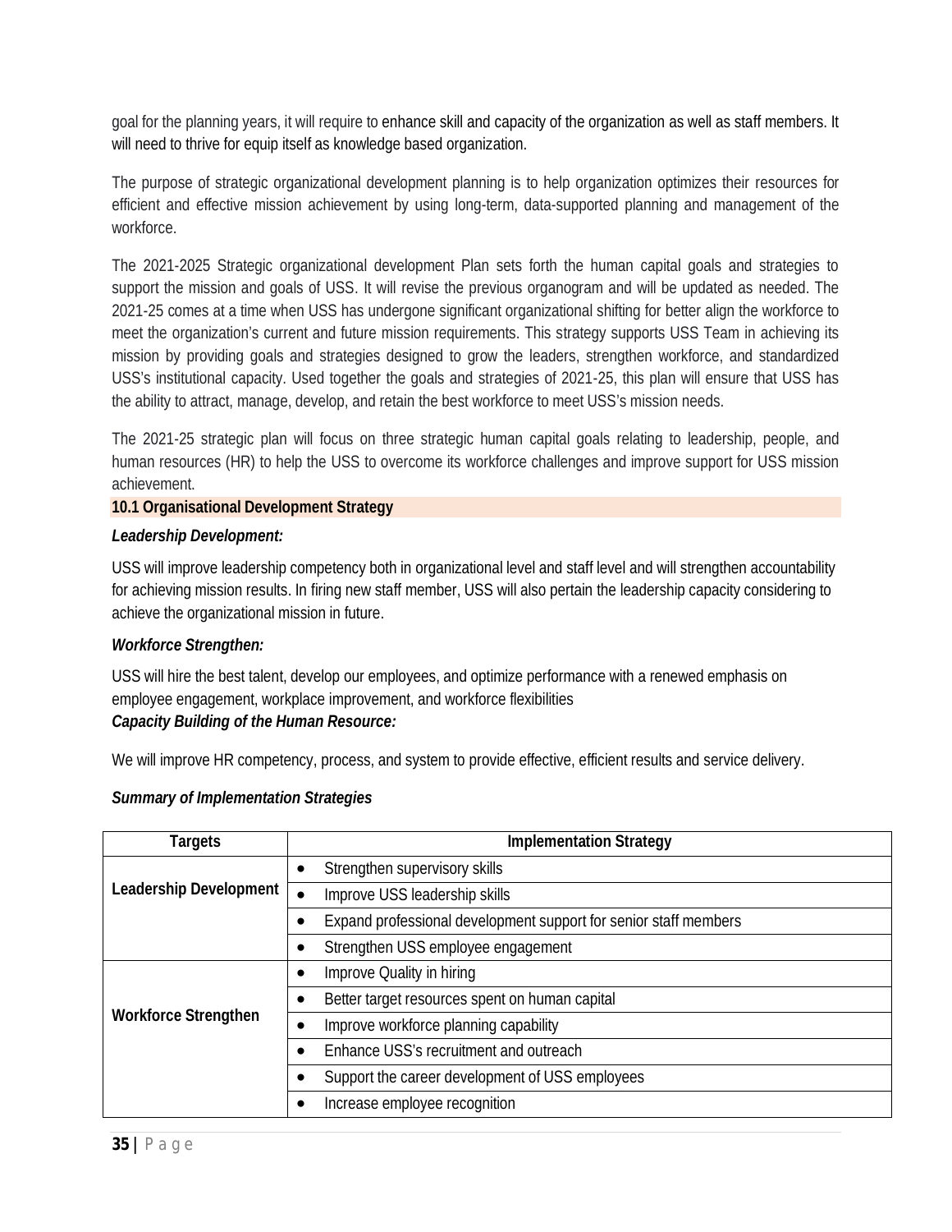goal for the planning years, it will require to enhance skill and capacity of the organization as well as staff members. It will need to thrive for equip itself as knowledge based organization.

The purpose of strategic organizational development planning is to help organization optimizes their resources for efficient and effective mission achievement by using long-term, data-supported planning and management of the workforce.

The 2021-2025 Strategic organizational development Plan sets forth the human capital goals and strategies to support the mission and goals of USS. It will revise the previous organogram and will be updated as needed. The 2021-25 comes at a time when USS has undergone significant organizational shifting for better align the workforce to meet the organization's current and future mission requirements. This strategy supports USS Team in achieving its mission by providing goals and strategies designed to grow the leaders, strengthen workforce, and standardized USS's institutional capacity. Used together the goals and strategies of 2021-25, this plan will ensure that USS has the ability to attract, manage, develop, and retain the best workforce to meet USS's mission needs.

The 2021-25 strategic plan will focus on three strategic human capital goals relating to leadership, people, and human resources (HR) to help the USS to overcome its workforce challenges and improve support for USS mission achievement.

### 10.1 Organisational Development Strategy

***Leadership Development:***

USS will improve leadership competency both in organizational level and staff level and will strengthen accountability for achieving mission results. In firing new staff member, USS will also pertain the leadership capacity considering to achieve the organizational mission in future.

***Workforce Strengthen:***

USS will hire the best talent, develop our employees, and optimize performance with a renewed emphasis on employee engagement, workplace improvement, and workforce flexibilities

***Capacity Building of the Human Resource:***

We will improve HR competency, process, and system to provide effective, efficient results and service delivery.

***Summary of Implementation Strategies***

| Targets | Implementation Strategy |
|---|---|
| **Leadership Development** | • Strengthen supervisory skills |
| | • Improve USS leadership skills |
| | • Expand professional development support for senior staff members |
| | • Strengthen USS employee engagement |
| **Workforce Strengthen** | • Improve Quality in hiring |
| | • Better target resources spent on human capital |
| | • Improve workforce planning capability |
| | • Enhance USS's recruitment and outreach |
| | • Support the career development of USS employees |
| | • Increase employee recognition |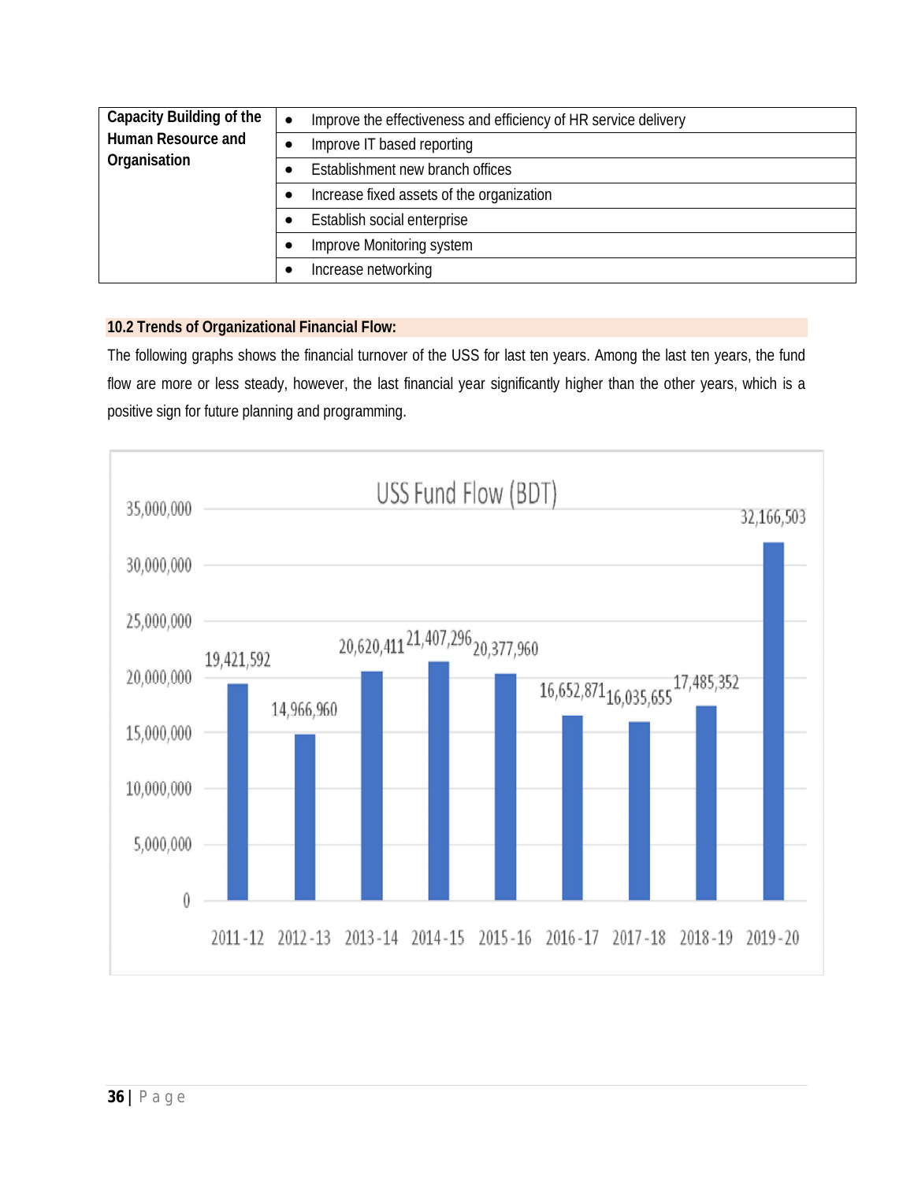| Capacity Building of the Human Resource and Organisation | • Improve the effectiveness and efficiency of HR service delivery |
|---|---|
| | • Improve IT based reporting |
| | • Establishment new branch offices |
| | • Increase fixed assets of the organization |
| | • Establish social enterprise |
| | • Improve Monitoring system |
| | • Increase networking |

## 10.2 Trends of Organizational Financial Flow:

The following graphs shows the financial turnover of the USS for last ten years. Among the last ten years, the fund flow are more or less steady, however, the last financial year significantly higher than the other years, which is a positive sign for future planning and programming.

**USS Fund Flow (BDT)**

| Year | Fund Flow (BDT) |
|---|---|
| 2011-12 | 19,421,592 |
| 2012-13 | 14,966,960 |
| 2013-14 | 20,620,411 |
| 2014-15 | 21,407,296 |
| 2015-16 | 20,377,960 |
| 2016-17 | 16,652,871 |
| 2017-18 | 16,035,655 |
| 2018-19 | 17,485,352 |
| 2019-20 | 32,166,503 |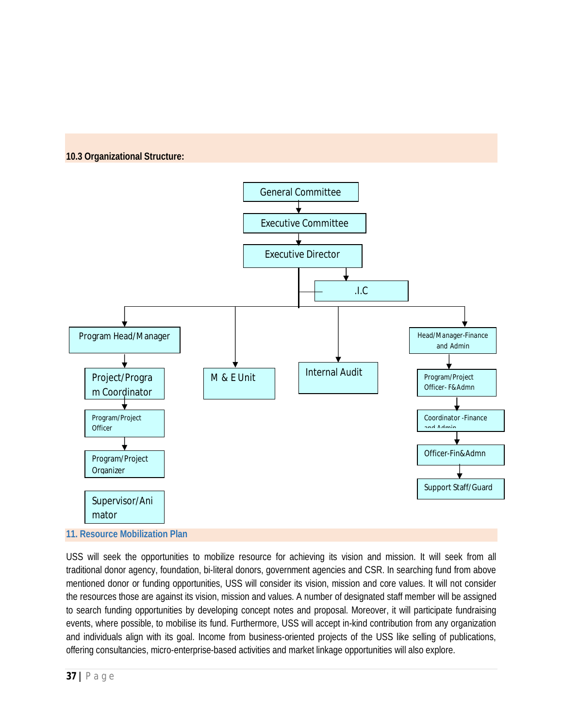### 10.3 Organizational Structure:

General Committee

Executive Committee

Executive Director

.I.C

Program Head/Manager

Project/Program Coordinator

Program/Project Officer

Program/Project Organizer

Supervisor/Animator

M & E Unit

Internal Audit

Head/Manager-Finance and Admin

Program/Project Officer- F&Admn

Coordinator -Finance and Admin

Officer-Fin&Admn

Support Staff/Guard

## 11. Resource Mobilization Plan

USS will seek the opportunities to mobilize resource for achieving its vision and mission. It will seek from all traditional donor agency, foundation, bi-literal donors, government agencies and CSR. In searching fund from above mentioned donor or funding opportunities, USS will consider its vision, mission and core values. It will not consider the resources those are against its vision, mission and values. A number of designated staff member will be assigned to search funding opportunities by developing concept notes and proposal. Moreover, it will participate fundraising events, where possible, to mobilise its fund. Furthermore, USS will accept in-kind contribution from any organization and individuals align with its goal. Income from business-oriented projects of the USS like selling of publications, offering consultancies, micro-enterprise-based activities and market linkage opportunities will also explore.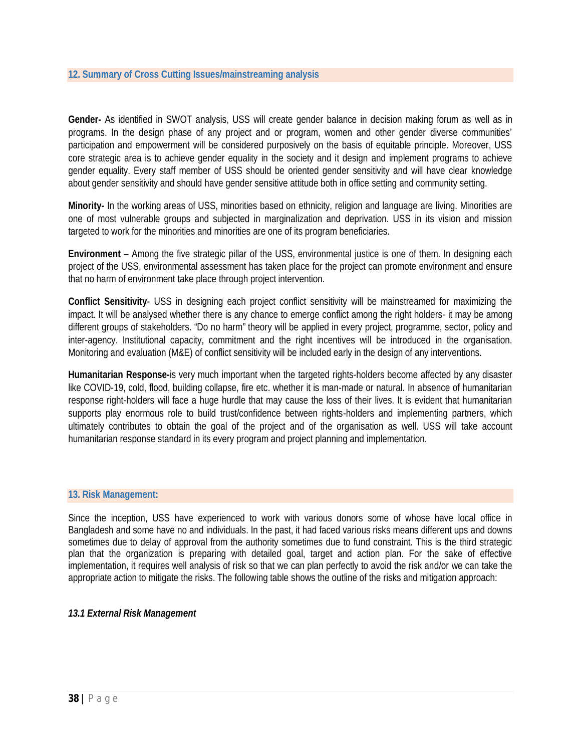## 12. Summary of Cross Cutting Issues/mainstreaming analysis

**Gender-** As identified in SWOT analysis, USS will create gender balance in decision making forum as well as in programs. In the design phase of any project and or program, women and other gender diverse communities' participation and empowerment will be considered purposively on the basis of equitable principle. Moreover, USS core strategic area is to achieve gender equality in the society and it design and implement programs to achieve gender equality. Every staff member of USS should be oriented gender sensitivity and will have clear knowledge about gender sensitivity and should have gender sensitive attitude both in office setting and community setting.

**Minority-** In the working areas of USS, minorities based on ethnicity, religion and language are living. Minorities are one of most vulnerable groups and subjected in marginalization and deprivation. USS in its vision and mission targeted to work for the minorities and minorities are one of its program beneficiaries.

**Environment** – Among the five strategic pillar of the USS, environmental justice is one of them. In designing each project of the USS, environmental assessment has taken place for the project can promote environment and ensure that no harm of environment take place through project intervention.

**Conflict Sensitivity**- USS in designing each project conflict sensitivity will be mainstreamed for maximizing the impact. It will be analysed whether there is any chance to emerge conflict among the right holders- it may be among different groups of stakeholders. "Do no harm" theory will be applied in every project, programme, sector, policy and inter-agency. Institutional capacity, commitment and the right incentives will be introduced in the organisation. Monitoring and evaluation (M&E) of conflict sensitivity will be included early in the design of any interventions.

**Humanitarian Response-**is very much important when the targeted rights-holders become affected by any disaster like COVID-19, cold, flood, building collapse, fire etc. whether it is man-made or natural. In absence of humanitarian response right-holders will face a huge hurdle that may cause the loss of their lives. It is evident that humanitarian supports play enormous role to build trust/confidence between rights-holders and implementing partners, which ultimately contributes to obtain the goal of the project and of the organisation as well. USS will take account humanitarian response standard in its every program and project planning and implementation.

## 13. Risk Management:

Since the inception, USS have experienced to work with various donors some of whose have local office in Bangladesh and some have no and individuals. In the past, it had faced various risks means different ups and downs sometimes due to delay of approval from the authority sometimes due to fund constraint. This is the third strategic plan that the organization is preparing with detailed goal, target and action plan. For the sake of effective implementation, it requires well analysis of risk so that we can plan perfectly to avoid the risk and/or we can take the appropriate action to mitigate the risks. The following table shows the outline of the risks and mitigation approach:

### *13.1 External Risk Management*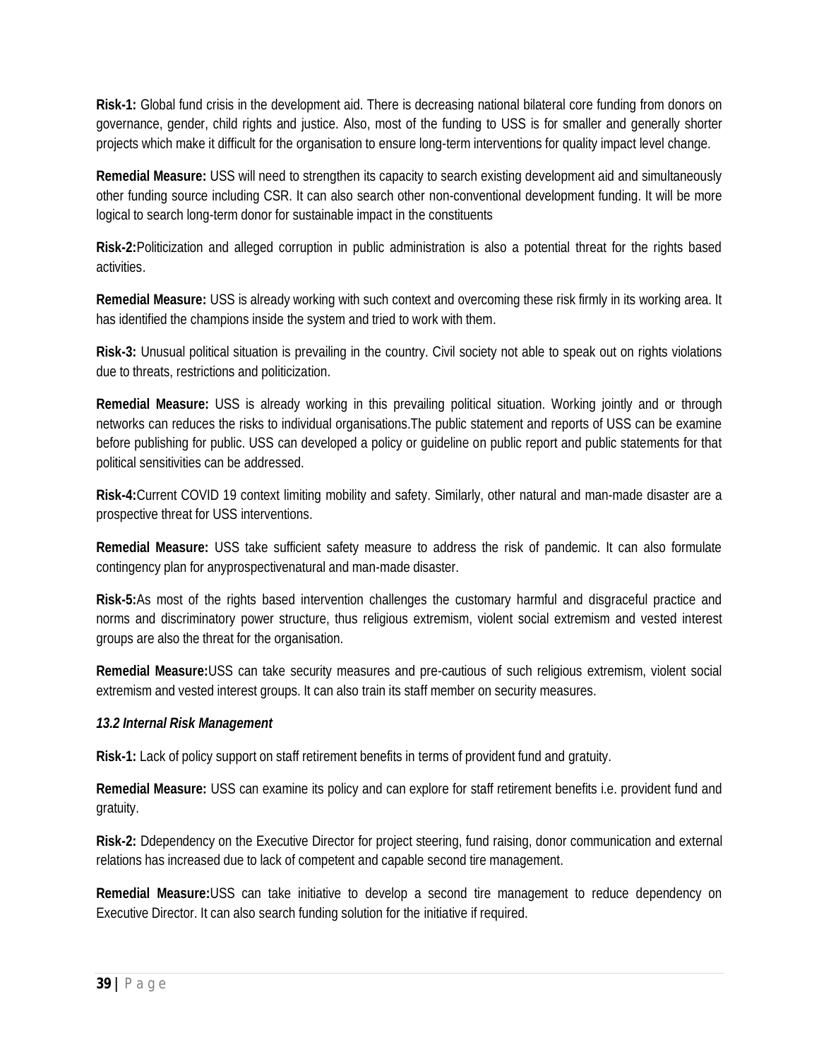**Risk-1:** Global fund crisis in the development aid. There is decreasing national bilateral core funding from donors on governance, gender, child rights and justice. Also, most of the funding to USS is for smaller and generally shorter projects which make it difficult for the organisation to ensure long-term interventions for quality impact level change.

**Remedial Measure:** USS will need to strengthen its capacity to search existing development aid and simultaneously other funding source including CSR. It can also search other non-conventional development funding. It will be more logical to search long-term donor for sustainable impact in the constituents

**Risk-2:**Politicization and alleged corruption in public administration is also a potential threat for the rights based activities.

**Remedial Measure:** USS is already working with such context and overcoming these risk firmly in its working area. It has identified the champions inside the system and tried to work with them.

**Risk-3:** Unusual political situation is prevailing in the country. Civil society not able to speak out on rights violations due to threats, restrictions and politicization.

**Remedial Measure:** USS is already working in this prevailing political situation. Working jointly and or through networks can reduces the risks to individual organisations.The public statement and reports of USS can be examine before publishing for public. USS can developed a policy or guideline on public report and public statements for that political sensitivities can be addressed.

**Risk-4:**Current COVID 19 context limiting mobility and safety. Similarly, other natural and man-made disaster are a prospective threat for USS interventions.

**Remedial Measure:** USS take sufficient safety measure to address the risk of pandemic. It can also formulate contingency plan for anyprospectivenatural and man-made disaster.

**Risk-5:**As most of the rights based intervention challenges the customary harmful and disgraceful practice and norms and discriminatory power structure, thus religious extremism, violent social extremism and vested interest groups are also the threat for the organisation.

**Remedial Measure:**USS can take security measures and pre-cautious of such religious extremism, violent social extremism and vested interest groups. It can also train its staff member on security measures.

***13.2 Internal Risk Management***

**Risk-1:** Lack of policy support on staff retirement benefits in terms of provident fund and gratuity.

**Remedial Measure:** USS can examine its policy and can explore for staff retirement benefits i.e. provident fund and gratuity.

**Risk-2:** Ddependency on the Executive Director for project steering, fund raising, donor communication and external relations has increased due to lack of competent and capable second tire management.

**Remedial Measure:**USS can take initiative to develop a second tire management to reduce dependency on Executive Director. It can also search funding solution for the initiative if required.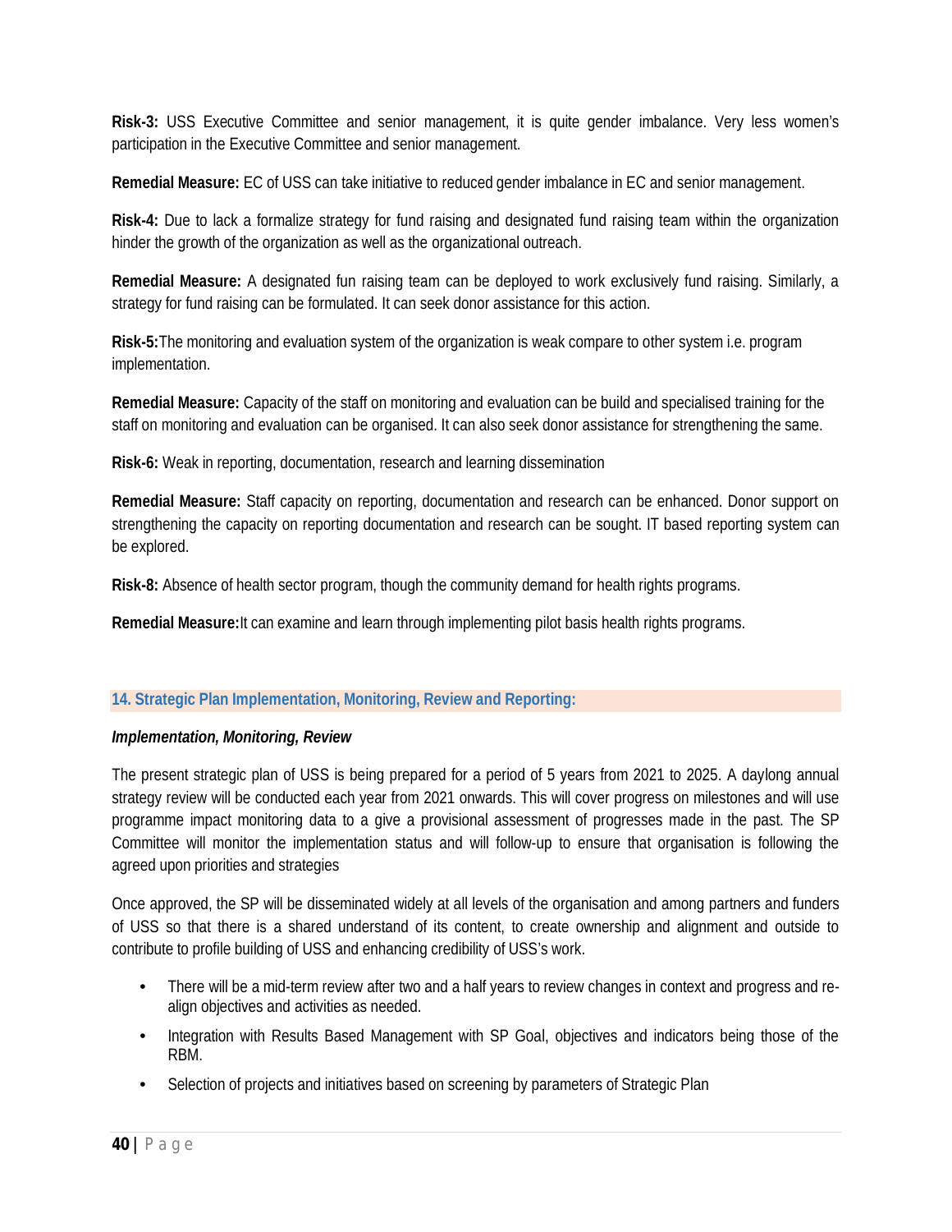**Risk-3:** USS Executive Committee and senior management, it is quite gender imbalance. Very less women's participation in the Executive Committee and senior management.

**Remedial Measure:** EC of USS can take initiative to reduced gender imbalance in EC and senior management.

**Risk-4:** Due to lack a formalize strategy for fund raising and designated fund raising team within the organization hinder the growth of the organization as well as the organizational outreach.

**Remedial Measure:** A designated fun raising team can be deployed to work exclusively fund raising. Similarly, a strategy for fund raising can be formulated. It can seek donor assistance for this action.

**Risk-5:**The monitoring and evaluation system of the organization is weak compare to other system i.e. program implementation.

**Remedial Measure:** Capacity of the staff on monitoring and evaluation can be build and specialised training for the staff on monitoring and evaluation can be organised. It can also seek donor assistance for strengthening the same.

**Risk-6:** Weak in reporting, documentation, research and learning dissemination

**Remedial Measure:** Staff capacity on reporting, documentation and research can be enhanced. Donor support on strengthening the capacity on reporting documentation and research can be sought. IT based reporting system can be explored.

**Risk-8:** Absence of health sector program, though the community demand for health rights programs.

**Remedial Measure:**It can examine and learn through implementing pilot basis health rights programs.

## 14. Strategic Plan Implementation, Monitoring, Review and Reporting:

***Implementation, Monitoring, Review***

The present strategic plan of USS is being prepared for a period of 5 years from 2021 to 2025. A daylong annual strategy review will be conducted each year from 2021 onwards. This will cover progress on milestones and will use programme impact monitoring data to a give a provisional assessment of progresses made in the past. The SP Committee will monitor the implementation status and will follow-up to ensure that organisation is following the agreed upon priorities and strategies

Once approved, the SP will be disseminated widely at all levels of the organisation and among partners and funders of USS so that there is a shared understand of its content, to create ownership and alignment and outside to contribute to profile building of USS and enhancing credibility of USS's work.

- There will be a mid-term review after two and a half years to review changes in context and progress and re-align objectives and activities as needed.
- Integration with Results Based Management with SP Goal, objectives and indicators being those of the RBM.
- Selection of projects and initiatives based on screening by parameters of Strategic Plan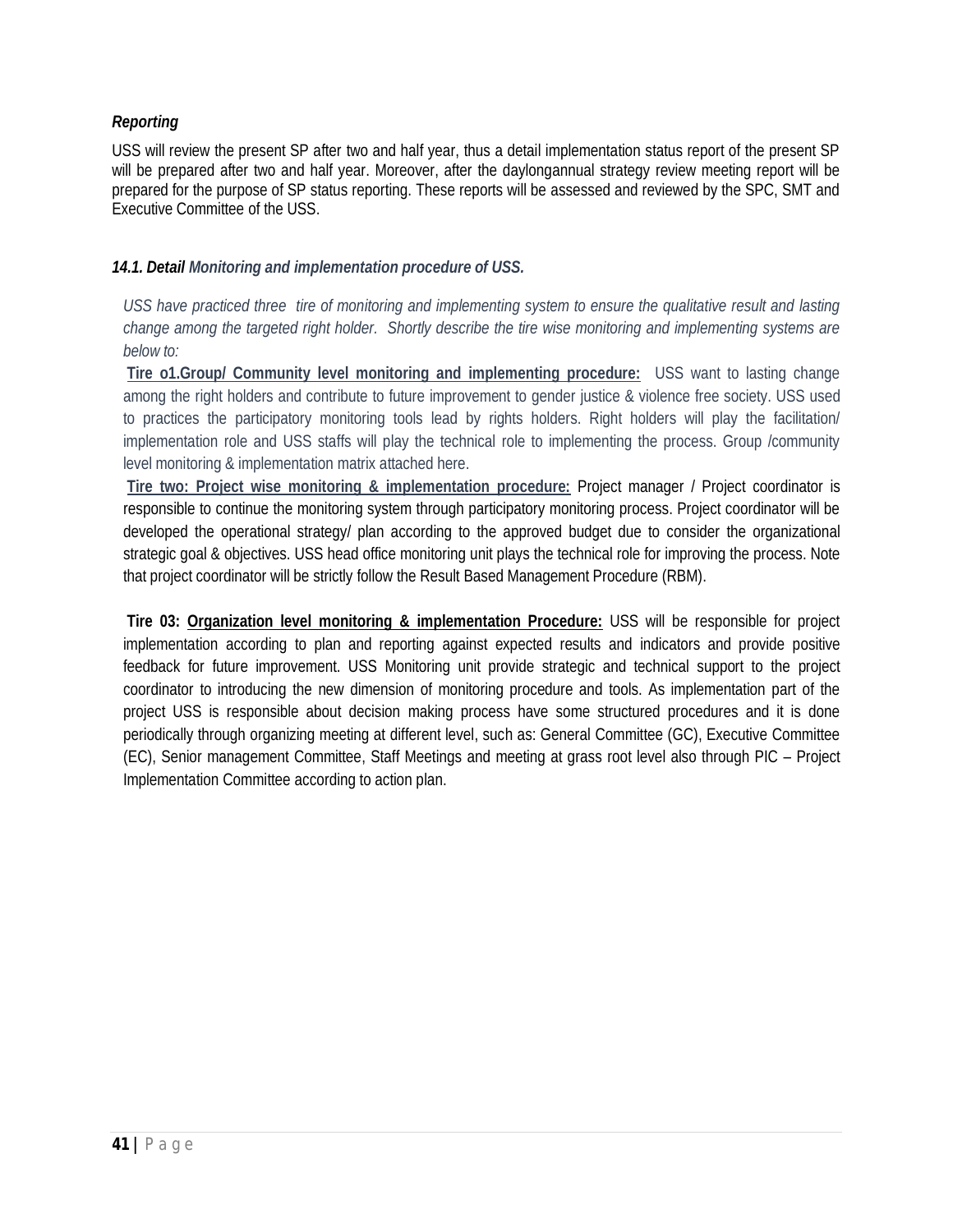***Reporting***

USS will review the present SP after two and half year, thus a detail implementation status report of the present SP will be prepared after two and half year. Moreover, after the daylongannual strategy review meeting report will be prepared for the purpose of SP status reporting. These reports will be assessed and reviewed by the SPC, SMT and Executive Committee of the USS.

### *14.1. Detail Monitoring and implementation procedure of USS.*

*USS have practiced three tire of monitoring and implementing system to ensure the qualitative result and lasting change among the targeted right holder. Shortly describe the tire wise monitoring and implementing systems are below to:*

**Tire o1.Group/ Community level monitoring and implementing procedure:** USS want to lasting change among the right holders and contribute to future improvement to gender justice & violence free society. USS used to practices the participatory monitoring tools lead by rights holders. Right holders will play the facilitation/ implementation role and USS staffs will play the technical role to implementing the process. Group /community level monitoring & implementation matrix attached here.

**Tire two: Project wise monitoring & implementation procedure:** Project manager / Project coordinator is responsible to continue the monitoring system through participatory monitoring process. Project coordinator will be developed the operational strategy/ plan according to the approved budget due to consider the organizational strategic goal & objectives. USS head office monitoring unit plays the technical role for improving the process. Note that project coordinator will be strictly follow the Result Based Management Procedure (RBM).

**Tire 03: Organization level monitoring & implementation Procedure:** USS will be responsible for project implementation according to plan and reporting against expected results and indicators and provide positive feedback for future improvement. USS Monitoring unit provide strategic and technical support to the project coordinator to introducing the new dimension of monitoring procedure and tools. As implementation part of the project USS is responsible about decision making process have some structured procedures and it is done periodically through organizing meeting at different level, such as: General Committee (GC), Executive Committee (EC), Senior management Committee, Staff Meetings and meeting at grass root level also through PIC – Project Implementation Committee according to action plan.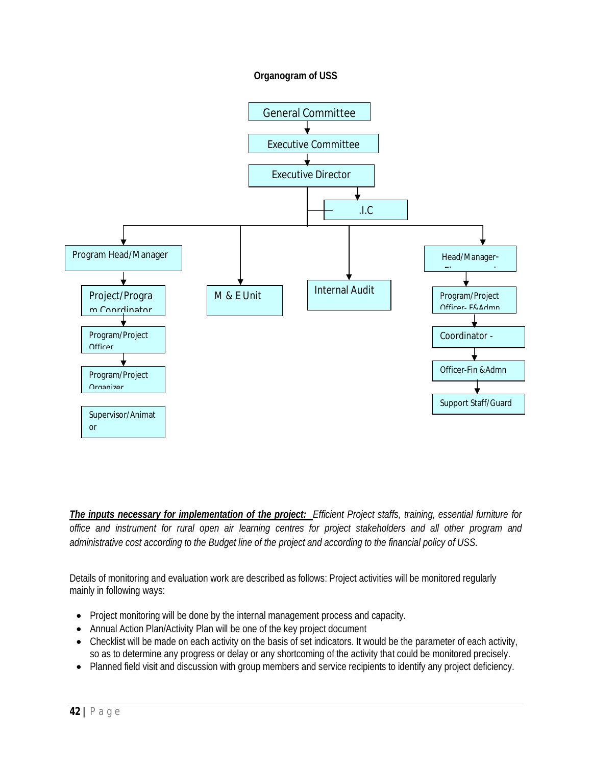**Organogram of USS**

- General Committee
  - Executive Committee
    - Executive Director
      - .I.C
      - Program Head/Manager
        - Project/Program Coordinator
          - Program/Project Officer
            - Program/Project Organizer
        - Supervisor/Animator
      - M & E Unit
      - Internal Audit
      - Head/Manager-
        - Program/Project Officer- F&Admn
          - Coordinator -
            - Officer-Fin &Admn
              - Support Staff/Guard

***<u>The inputs necessary for implementation of the project:</u>*** *Efficient Project staffs, training, essential furniture for office and instrument for rural open air learning centres for project stakeholders and all other program and administrative cost according to the Budget line of the project and according to the financial policy of USS.*

Details of monitoring and evaluation work are described as follows: Project activities will be monitored regularly mainly in following ways:

- Project monitoring will be done by the internal management process and capacity.
- Annual Action Plan/Activity Plan will be one of the key project document
- Checklist will be made on each activity on the basis of set indicators. It would be the parameter of each activity, so as to determine any progress or delay or any shortcoming of the activity that could be monitored precisely.
- Planned field visit and discussion with group members and service recipients to identify any project deficiency.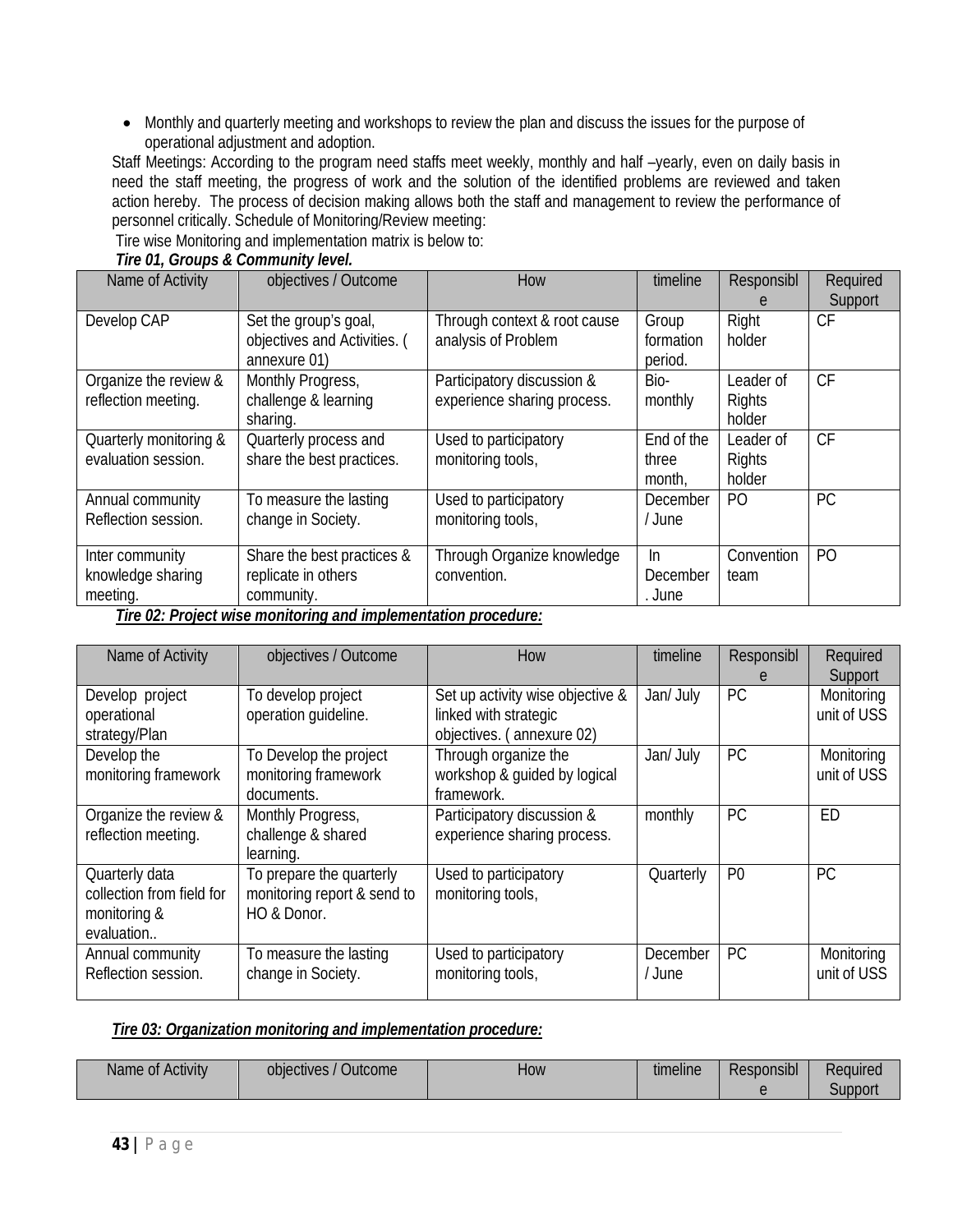- Monthly and quarterly meeting and workshops to review the plan and discuss the issues for the purpose of operational adjustment and adoption.

Staff Meetings: According to the program need staffs meet weekly, monthly and half –yearly, even on daily basis in need the staff meeting, the progress of work and the solution of the identified problems are reviewed and taken action hereby. The process of decision making allows both the staff and management to review the performance of personnel critically. Schedule of Monitoring/Review meeting:

Tire wise Monitoring and implementation matrix is below to:

***Tire 01, Groups & Community level.***

| Name of Activity | objectives / Outcome | How | timeline | Responsible | Required Support |
|---|---|---|---|---|---|
| Develop CAP | Set the group's goal, objectives and Activities. ( annexure 01) | Through context & root cause analysis of Problem | Group formation period. | Right holder | CF |
| Organize the review & reflection meeting. | Monthly Progress, challenge & learning sharing. | Participatory discussion & experience sharing process. | Bio-monthly | Leader of Rights holder | CF |
| Quarterly monitoring & evaluation session. | Quarterly process and share the best practices. | Used to participatory monitoring tools, | End of the three month, | Leader of Rights holder | CF |
| Annual community Reflection session. | To measure the lasting change in Society. | Used to participatory monitoring tools, | December / June | PO | PC |
| Inter community knowledge sharing meeting. | Share the best practices & replicate in others community. | Through Organize knowledge convention. | In December . June | Convention team | PO |

***Tire 02: Project wise monitoring and implementation procedure:***

| Name of Activity | objectives / Outcome | How | timeline | Responsible | Required Support |
|---|---|---|---|---|---|
| Develop project operational strategy/Plan | To develop project operation guideline. | Set up activity wise objective & linked with strategic objectives. ( annexure 02) | Jan/ July | PC | Monitoring unit of USS |
| Develop the monitoring framework | To Develop the project monitoring framework documents. | Through organize the workshop & guided by logical framework. | Jan/ July | PC | Monitoring unit of USS |
| Organize the review & reflection meeting. | Monthly Progress, challenge & shared learning. | Participatory discussion & experience sharing process. | monthly | PC | ED |
| Quarterly data collection from field for monitoring & evaluation.. | To prepare the quarterly monitoring report & send to HO & Donor. | Used to participatory monitoring tools, | Quarterly | P0 | PC |
| Annual community Reflection session. | To measure the lasting change in Society. | Used to participatory monitoring tools, | December / June | PC | Monitoring unit of USS |

***Tire 03: Organization monitoring and implementation procedure:***

| Name of Activity | objectives / Outcome | How | timeline | Responsible | Required Support |
|---|---|---|---|---|---|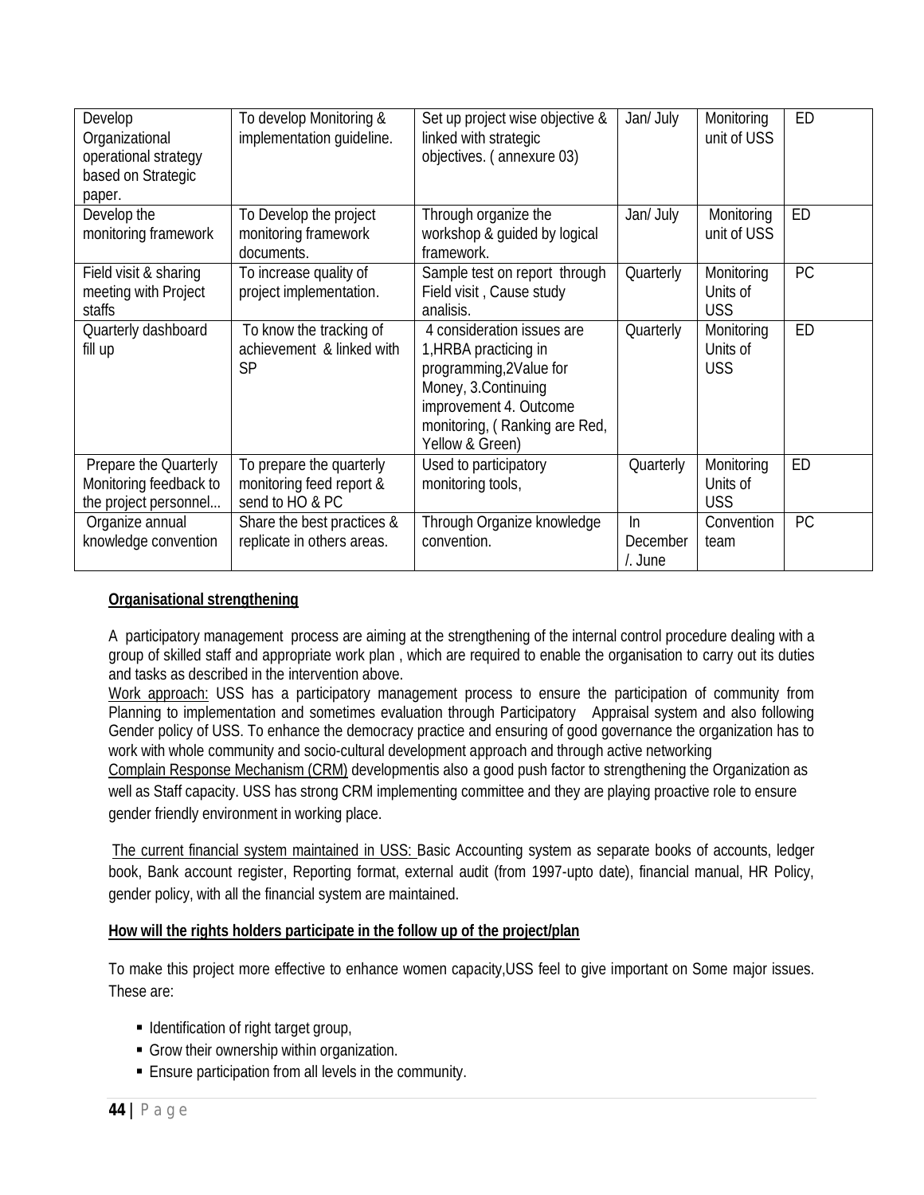| Develop Organizational operational strategy based on Strategic paper. | To develop Monitoring & implementation guideline. | Set up project wise objective & linked with strategic objectives. ( annexure 03) | Jan/ July | Monitoring unit of USS | ED |
|---|---|---|---|---|---|
| Develop the monitoring framework | To Develop the project monitoring framework documents. | Through organize the workshop & guided by logical framework. | Jan/ July | Monitoring unit of USS | ED |
| Field visit & sharing meeting with Project staffs | To increase quality of project implementation. | Sample test on report through Field visit , Cause study analisis. | Quarterly | Monitoring Units of USS | PC |
| Quarterly dashboard fill up | To know the tracking of achievement & linked with SP | 4 consideration issues are 1,HRBA practicing in programming,2Value for Money, 3.Continuing improvement 4. Outcome monitoring, ( Ranking are Red, Yellow & Green) | Quarterly | Monitoring Units of USS | ED |
| Prepare the Quarterly Monitoring feedback to the project personnel... | To prepare the quarterly monitoring feed report & send to HO & PC | Used to participatory monitoring tools, | Quarterly | Monitoring Units of USS | ED |
| Organize annual knowledge convention | Share the best practices & replicate in others areas. | Through Organize knowledge convention. | In December /. June | Convention team | PC |

**Organisational strengthening**

A participatory management process are aiming at the strengthening of the internal control procedure dealing with a group of skilled staff and appropriate work plan , which are required to enable the organisation to carry out its duties and tasks as described in the intervention above.

Work approach: USS has a participatory management process to ensure the participation of community from Planning to implementation and sometimes evaluation through Participatory Appraisal system and also following Gender policy of USS. To enhance the democracy practice and ensuring of good governance the organization has to work with whole community and socio-cultural development approach and through active networking

Complain Response Mechanism (CRM) developmentis also a good push factor to strengthening the Organization as well as Staff capacity. USS has strong CRM implementing committee and they are playing proactive role to ensure gender friendly environment in working place.

The current financial system maintained in USS: Basic Accounting system as separate books of accounts, ledger book, Bank account register, Reporting format, external audit (from 1997-upto date), financial manual, HR Policy, gender policy, with all the financial system are maintained.

**How will the rights holders participate in the follow up of the project/plan**

To make this project more effective to enhance women capacity,USS feel to give important on Some major issues. These are:

- Identification of right target group,
- Grow their ownership within organization.
- Ensure participation from all levels in the community.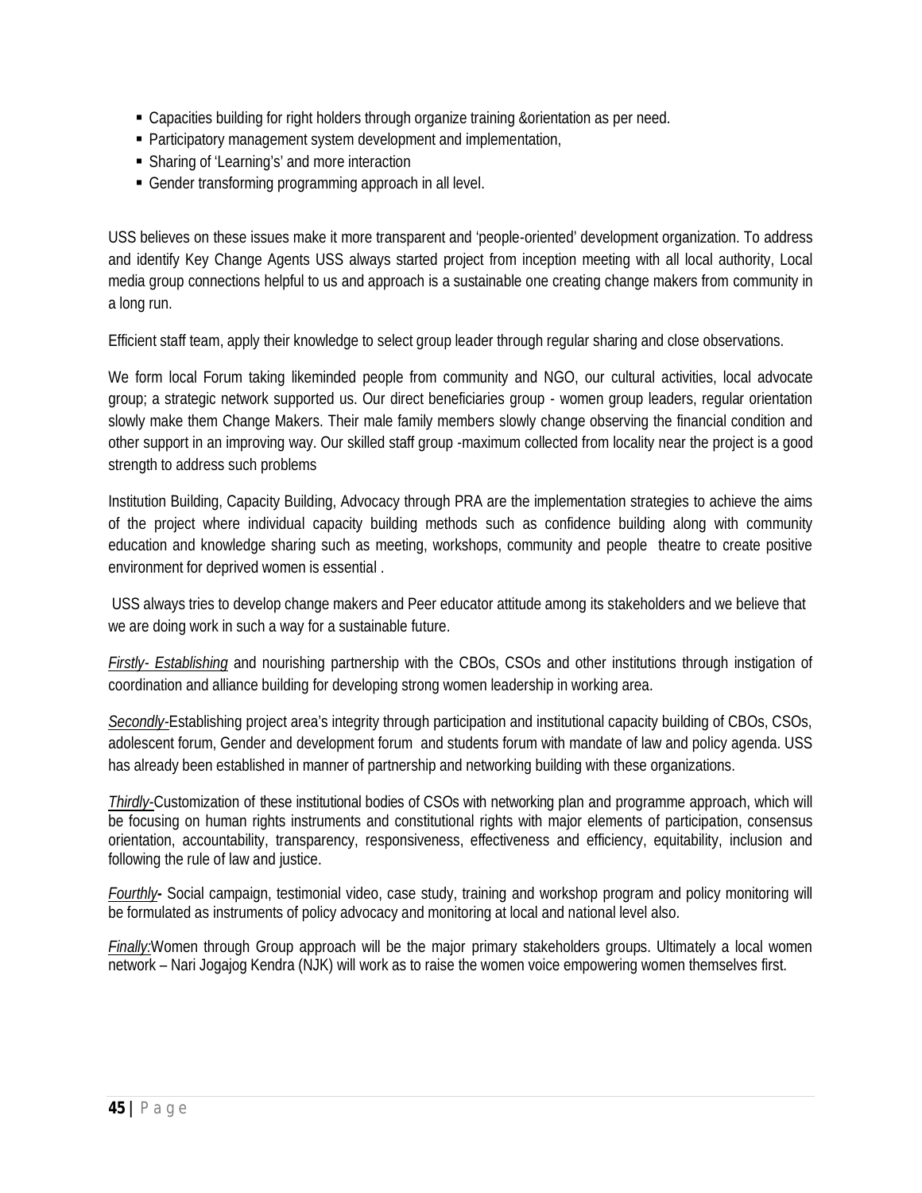- Capacities building for right holders through organize training &orientation as per need.
- Participatory management system development and implementation,
- Sharing of 'Learning's' and more interaction
- Gender transforming programming approach in all level.

USS believes on these issues make it more transparent and 'people-oriented' development organization. To address and identify Key Change Agents USS always started project from inception meeting with all local authority, Local media group connections helpful to us and approach is a sustainable one creating change makers from community in a long run.

Efficient staff team, apply their knowledge to select group leader through regular sharing and close observations.

We form local Forum taking likeminded people from community and NGO, our cultural activities, local advocate group; a strategic network supported us. Our direct beneficiaries group - women group leaders, regular orientation slowly make them Change Makers. Their male family members slowly change observing the financial condition and other support in an improving way. Our skilled staff group -maximum collected from locality near the project is a good strength to address such problems

Institution Building, Capacity Building, Advocacy through PRA are the implementation strategies to achieve the aims of the project where individual capacity building methods such as confidence building along with community education and knowledge sharing such as meeting, workshops, community and people theatre to create positive environment for deprived women is essential .

USS always tries to develop change makers and Peer educator attitude among its stakeholders and we believe that we are doing work in such a way for a sustainable future.

*Firstly- Establishing* and nourishing partnership with the CBOs, CSOs and other institutions through instigation of coordination and alliance building for developing strong women leadership in working area.

*Secondly-*Establishing project area's integrity through participation and institutional capacity building of CBOs, CSOs, adolescent forum, Gender and development forum and students forum with mandate of law and policy agenda. USS has already been established in manner of partnership and networking building with these organizations.

*Thirdly-*Customization of these institutional bodies of CSOs with networking plan and programme approach, which will be focusing on human rights instruments and constitutional rights with major elements of participation, consensus orientation, accountability, transparency, responsiveness, effectiveness and efficiency, equitability, inclusion and following the rule of law and justice.

*Fourthly-* Social campaign, testimonial video, case study, training and workshop program and policy monitoring will be formulated as instruments of policy advocacy and monitoring at local and national level also.

*Finally:*Women through Group approach will be the major primary stakeholders groups. Ultimately a local women network – Nari Jogajog Kendra (NJK) will work as to raise the women voice empowering women themselves first.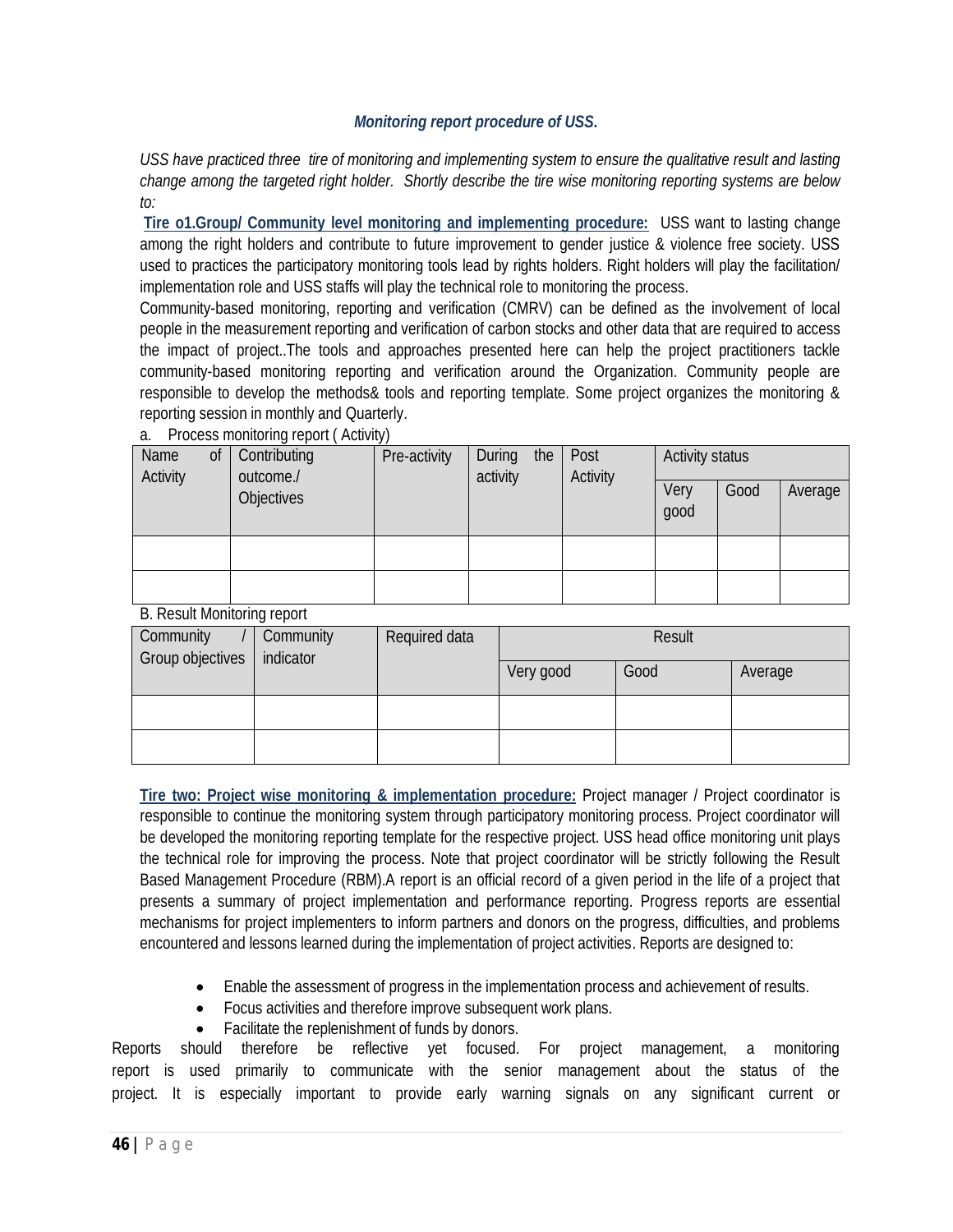### *Monitoring report procedure of USS.*

*USS have practiced three tire of monitoring and implementing system to ensure the qualitative result and lasting change among the targeted right holder. Shortly describe the tire wise monitoring reporting systems are below to:*

**Tire o1.Group/ Community level monitoring and implementing procedure:** USS want to lasting change among the right holders and contribute to future improvement to gender justice & violence free society. USS used to practices the participatory monitoring tools lead by rights holders. Right holders will play the facilitation/ implementation role and USS staffs will play the technical role to monitoring the process.

Community-based monitoring, reporting and verification (CMRV) can be defined as the involvement of local people in the measurement reporting and verification of carbon stocks and other data that are required to access the impact of project..The tools and approaches presented here can help the project practitioners tackle community-based monitoring reporting and verification around the Organization. Community people are responsible to develop the methods& tools and reporting template. Some project organizes the monitoring & reporting session in monthly and Quarterly.

a. Process monitoring report ( Activity)

| Name of Activity | Contributing outcome./ Objectives | Pre-activity | During the activity | Post Activity | Activity status | | |
|---|---|---|---|---|---|---|---|
| | | | | | Very good | Good | Average |
| | | | | | | | |
| | | | | | | | |

B. Result Monitoring report

| Community / Group objectives | Community indicator | Required data | Result | | |
|---|---|---|---|---|---|
| | | | Very good | Good | Average |
| | | | | | |
| | | | | | |

**Tire two: Project wise monitoring & implementation procedure:** Project manager / Project coordinator is responsible to continue the monitoring system through participatory monitoring process. Project coordinator will be developed the monitoring reporting template for the respective project. USS head office monitoring unit plays the technical role for improving the process. Note that project coordinator will be strictly following the Result Based Management Procedure (RBM).A report is an official record of a given period in the life of a project that presents a summary of project implementation and performance reporting. Progress reports are essential mechanisms for project implementers to inform partners and donors on the progress, difficulties, and problems encountered and lessons learned during the implementation of project activities. Reports are designed to:

- Enable the assessment of progress in the implementation process and achievement of results.
- Focus activities and therefore improve subsequent work plans.
- Facilitate the replenishment of funds by donors.

Reports should therefore be reflective yet focused. For project management, a monitoring report is used primarily to communicate with the senior management about the status of the project. It is especially important to provide early warning signals on any significant current or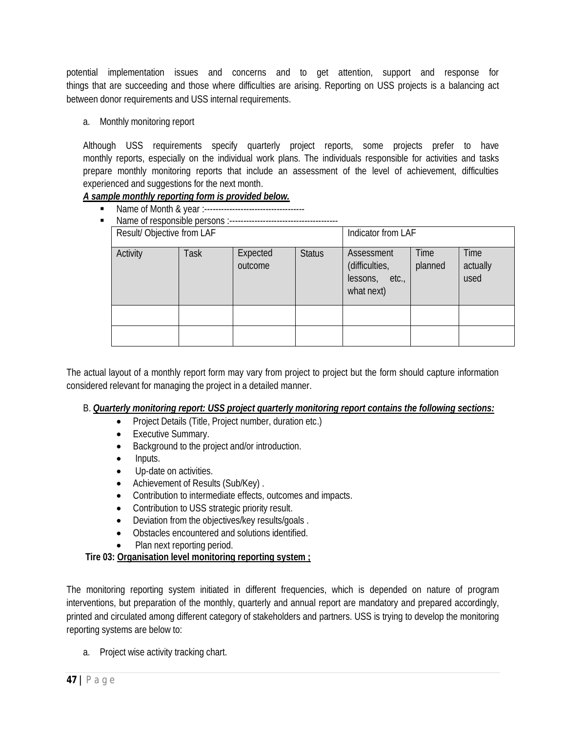potential implementation issues and concerns and to get attention, support and response for things that are succeeding and those where difficulties are arising. Reporting on USS projects is a balancing act between donor requirements and USS internal requirements.

a. Monthly monitoring report

Although USS requirements specify quarterly project reports, some projects prefer to have monthly reports, especially on the individual work plans. The individuals responsible for activities and tasks prepare monthly monitoring reports that include an assessment of the level of achievement, difficulties experienced and suggestions for the next month.

***A sample monthly reporting form is provided below.***

- Name of Month & year :------------------------------------
- Name of responsible persons :--------------------------------------

| Result/ Objective from LAF | | | | Indicator from LAF | | |
|---|---|---|---|---|---|---|
| Activity | Task | Expected outcome | Status | Assessment (difficulties, lessons, etc., what next) | Time planned | Time actually used |
| | | | | | | |
| | | | | | | |

The actual layout of a monthly report form may vary from project to project but the form should capture information considered relevant for managing the project in a detailed manner.

B. ***Quarterly monitoring report: USS project quarterly monitoring report contains the following sections:***

- Project Details (Title, Project number, duration etc.)
- Executive Summary.
- Background to the project and/or introduction.
- Inputs.
- Up-date on activities.
- Achievement of Results (Sub/Key) .
- Contribution to intermediate effects, outcomes and impacts.
- Contribution to USS strategic priority result.
- Deviation from the objectives/key results/goals .
- Obstacles encountered and solutions identified.
- Plan next reporting period.

**Tire 03: <u>Organisation level monitoring reporting system ;</u>**

The monitoring reporting system initiated in different frequencies, which is depended on nature of program interventions, but preparation of the monthly, quarterly and annual report are mandatory and prepared accordingly, printed and circulated among different category of stakeholders and partners. USS is trying to develop the monitoring reporting systems are below to:

a. Project wise activity tracking chart.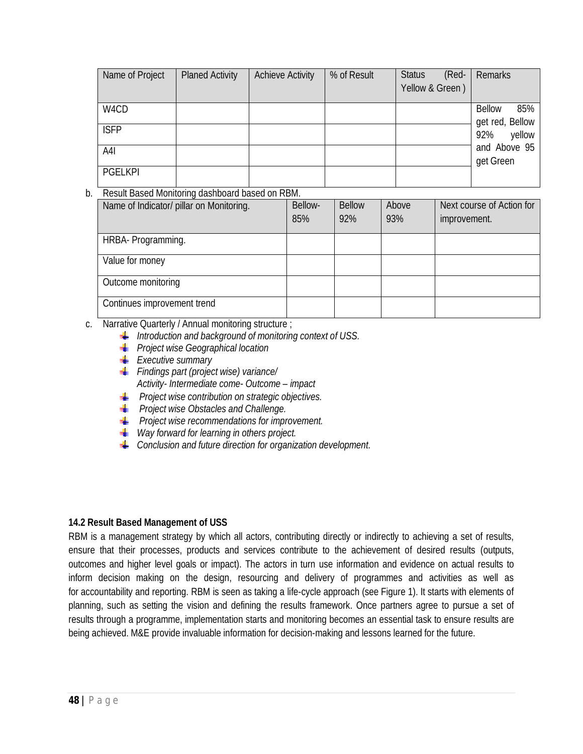| Name of Project | Planed Activity | Achieve Activity | % of Result | Status (Red- Yellow & Green ) | Remarks |
|---|---|---|---|---|---|
| W4CD | | | | | Bellow 85% get red, Bellow 92% yellow and Above 95 get Green |
| ISFP | | | | | |
| A4I | | | | | |
| PGELKPI | | | | | |

b. Result Based Monitoring dashboard based on RBM.

| Name of Indicator/ pillar on Monitoring. | Bellow- 85% | Bellow 92% | Above 93% | Next course of Action for improvement. |
|---|---|---|---|---|
| HRBA- Programming. | | | | |
| Value for money | | | | |
| Outcome monitoring | | | | |
| Continues improvement trend | | | | |

c. Narrative Quarterly / Annual monitoring structure ;

- *Introduction and background of monitoring context of USS.*
- *Project wise Geographical location*
- *Executive summary*
- *Findings part (project wise) variance/*
  *Activity- Intermediate come- Outcome – impact*
- *Project wise contribution on strategic objectives.*
- *Project wise Obstacles and Challenge.*
- *Project wise recommendations for improvement.*
- *Way forward for learning in others project.*
- *Conclusion and future direction for organization development.*

### 14.2 Result Based Management of USS

RBM is a management strategy by which all actors, contributing directly or indirectly to achieving a set of results, ensure that their processes, products and services contribute to the achievement of desired results (outputs, outcomes and higher level goals or impact). The actors in turn use information and evidence on actual results to inform decision making on the design, resourcing and delivery of programmes and activities as well as for accountability and reporting. RBM is seen as taking a life-cycle approach (see Figure 1). It starts with elements of planning, such as setting the vision and defining the results framework. Once partners agree to pursue a set of results through a programme, implementation starts and monitoring becomes an essential task to ensure results are being achieved. M&E provide invaluable information for decision-making and lessons learned for the future.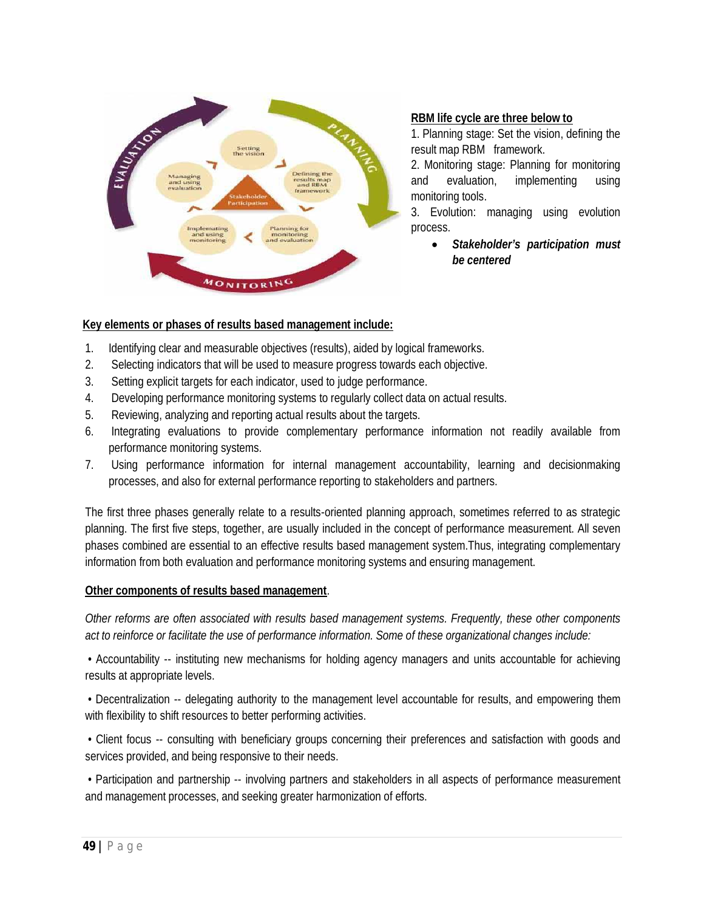**RBM life cycle are three below to**

1. Planning stage: Set the vision, defining the result map RBM framework.
2. Monitoring stage: Planning for monitoring and evaluation, implementing using monitoring tools.
3. Evolution: managing using evolution process.

- ***Stakeholder's participation must be centered***

**Key elements or phases of results based management include:**

1. Identifying clear and measurable objectives (results), aided by logical frameworks.
2. Selecting indicators that will be used to measure progress towards each objective.
3. Setting explicit targets for each indicator, used to judge performance.
4. Developing performance monitoring systems to regularly collect data on actual results.
5. Reviewing, analyzing and reporting actual results about the targets.
6. Integrating evaluations to provide complementary performance information not readily available from performance monitoring systems.
7. Using performance information for internal management accountability, learning and decisionmaking processes, and also for external performance reporting to stakeholders and partners.

The first three phases generally relate to a results-oriented planning approach, sometimes referred to as strategic planning. The first five steps, together, are usually included in the concept of performance measurement. All seven phases combined are essential to an effective results based management system.Thus, integrating complementary information from both evaluation and performance monitoring systems and ensuring management.

**Other components of results based management**.

*Other reforms are often associated with results based management systems. Frequently, these other components act to reinforce or facilitate the use of performance information. Some of these organizational changes include:*

• Accountability -- instituting new mechanisms for holding agency managers and units accountable for achieving results at appropriate levels.

• Decentralization -- delegating authority to the management level accountable for results, and empowering them with flexibility to shift resources to better performing activities.

• Client focus -- consulting with beneficiary groups concerning their preferences and satisfaction with goods and services provided, and being responsive to their needs.

• Participation and partnership -- involving partners and stakeholders in all aspects of performance measurement and management processes, and seeking greater harmonization of efforts.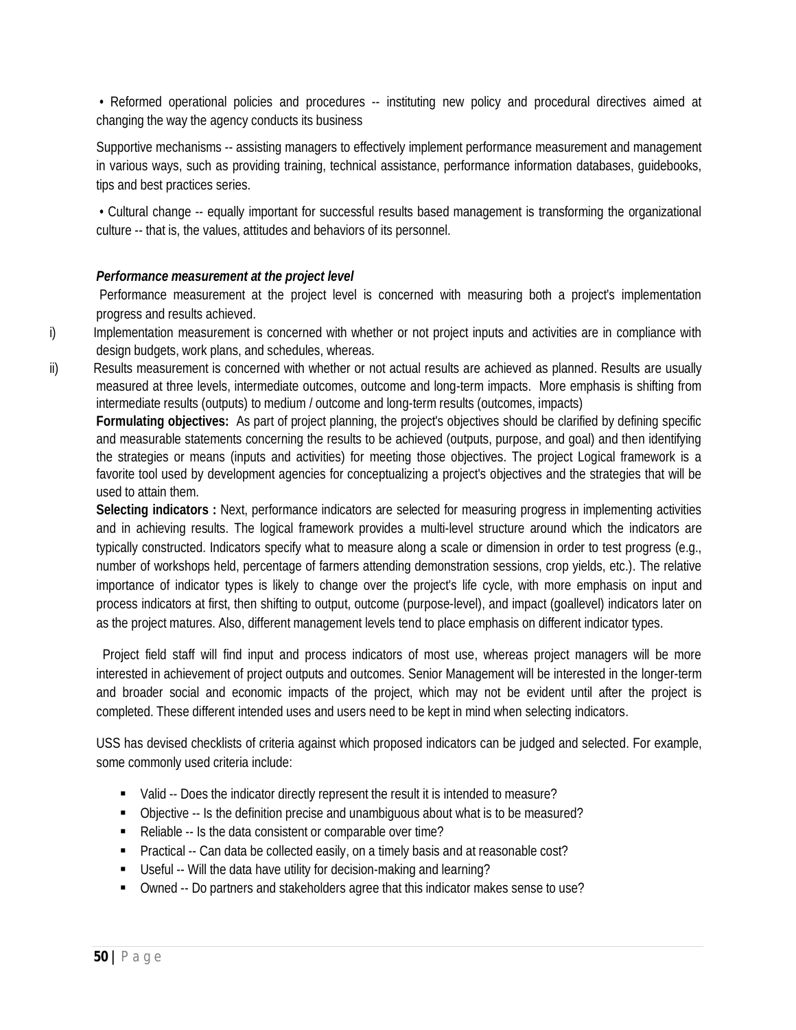• Reformed operational policies and procedures -- instituting new policy and procedural directives aimed at changing the way the agency conducts its business

Supportive mechanisms -- assisting managers to effectively implement performance measurement and management in various ways, such as providing training, technical assistance, performance information databases, guidebooks, tips and best practices series.

• Cultural change -- equally important for successful results based management is transforming the organizational culture -- that is, the values, attitudes and behaviors of its personnel.

***Performance measurement at the project level***

Performance measurement at the project level is concerned with measuring both a project's implementation progress and results achieved.

i) Implementation measurement is concerned with whether or not project inputs and activities are in compliance with design budgets, work plans, and schedules, whereas.

ii) Results measurement is concerned with whether or not actual results are achieved as planned. Results are usually measured at three levels, intermediate outcomes, outcome and long-term impacts. More emphasis is shifting from intermediate results (outputs) to medium / outcome and long-term results (outcomes, impacts)

**Formulating objectives:** As part of project planning, the project's objectives should be clarified by defining specific and measurable statements concerning the results to be achieved (outputs, purpose, and goal) and then identifying the strategies or means (inputs and activities) for meeting those objectives. The project Logical framework is a favorite tool used by development agencies for conceptualizing a project's objectives and the strategies that will be used to attain them.

**Selecting indicators :** Next, performance indicators are selected for measuring progress in implementing activities and in achieving results. The logical framework provides a multi-level structure around which the indicators are typically constructed. Indicators specify what to measure along a scale or dimension in order to test progress (e.g., number of workshops held, percentage of farmers attending demonstration sessions, crop yields, etc.). The relative importance of indicator types is likely to change over the project's life cycle, with more emphasis on input and process indicators at first, then shifting to output, outcome (purpose-level), and impact (goallevel) indicators later on as the project matures. Also, different management levels tend to place emphasis on different indicator types.

Project field staff will find input and process indicators of most use, whereas project managers will be more interested in achievement of project outputs and outcomes. Senior Management will be interested in the longer-term and broader social and economic impacts of the project, which may not be evident until after the project is completed. These different intended uses and users need to be kept in mind when selecting indicators.

USS has devised checklists of criteria against which proposed indicators can be judged and selected. For example, some commonly used criteria include:

- Valid -- Does the indicator directly represent the result it is intended to measure?
- Objective -- Is the definition precise and unambiguous about what is to be measured?
- Reliable -- Is the data consistent or comparable over time?
- Practical -- Can data be collected easily, on a timely basis and at reasonable cost?
- Useful -- Will the data have utility for decision-making and learning?
- Owned -- Do partners and stakeholders agree that this indicator makes sense to use?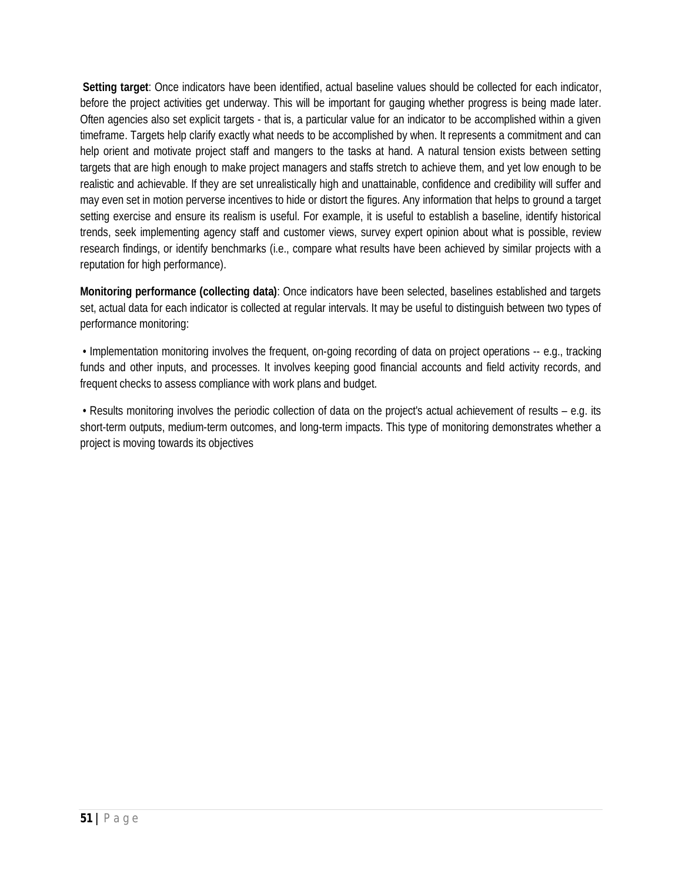**Setting target**: Once indicators have been identified, actual baseline values should be collected for each indicator, before the project activities get underway. This will be important for gauging whether progress is being made later. Often agencies also set explicit targets - that is, a particular value for an indicator to be accomplished within a given timeframe. Targets help clarify exactly what needs to be accomplished by when. It represents a commitment and can help orient and motivate project staff and mangers to the tasks at hand. A natural tension exists between setting targets that are high enough to make project managers and staffs stretch to achieve them, and yet low enough to be realistic and achievable. If they are set unrealistically high and unattainable, confidence and credibility will suffer and may even set in motion perverse incentives to hide or distort the figures. Any information that helps to ground a target setting exercise and ensure its realism is useful. For example, it is useful to establish a baseline, identify historical trends, seek implementing agency staff and customer views, survey expert opinion about what is possible, review research findings, or identify benchmarks (i.e., compare what results have been achieved by similar projects with a reputation for high performance).

**Monitoring performance (collecting data)**: Once indicators have been selected, baselines established and targets set, actual data for each indicator is collected at regular intervals. It may be useful to distinguish between two types of performance monitoring:

- Implementation monitoring involves the frequent, on-going recording of data on project operations -- e.g., tracking funds and other inputs, and processes. It involves keeping good financial accounts and field activity records, and frequent checks to assess compliance with work plans and budget.

- Results monitoring involves the periodic collection of data on the project's actual achievement of results – e.g. its short-term outputs, medium-term outcomes, and long-term impacts. This type of monitoring demonstrates whether a project is moving towards its objectives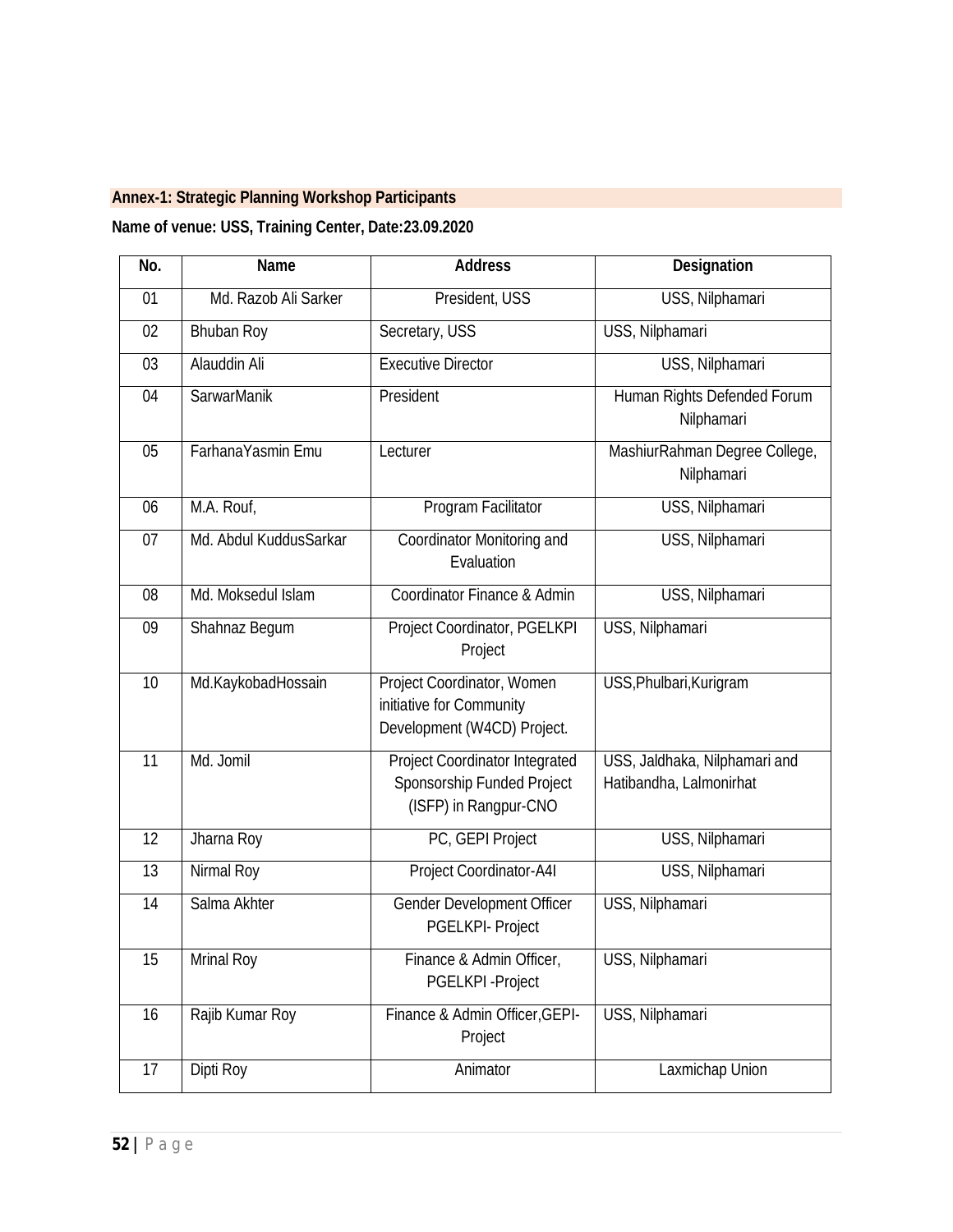**Annex-1: Strategic Planning Workshop Participants**

**Name of venue: USS, Training Center, Date:23.09.2020**

| No. | Name | Address | Designation |
|---|---|---|---|
| 01 | Md. Razob Ali Sarker | President, USS | USS, Nilphamari |
| 02 | Bhuban Roy | Secretary, USS | USS, Nilphamari |
| 03 | Alauddin Ali | Executive Director | USS, Nilphamari |
| 04 | SarwarManik | President | Human Rights Defended Forum Nilphamari |
| 05 | FarhanaYasmin Emu | Lecturer | MashiurRahman Degree College, Nilphamari |
| 06 | M.A. Rouf, | Program Facilitator | USS, Nilphamari |
| 07 | Md. Abdul KuddusSarkar | Coordinator Monitoring and Evaluation | USS, Nilphamari |
| 08 | Md. Moksedul Islam | Coordinator Finance & Admin | USS, Nilphamari |
| 09 | Shahnaz Begum | Project Coordinator, PGELKPI Project | USS, Nilphamari |
| 10 | Md.KaykobadHossain | Project Coordinator, Women initiative for Community Development (W4CD) Project. | USS,Phulbari,Kurigram |
| 11 | Md. Jomil | Project Coordinator Integrated Sponsorship Funded Project (ISFP) in Rangpur-CNO | USS, Jaldhaka, Nilphamari and Hatibandha, Lalmonirhat |
| 12 | Jharna Roy | PC, GEPI Project | USS, Nilphamari |
| 13 | Nirmal Roy | Project Coordinator-A4I | USS, Nilphamari |
| 14 | Salma Akhter | Gender Development Officer PGELKPI- Project | USS, Nilphamari |
| 15 | Mrinal Roy | Finance & Admin Officer, PGELKPI -Project | USS, Nilphamari |
| 16 | Rajib Kumar Roy | Finance & Admin Officer,GEPI-Project | USS, Nilphamari |
| 17 | Dipti Roy | Animator | Laxmichap Union |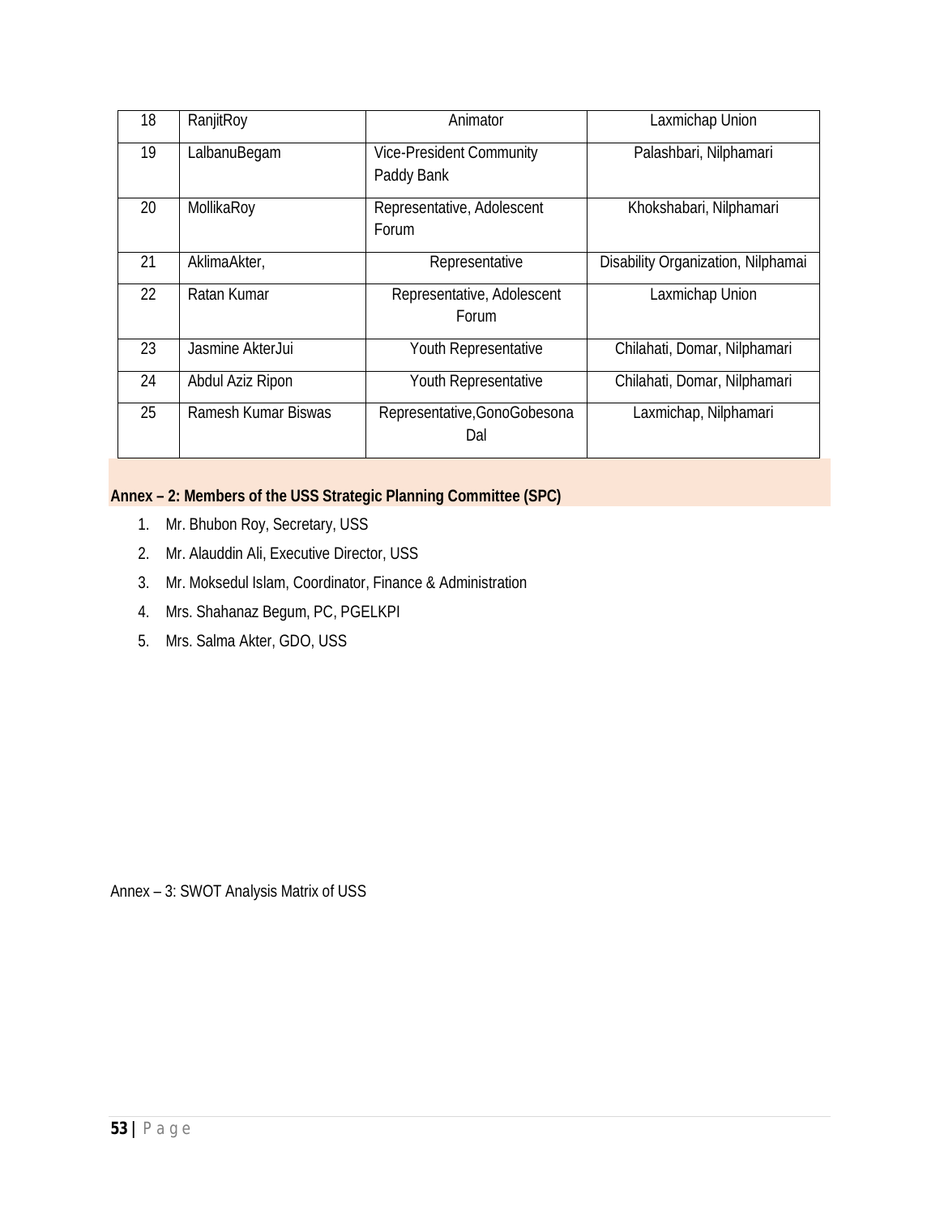| 18 | RanjitRoy | Animator | Laxmichap Union |
|---|---|---|---|
| 19 | LalbanuBegam | Vice-President Community Paddy Bank | Palashbari, Nilphamari |
| 20 | MollikaRoy | Representative, Adolescent Forum | Khokshabari, Nilphamari |
| 21 | AklimaAkter, | Representative | Disability Organization, Nilphamai |
| 22 | Ratan Kumar | Representative, Adolescent Forum | Laxmichap Union |
| 23 | Jasmine AkterJui | Youth Representative | Chilahati, Domar, Nilphamari |
| 24 | Abdul Aziz Ripon | Youth Representative | Chilahati, Domar, Nilphamari |
| 25 | Ramesh Kumar Biswas | Representative,GonoGobesona Dal | Laxmichap, Nilphamari |

## Annex – 2: Members of the USS Strategic Planning Committee (SPC)

1. Mr. Bhubon Roy, Secretary, USS
2. Mr. Alauddin Ali, Executive Director, USS
3. Mr. Moksedul Islam, Coordinator, Finance & Administration
4. Mrs. Shahanaz Begum, PC, PGELKPI
5. Mrs. Salma Akter, GDO, USS

Annex – 3: SWOT Analysis Matrix of USS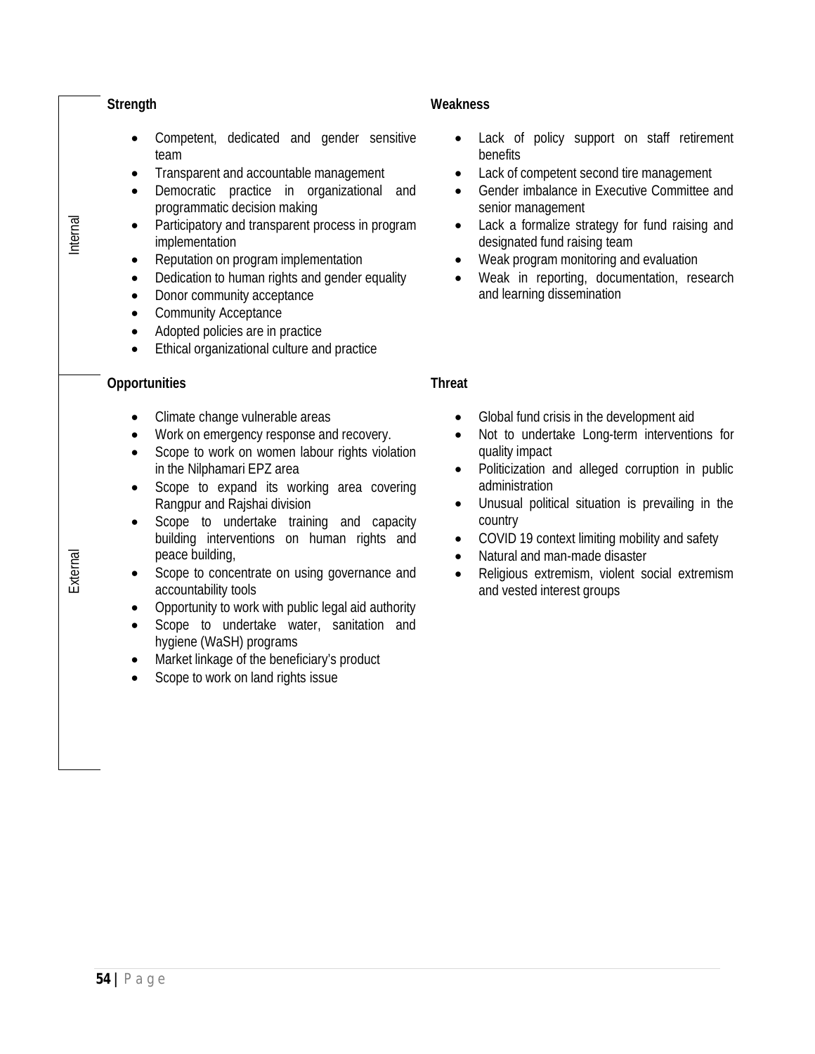| | Strength | Weakness |
|---|---|---|
| Internal | • Competent, dedicated and gender sensitive team<br>• Transparent and accountable management<br>• Democratic practice in organizational and programmatic decision making<br>• Participatory and transparent process in program implementation<br>• Reputation on program implementation<br>• Dedication to human rights and gender equality<br>• Donor community acceptance<br>• Community Acceptance<br>• Adopted policies are in practice<br>• Ethical organizational culture and practice | • Lack of policy support on staff retirement benefits<br>• Lack of competent second tire management<br>• Gender imbalance in Executive Committee and senior management<br>• Lack a formalize strategy for fund raising and designated fund raising team<br>• Weak program monitoring and evaluation<br>• Weak in reporting, documentation, research and learning dissemination |
| | **Opportunities** | **Threat** |
| External | • Climate change vulnerable areas<br>• Work on emergency response and recovery.<br>• Scope to work on women labour rights violation in the Nilphamari EPZ area<br>• Scope to expand its working area covering Rangpur and Rajshai division<br>• Scope to undertake training and capacity building interventions on human rights and peace building,<br>• Scope to concentrate on using governance and accountability tools<br>• Opportunity to work with public legal aid authority<br>• Scope to undertake water, sanitation and hygiene (WaSH) programs<br>• Market linkage of the beneficiary's product<br>• Scope to work on land rights issue | • Global fund crisis in the development aid<br>• Not to undertake Long-term interventions for quality impact<br>• Politicization and alleged corruption in public administration<br>• Unusual political situation is prevailing in the country<br>• COVID 19 context limiting mobility and safety<br>• Natural and man-made disaster<br>• Religious extremism, violent social extremism and vested interest groups |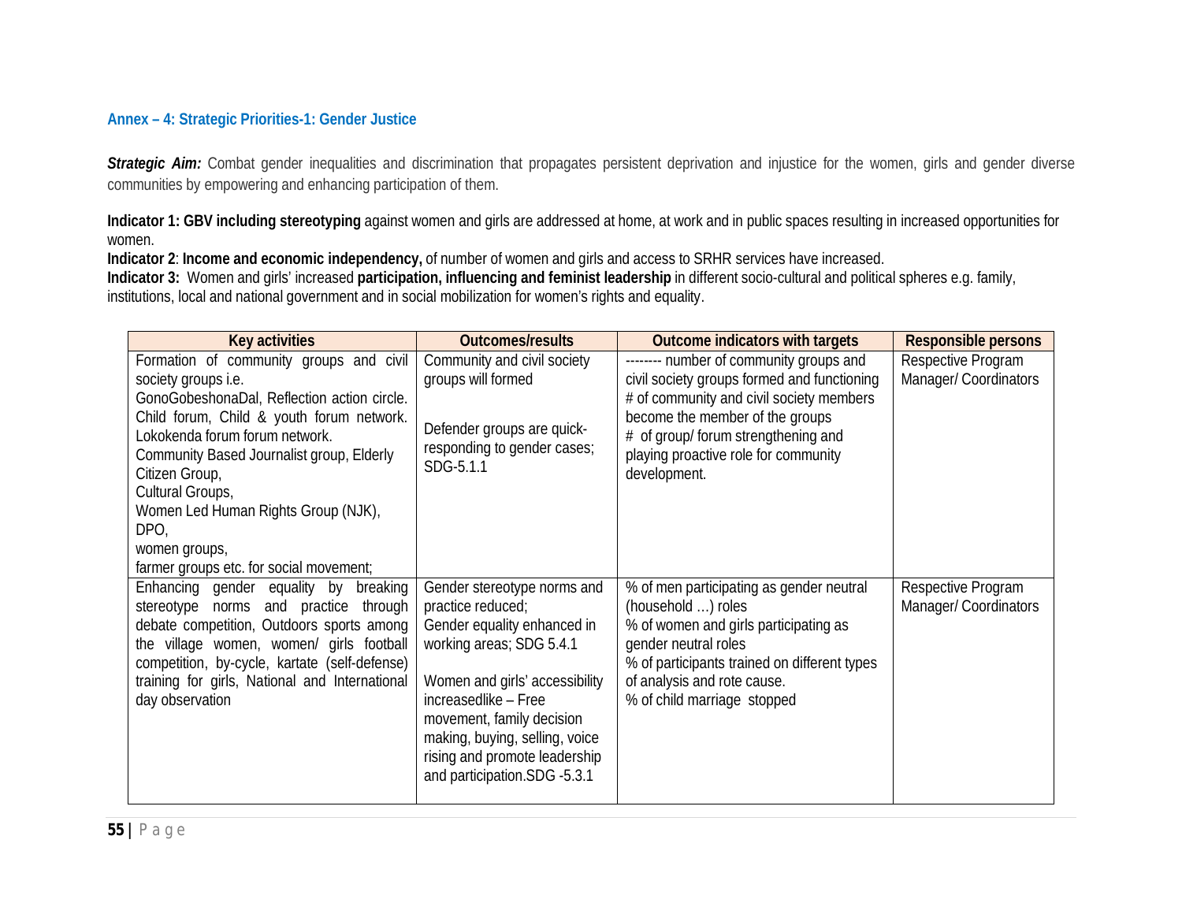### Annex – 4: Strategic Priorities-1: Gender Justice

***Strategic Aim:*** Combat gender inequalities and discrimination that propagates persistent deprivation and injustice for the women, girls and gender diverse communities by empowering and enhancing participation of them.

**Indicator 1: GBV including stereotyping** against women and girls are addressed at home, at work and in public spaces resulting in increased opportunities for women.
**Indicator 2**: **Income and economic independency,** of number of women and girls and access to SRHR services have increased.
**Indicator 3:** Women and girls' increased **participation, influencing and feminist leadership** in different socio-cultural and political spheres e.g. family, institutions, local and national government and in social mobilization for women's rights and equality.

| Key activities | Outcomes/results | Outcome indicators with targets | Responsible persons |
|---|---|---|---|
| Formation of community groups and civil society groups i.e. GonoGobeshonaDal, Reflection action circle. Child forum, Child & youth forum network. Lokokenda forum forum network. Community Based Journalist group, Elderly Citizen Group, Cultural Groups, Women Led Human Rights Group (NJK), DPO, women groups, farmer groups etc. for social movement; | Community and civil society groups will formed<br><br>Defender groups are quick-responding to gender cases; SDG-5.1.1 | -------- number of community groups and civil society groups formed and functioning<br># of community and civil society members become the member of the groups<br># of group/ forum strengthening and playing proactive role for community development. | Respective Program Manager/ Coordinators |
| Enhancing gender equality by breaking stereotype norms and practice through debate competition, Outdoors sports among the village women, women/ girls football competition, by-cycle, kartate (self-defense) training for girls, National and International day observation | Gender stereotype norms and practice reduced;<br>Gender equality enhanced in working areas; SDG 5.4.1<br><br>Women and girls' accessibility increasedlike – Free movement, family decision making, buying, selling, voice rising and promote leadership and participation.SDG -5.3.1 | % of men participating as gender neutral (household …) roles<br>% of women and girls participating as gender neutral roles<br>% of participants trained on different types of analysis and rote cause.<br>% of child marriage stopped | Respective Program Manager/ Coordinators |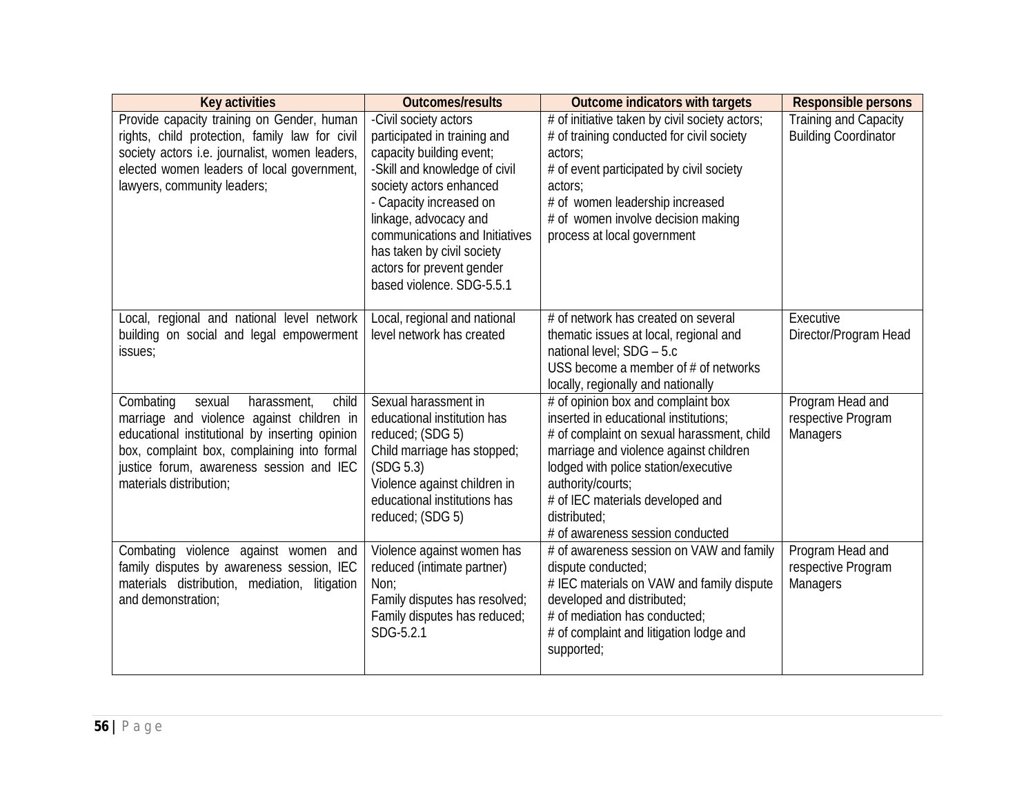| Key activities | Outcomes/results | Outcome indicators with targets | Responsible persons |
|---|---|---|---|
| Provide capacity training on Gender, human rights, child protection, family law for civil society actors i.e. journalist, women leaders, elected women leaders of local government, lawyers, community leaders; | -Civil society actors participated in training and capacity building event;<br>-Skill and knowledge of civil society actors enhanced<br>- Capacity increased on linkage, advocacy and communications and Initiatives has taken by civil society actors for prevent gender based violence. SDG-5.5.1 | # of initiative taken by civil society actors;<br># of training conducted for civil society actors;<br># of event participated by civil society actors;<br># of women leadership increased<br># of women involve decision making process at local government | Training and Capacity Building Coordinator |
| Local, regional and national level network building on social and legal empowerment issues; | Local, regional and national level network has created | # of network has created on several thematic issues at local, regional and national level; SDG – 5.c<br>USS become a member of # of networks locally, regionally and nationally | Executive Director/Program Head |
| Combating sexual harassment, child marriage and violence against children in educational institutional by inserting opinion box, complaint box, complaining into formal justice forum, awareness session and IEC materials distribution; | Sexual harassment in educational institution has reduced; (SDG 5)<br>Child marriage has stopped; (SDG 5.3)<br>Violence against children in educational institutions has reduced; (SDG 5) | # of opinion box and complaint box inserted in educational institutions;<br># of complaint on sexual harassment, child marriage and violence against children lodged with police station/executive authority/courts;<br># of IEC materials developed and distributed;<br># of awareness session conducted | Program Head and respective Program Managers |
| Combating violence against women and family disputes by awareness session, IEC materials distribution, mediation, litigation and demonstration; | Violence against women has reduced (intimate partner) Non;<br>Family disputes has resolved;<br>Family disputes has reduced; SDG-5.2.1 | # of awareness session on VAW and family dispute conducted;<br># IEC materials on VAW and family dispute developed and distributed;<br># of mediation has conducted;<br># of complaint and litigation lodge and supported; | Program Head and respective Program Managers |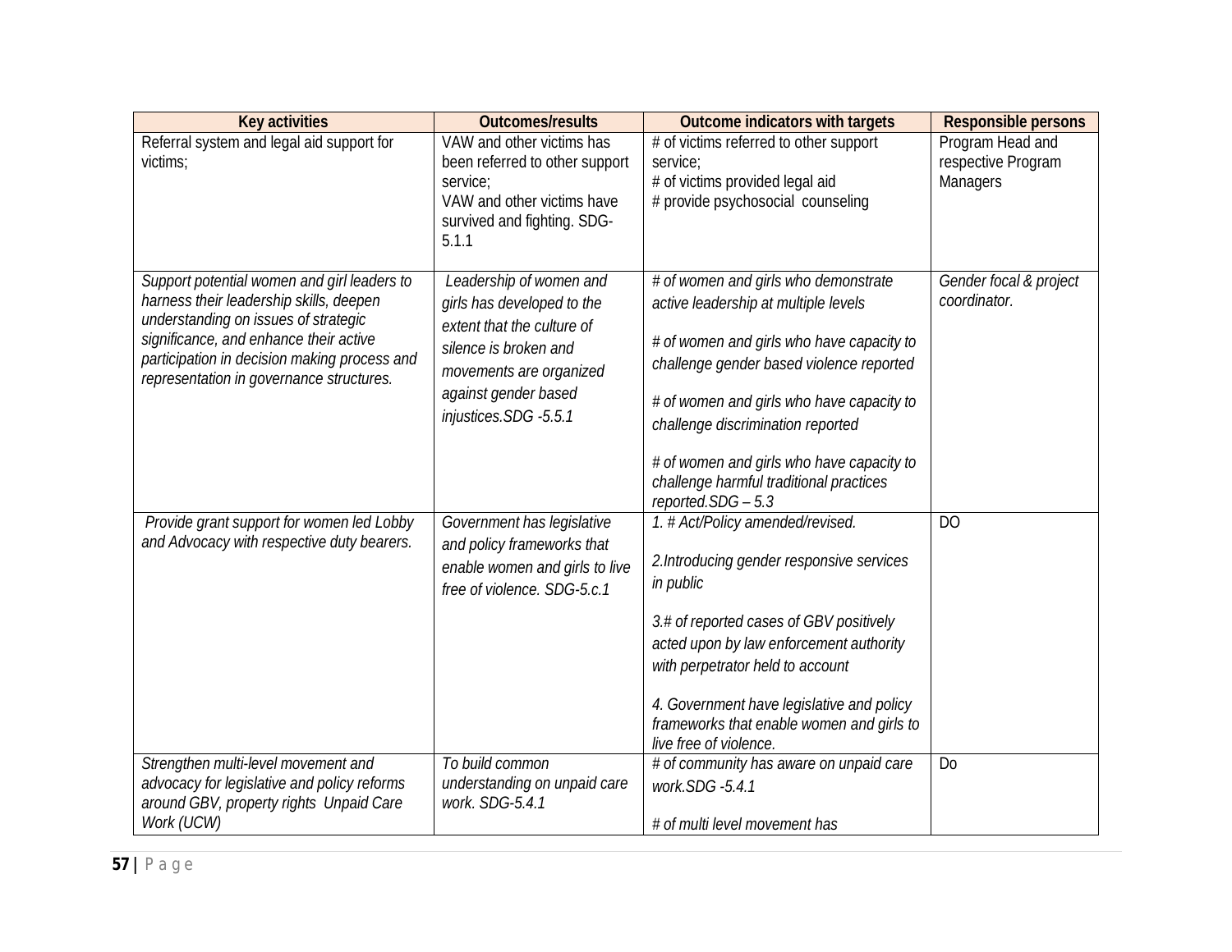| Key activities | Outcomes/results | Outcome indicators with targets | Responsible persons |
|---|---|---|---|
| Referral system and legal aid support for victims; | VAW and other victims has been referred to other support service;<br>VAW and other victims have survived and fighting. SDG-5.1.1 | # of victims referred to other support service;<br># of victims provided legal aid<br># provide psychosocial counseling | Program Head and respective Program Managers |
| *Support potential women and girl leaders to harness their leadership skills, deepen understanding on issues of strategic significance, and enhance their active participation in decision making process and representation in governance structures.* | *Leadership of women and girls has developed to the extent that the culture of silence is broken and movements are organized against gender based injustices.SDG -5.5.1* | *# of women and girls who demonstrate active leadership at multiple levels*<br><br>*# of women and girls who have capacity to challenge gender based violence reported*<br><br>*# of women and girls who have capacity to challenge discrimination reported*<br><br>*# of women and girls who have capacity to challenge harmful traditional practices reported.SDG – 5.3* | *Gender focal & project coordinator.* |
| *Provide grant support for women led Lobby and Advocacy with respective duty bearers.* | *Government has legislative and policy frameworks that enable women and girls to live free of violence. SDG-5.c.1* | *1. # Act/Policy amended/revised.*<br><br>*2.Introducing gender responsive services in public*<br><br>*3.# of reported cases of GBV positively acted upon by law enforcement authority with perpetrator held to account*<br><br>*4. Government have legislative and policy frameworks that enable women and girls to live free of violence.* | DO |
| *Strengthen multi-level movement and advocacy for legislative and policy reforms around GBV, property rights Unpaid Care Work (UCW)* | *To build common understanding on unpaid care work. SDG-5.4.1* | *# of community has aware on unpaid care work.SDG -5.4.1*<br><br>*# of multi level movement has* | Do |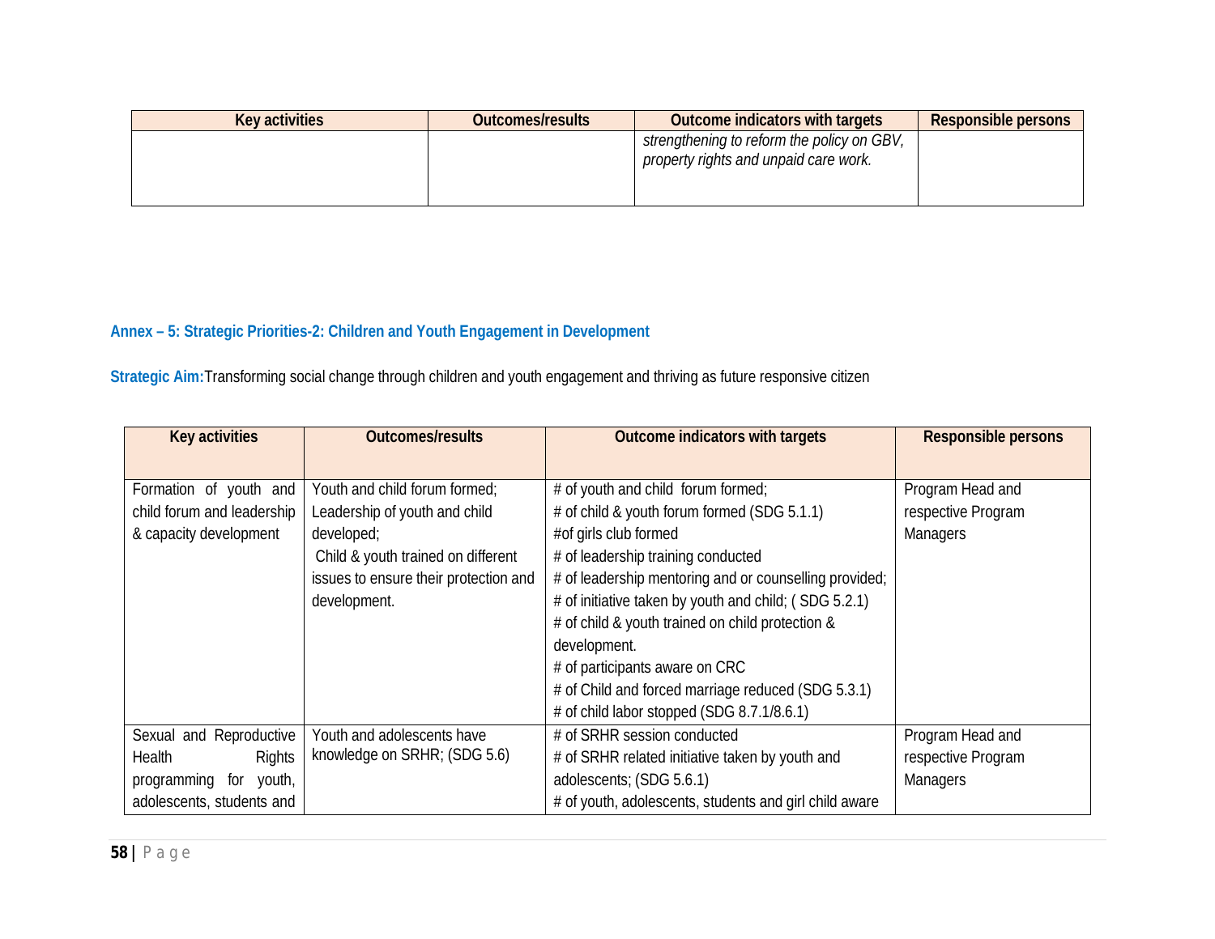| Key activities | Outcomes/results | Outcome indicators with targets | Responsible persons |
|---|---|---|---|
| | | *strengthening to reform the policy on GBV, property rights and unpaid care work.* | |

**Annex – 5: Strategic Priorities-2: Children and Youth Engagement in Development**

**Strategic Aim:** Transforming social change through children and youth engagement and thriving as future responsive citizen

| Key activities | Outcomes/results | Outcome indicators with targets | Responsible persons |
|---|---|---|---|
| Formation of youth and child forum and leadership & capacity development | Youth and child forum formed;<br>Leadership of youth and child developed;<br>Child & youth trained on different issues to ensure their protection and development. | # of youth and child forum formed;<br># of child & youth forum formed (SDG 5.1.1)<br>#of girls club formed<br># of leadership training conducted<br># of leadership mentoring and or counselling provided;<br># of initiative taken by youth and child; ( SDG 5.2.1)<br># of child & youth trained on child protection & development.<br># of participants aware on CRC<br># of Child and forced marriage reduced (SDG 5.3.1)<br># of child labor stopped (SDG 8.7.1/8.6.1) | Program Head and respective Program Managers |
| Sexual and Reproductive Health Rights programming for youth, adolescents, students and | Youth and adolescents have knowledge on SRHR; (SDG 5.6) | # of SRHR session conducted<br># of SRHR related initiative taken by youth and adolescents; (SDG 5.6.1)<br># of youth, adolescents, students and girl child aware | Program Head and respective Program Managers |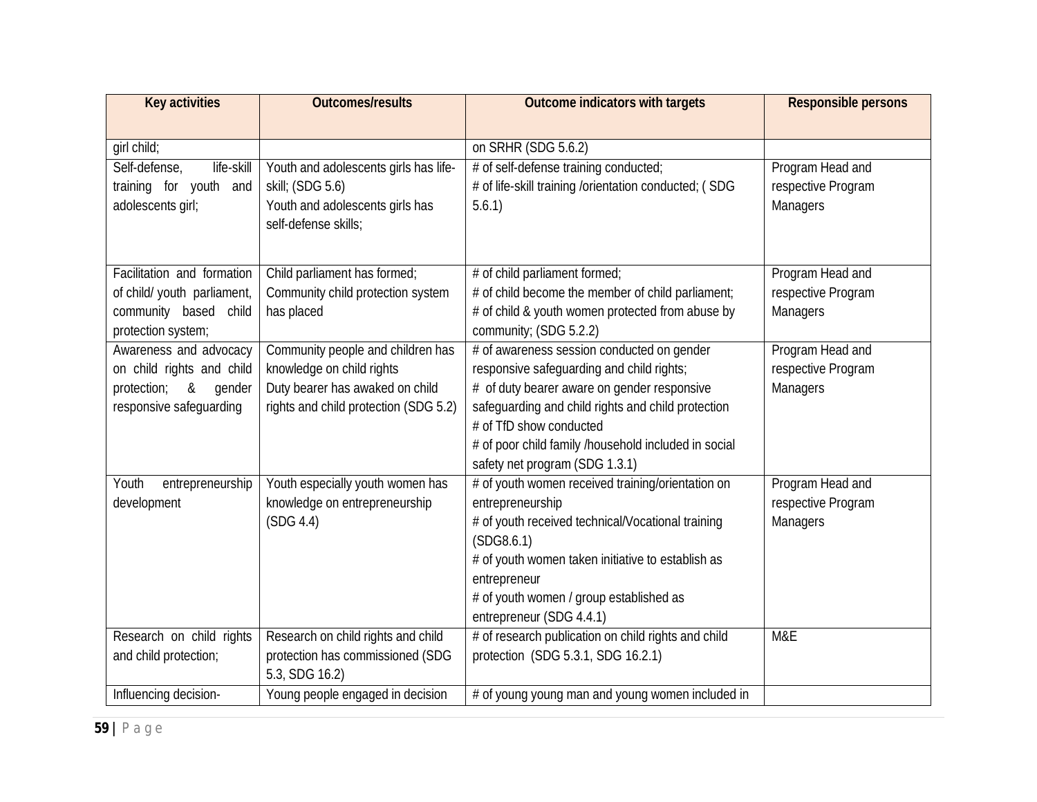| Key activities | Outcomes/results | Outcome indicators with targets | Responsible persons |
|---|---|---|---|
| girl child; | | on SRHR (SDG 5.6.2) | |
| Self-defense, life-skill training for youth and adolescents girl; | Youth and adolescents girls has life-skill; (SDG 5.6)<br>Youth and adolescents girls has self-defense skills; | # of self-defense training conducted;<br># of life-skill training /orientation conducted; ( SDG 5.6.1) | Program Head and respective Program Managers |
| Facilitation and formation of child/ youth parliament, community based child protection system; | Child parliament has formed;<br>Community child protection system has placed | # of child parliament formed;<br># of child become the member of child parliament;<br># of child & youth women protected from abuse by community; (SDG 5.2.2) | Program Head and respective Program Managers |
| Awareness and advocacy on child rights and child protection; & gender responsive safeguarding | Community people and children has knowledge on child rights<br>Duty bearer has awaked on child rights and child protection (SDG 5.2) | # of awareness session conducted on gender responsive safeguarding and child rights;<br># of duty bearer aware on gender responsive safeguarding and child rights and child protection<br># of TfD show conducted<br># of poor child family /household included in social safety net program (SDG 1.3.1) | Program Head and respective Program Managers |
| Youth entrepreneurship development | Youth especially youth women has knowledge on entrepreneurship (SDG 4.4) | # of youth women received training/orientation on entrepreneurship<br># of youth received technical/Vocational training (SDG8.6.1)<br># of youth women taken initiative to establish as entrepreneur<br># of youth women / group established as entrepreneur (SDG 4.4.1) | Program Head and respective Program Managers |
| Research on child rights and child protection; | Research on child rights and child protection has commissioned (SDG 5.3, SDG 16.2) | # of research publication on child rights and child protection (SDG 5.3.1, SDG 16.2.1) | M&E |
| Influencing decision- | Young people engaged in decision | # of young young man and young women included in | |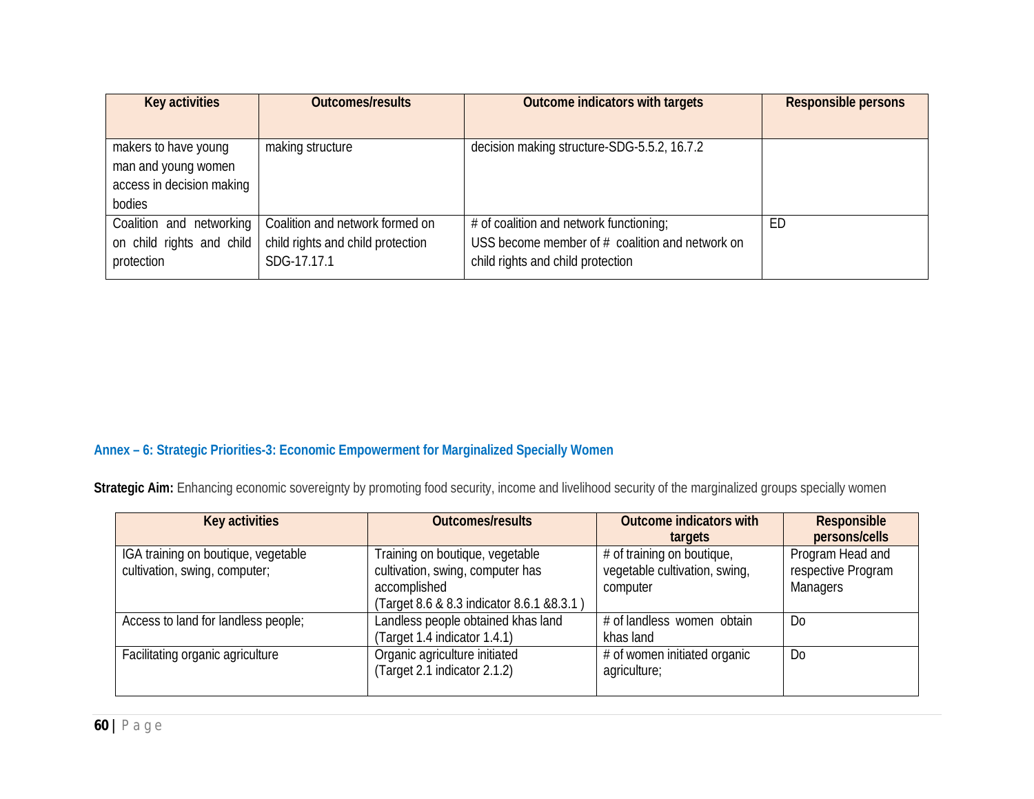| Key activities | Outcomes/results | Outcome indicators with targets | Responsible persons |
|---|---|---|---|
| makers to have young man and young women access in decision making bodies | making structure | decision making structure-SDG-5.5.2, 16.7.2 | |
| Coalition and networking on child rights and child protection | Coalition and network formed on child rights and child protection SDG-17.17.1 | # of coalition and network functioning; USS become member of # coalition and network on child rights and child protection | ED |

### Annex – 6: Strategic Priorities-3: Economic Empowerment for Marginalized Specially Women

**Strategic Aim:** Enhancing economic sovereignty by promoting food security, income and livelihood security of the marginalized groups specially women

| Key activities | Outcomes/results | Outcome indicators with targets | Responsible persons/cells |
|---|---|---|---|
| IGA training on boutique, vegetable cultivation, swing, computer; | Training on boutique, vegetable cultivation, swing, computer has accomplished (Target 8.6 & 8.3 indicator 8.6.1 &8.3.1 ) | # of training on boutique, vegetable cultivation, swing, computer | Program Head and respective Program Managers |
| Access to land for landless people; | Landless people obtained khas land (Target 1.4 indicator 1.4.1) | # of landless women obtain khas land | Do |
| Facilitating organic agriculture | Organic agriculture initiated (Target 2.1 indicator 2.1.2) | # of women initiated organic agriculture; | Do |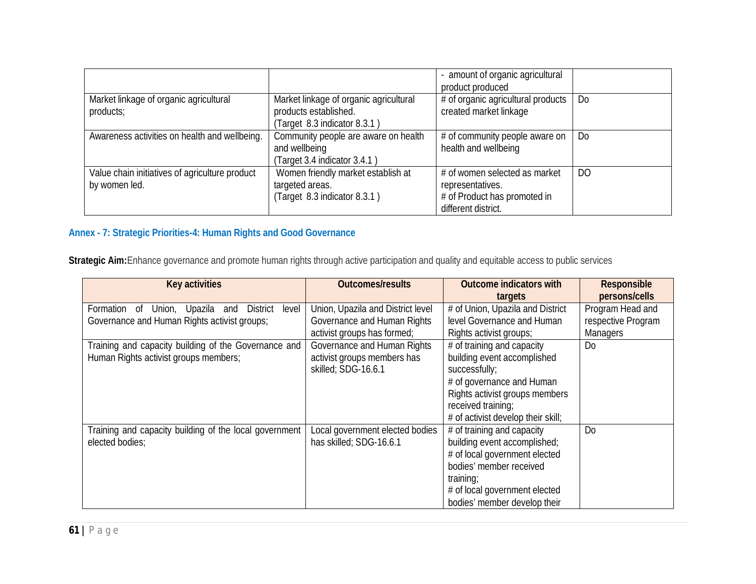| | | - amount of organic agricultural product produced | |
|---|---|---|---|
| Market linkage of organic agricultural products; | Market linkage of organic agricultural products established. (Target 8.3 indicator 8.3.1 ) | # of organic agricultural products created market linkage | Do |
| Awareness activities on health and wellbeing. | Community people are aware on health and wellbeing (Target 3.4 indicator 3.4.1 ) | # of community people aware on health and wellbeing | Do |
| Value chain initiatives of agriculture product by women led. | Women friendly market establish at targeted areas. (Target 8.3 indicator 8.3.1 ) | # of women selected as market representatives. # of Product has promoted in different district. | DO |

## Annex - 7: Strategic Priorities-4: Human Rights and Good Governance

**Strategic Aim:** Enhance governance and promote human rights through active participation and quality and equitable access to public services

| Key activities | Outcomes/results | Outcome indicators with targets | Responsible persons/cells |
|---|---|---|---|
| Formation of Union, Upazila and District level Governance and Human Rights activist groups; | Union, Upazila and District level Governance and Human Rights activist groups has formed; | # of Union, Upazila and District level Governance and Human Rights activist groups; | Program Head and respective Program Managers |
| Training and capacity building of the Governance and Human Rights activist groups members; | Governance and Human Rights activist groups members has skilled; SDG-16.6.1 | # of training and capacity building event accomplished successfully; # of governance and Human Rights activist groups members received training; # of activist develop their skill; | Do |
| Training and capacity building of the local government elected bodies; | Local government elected bodies has skilled; SDG-16.6.1 | # of training and capacity building event accomplished; # of local government elected bodies' member received training; # of local government elected bodies' member develop their | Do |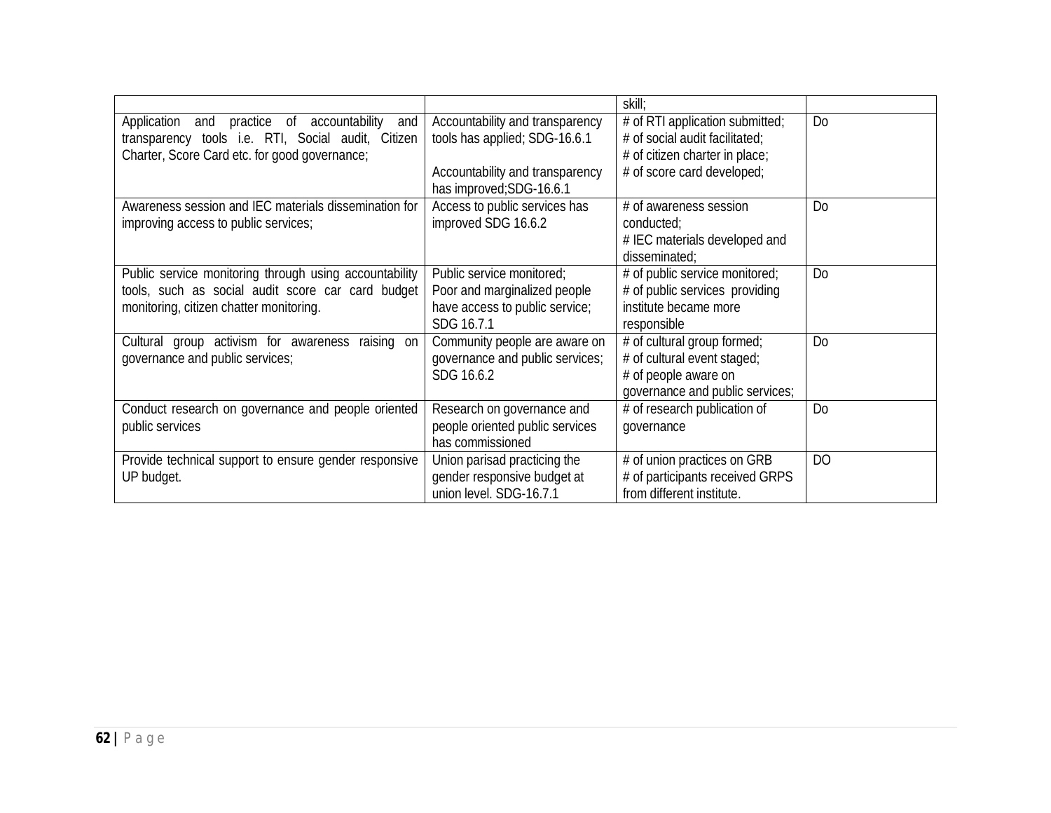| | | | |
|---|---|---|---|
| | | skill; | |
| Application and practice of accountability and transparency tools i.e. RTI, Social audit, Citizen Charter, Score Card etc. for good governance; | Accountability and transparency tools has applied; SDG-16.6.1<br><br>Accountability and transparency has improved;SDG-16.6.1 | # of RTI application submitted;<br># of social audit facilitated;<br># of citizen charter in place;<br># of score card developed; | Do |
| Awareness session and IEC materials dissemination for improving access to public services; | Access to public services has improved SDG 16.6.2 | # of awareness session conducted;<br># IEC materials developed and disseminated; | Do |
| Public service monitoring through using accountability tools, such as social audit score car card budget monitoring, citizen chatter monitoring. | Public service monitored;<br>Poor and marginalized people have access to public service; SDG 16.7.1 | # of public service monitored;<br># of public services providing institute became more responsible | Do |
| Cultural group activism for awareness raising on governance and public services; | Community people are aware on governance and public services; SDG 16.6.2 | # of cultural group formed;<br># of cultural event staged;<br># of people aware on governance and public services; | Do |
| Conduct research on governance and people oriented public services | Research on governance and people oriented public services has commissioned | # of research publication of governance | Do |
| Provide technical support to ensure gender responsive UP budget. | Union parisad practicing the gender responsive budget at union level. SDG-16.7.1 | # of union practices on GRB<br># of participants received GRPS from different institute. | DO |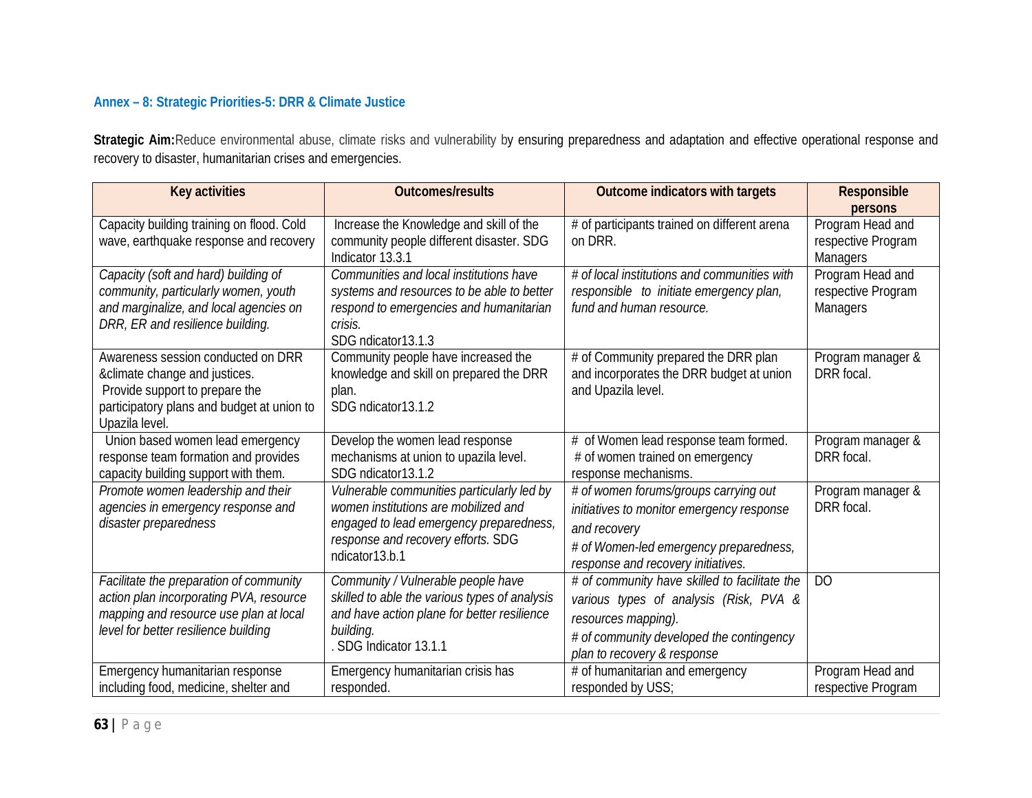### Annex – 8: Strategic Priorities-5: DRR & Climate Justice

**Strategic Aim:** Reduce environmental abuse, climate risks and vulnerability by ensuring preparedness and adaptation and effective operational response and recovery to disaster, humanitarian crises and emergencies.

| Key activities | Outcomes/results | Outcome indicators with targets | Responsible persons |
|---|---|---|---|
| Capacity building training on flood. Cold wave, earthquake response and recovery | Increase the Knowledge and skill of the community people different disaster. SDG Indicator 13.3.1 | # of participants trained on different arena on DRR. | Program Head and respective Program Managers |
| *Capacity (soft and hard) building of community, particularly women, youth and marginalize, and local agencies on DRR, ER and resilience building.* | *Communities and local institutions have systems and resources to be able to better respond to emergencies and humanitarian crisis.* SDG ndicator13.1.3 | *# of local institutions and communities with responsible to initiate emergency plan, fund and human resource.* | Program Head and respective Program Managers |
| Awareness session conducted on DRR &climate change and justices. Provide support to prepare the participatory plans and budget at union to Upazila level. | Community people have increased the knowledge and skill on prepared the DRR plan. SDG ndicator13.1.2 | # of Community prepared the DRR plan and incorporates the DRR budget at union and Upazila level. | Program manager & DRR focal. |
| Union based women lead emergency response team formation and provides capacity building support with them. | Develop the women lead response mechanisms at union to upazila level. SDG ndicator13.1.2 | # of Women lead response team formed. # of women trained on emergency response mechanisms. | Program manager & DRR focal. |
| *Promote women leadership and their agencies in emergency response and disaster preparedness* | *Vulnerable communities particularly led by women institutions are mobilized and engaged to lead emergency preparedness, response and recovery efforts.* SDG ndicator13.b.1 | *# of women forums/groups carrying out initiatives to monitor emergency response and recovery* *# of Women-led emergency preparedness, response and recovery initiatives.* | Program manager & DRR focal. |
| *Facilitate the preparation of community action plan incorporating PVA, resource mapping and resource use plan at local level for better resilience building* | *Community / Vulnerable people have skilled to able the various types of analysis and have action plane for better resilience building.* . SDG Indicator 13.1.1 | *# of community have skilled to facilitate the various types of analysis (Risk, PVA & resources mapping).* *# of community developed the contingency plan to recovery & response* | DO |
| Emergency humanitarian response including food, medicine, shelter and | Emergency humanitarian crisis has responded. | # of humanitarian and emergency responded by USS; | Program Head and respective Program |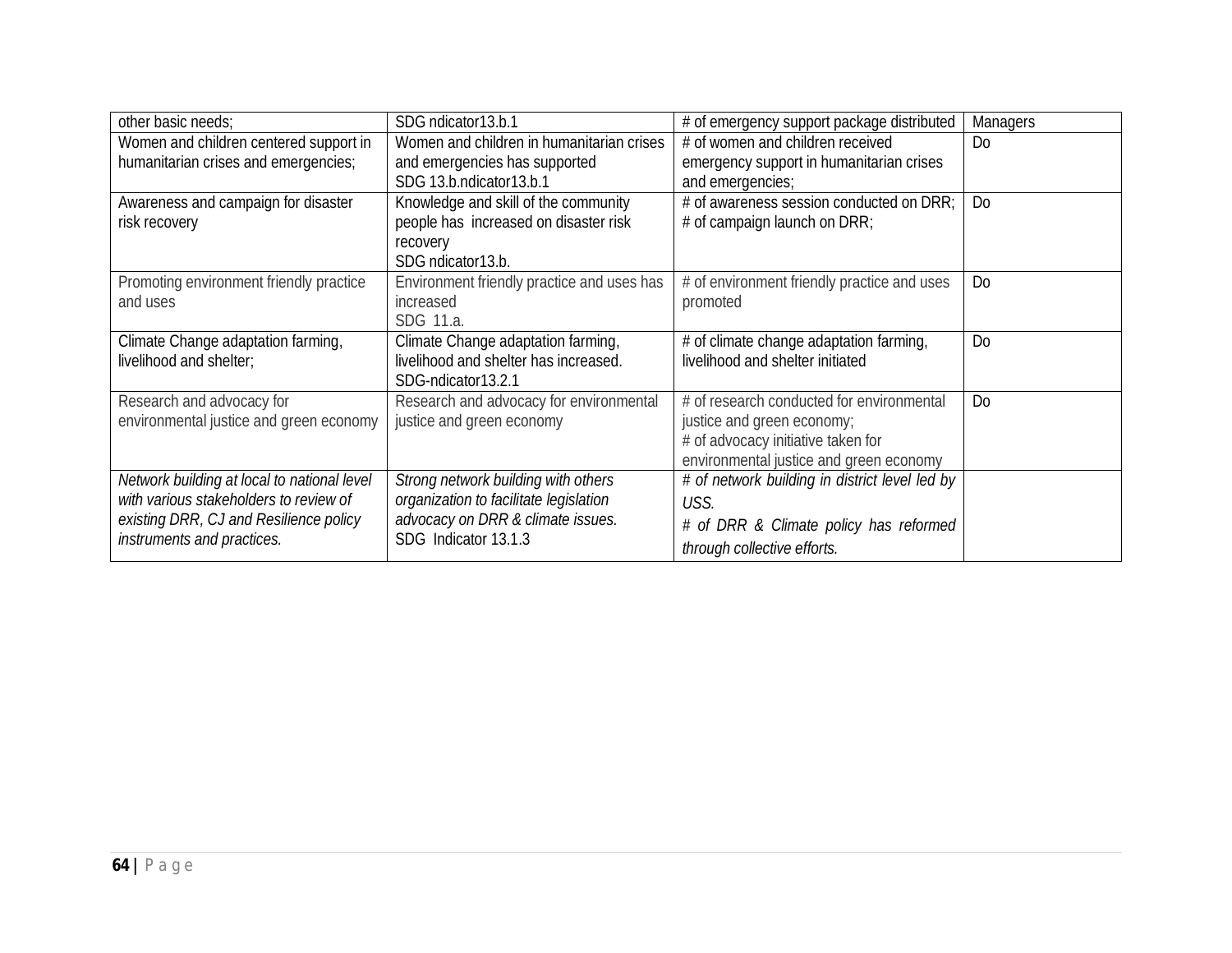| | | | |
|---|---|---|---|
| other basic needs; | SDG ndicator13.b.1 | # of emergency support package distributed | Managers |
| Women and children centered support in humanitarian crises and emergencies; | Women and children in humanitarian crises and emergencies has supported SDG 13.b.ndicator13.b.1 | # of women and children received emergency support in humanitarian crises and emergencies; | Do |
| Awareness and campaign for disaster risk recovery | Knowledge and skill of the community people has increased on disaster risk recovery SDG ndicator13.b. | # of awareness session conducted on DRR; # of campaign launch on DRR; | Do |
| Promoting environment friendly practice and uses | Environment friendly practice and uses has increased SDG 11.a. | # of environment friendly practice and uses promoted | Do |
| Climate Change adaptation farming, livelihood and shelter; | Climate Change adaptation farming, livelihood and shelter has increased. SDG-ndicator13.2.1 | # of climate change adaptation farming, livelihood and shelter initiated | Do |
| Research and advocacy for environmental justice and green economy | Research and advocacy for environmental justice and green economy | # of research conducted for environmental justice and green economy; # of advocacy initiative taken for environmental justice and green economy | Do |
| *Network building at local to national level with various stakeholders to review of existing DRR, CJ and Resilience policy instruments and practices.* | *Strong network building with others organization to facilitate legislation advocacy on DRR & climate issues.* SDG Indicator 13.1.3 | *# of network building in district level led by USS.* *# of DRR & Climate policy has reformed through collective efforts.* | |